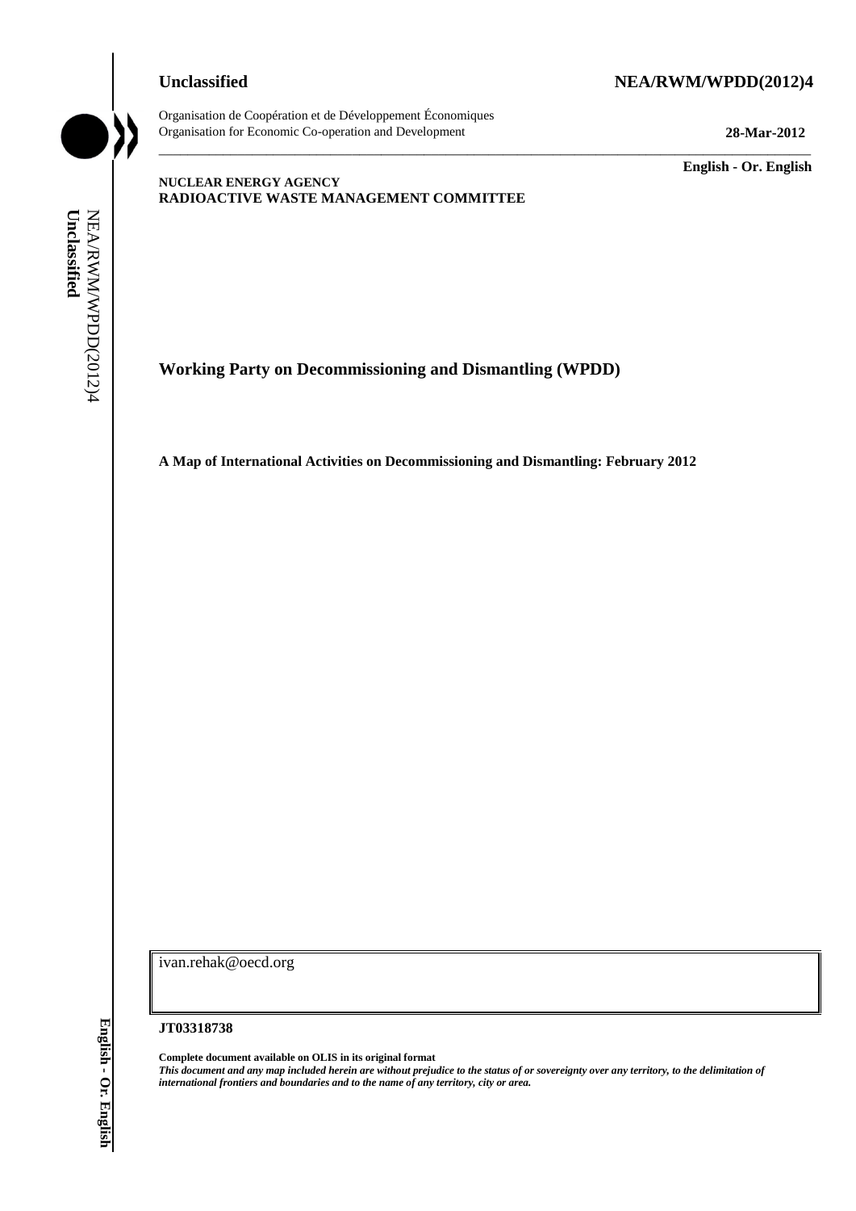**Unclassified** **NEA/RWM/WPDD(2012)4**

Organisation de Coopération et de Développement Économiques
Organisation for Economic Co-operation and Development **28-Mar-2012**

**English - Or. English**

**NUCLEAR ENERGY AGENCY**
**RADIOACTIVE WASTE MANAGEMENT COMMITTEE**

# Working Party on Decommissioning and Dismantling (WPDD)

**A Map of International Activities on Decommissioning and Dismantling: February 2012**

ivan.rehak@oecd.org

**JT03318738**

**Complete document available on OLIS in its original format**
***This document and any map included herein are without prejudice to the status of or sovereignty over any territory, to the delimitation of international frontiers and boundaries and to the name of any territory, city or area.***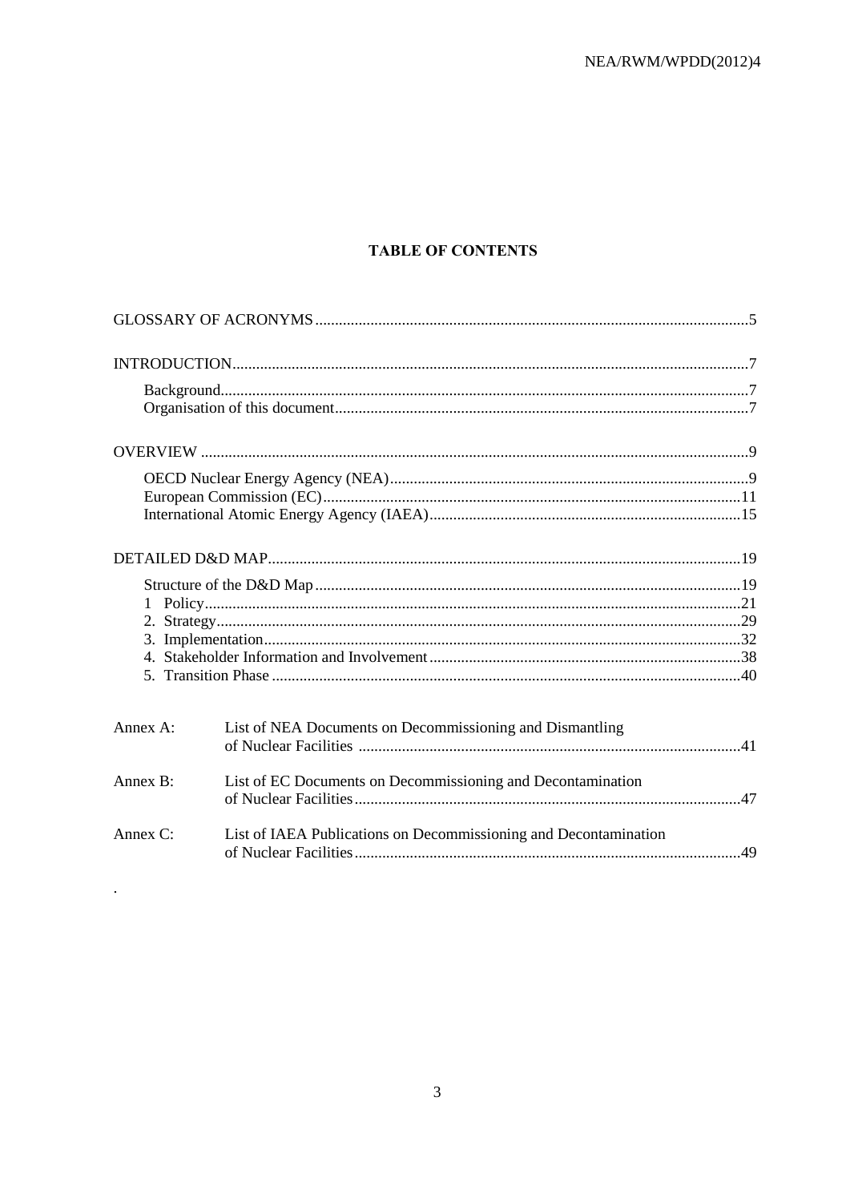# TABLE OF CONTENTS

GLOSSARY OF ACRONYMS ........................................................................................................ 5

INTRODUCTION ........................................................................................................................ 7

- Background ............................................................................................................................ 7
- Organisation of this document ............................................................................................... 7

OVERVIEW ................................................................................................................................. 9

- OECD Nuclear Energy Agency (NEA) .................................................................................. 9
- European Commission (EC) ................................................................................................. 11
- International Atomic Energy Agency (IAEA) ..................................................................... 15

DETAILED D&D MAP ............................................................................................................. 19

- Structure of the D&D Map .................................................................................................. 19
- 1 Policy ................................................................................................................................... 21
- 2. Strategy .............................................................................................................................. 29
- 3. Implementation .................................................................................................................. 32
- 4. Stakeholder Information and Involvement ........................................................................ 38
- 5. Transition Phase ................................................................................................................ 40

Annex A: List of NEA Documents on Decommissioning and Dismantling of Nuclear Facilities ........ 41

Annex B: List of EC Documents on Decommissioning and Decontamination of Nuclear Facilities ........ 47

Annex C: List of IAEA Publications on Decommissioning and Decontamination of Nuclear Facilities ........ 49

.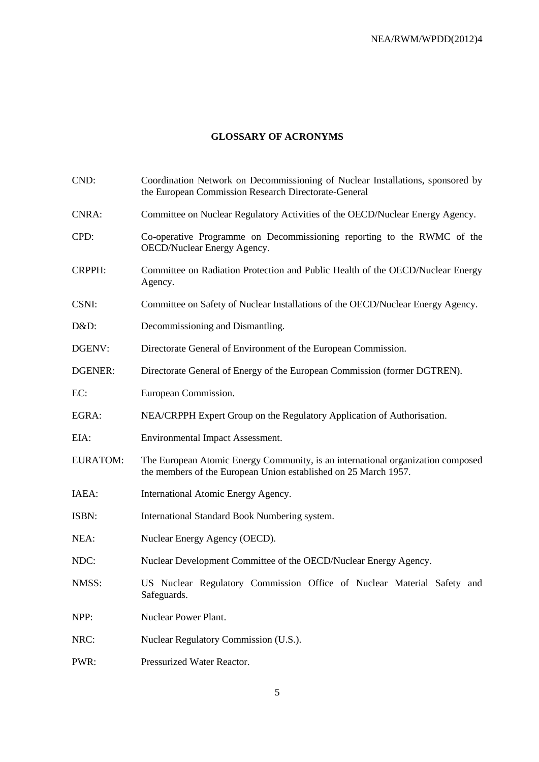## GLOSSARY OF ACRONYMS

CND: Coordination Network on Decommissioning of Nuclear Installations, sponsored by the European Commission Research Directorate-General

CNRA: Committee on Nuclear Regulatory Activities of the OECD/Nuclear Energy Agency.

CPD: Co-operative Programme on Decommissioning reporting to the RWMC of the OECD/Nuclear Energy Agency.

CRPPH: Committee on Radiation Protection and Public Health of the OECD/Nuclear Energy Agency.

CSNI: Committee on Safety of Nuclear Installations of the OECD/Nuclear Energy Agency.

D&D: Decommissioning and Dismantling.

DGENV: Directorate General of Environment of the European Commission.

DGENER: Directorate General of Energy of the European Commission (former DGTREN).

EC: European Commission.

EGRA: NEA/CRPPH Expert Group on the Regulatory Application of Authorisation.

EIA: Environmental Impact Assessment.

EURATOM: The European Atomic Energy Community, is an international organization composed the members of the European Union established on 25 March 1957.

IAEA: International Atomic Energy Agency.

ISBN: International Standard Book Numbering system.

NEA: Nuclear Energy Agency (OECD).

NDC: Nuclear Development Committee of the OECD/Nuclear Energy Agency.

NMSS: US Nuclear Regulatory Commission Office of Nuclear Material Safety and Safeguards.

NPP: Nuclear Power Plant.

NRC: Nuclear Regulatory Commission (U.S.).

PWR: Pressurized Water Reactor.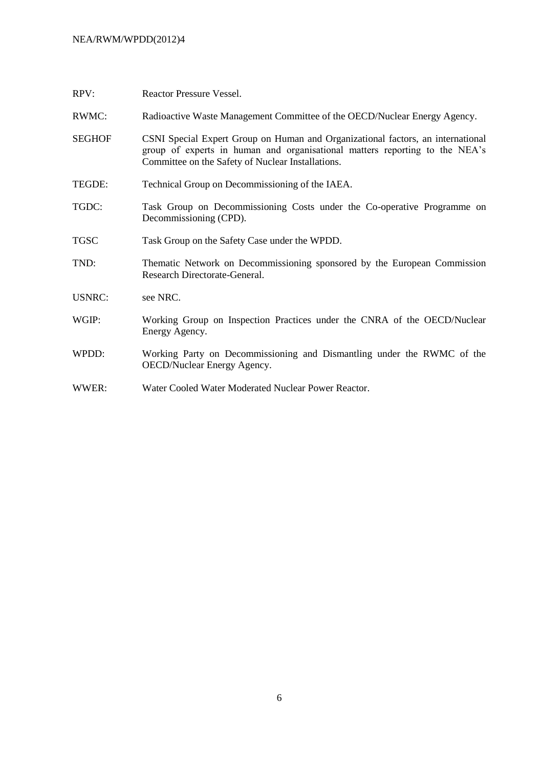RPV: Reactor Pressure Vessel.

RWMC: Radioactive Waste Management Committee of the OECD/Nuclear Energy Agency.

SEGHOF CSNI Special Expert Group on Human and Organizational factors, an international group of experts in human and organisational matters reporting to the NEA's Committee on the Safety of Nuclear Installations.

TEGDE: Technical Group on Decommissioning of the IAEA.

TGDC: Task Group on Decommissioning Costs under the Co-operative Programme on Decommissioning (CPD).

TGSC Task Group on the Safety Case under the WPDD.

TND: Thematic Network on Decommissioning sponsored by the European Commission Research Directorate-General.

USNRC: see NRC.

WGIP: Working Group on Inspection Practices under the CNRA of the OECD/Nuclear Energy Agency.

WPDD: Working Party on Decommissioning and Dismantling under the RWMC of the OECD/Nuclear Energy Agency.

WWER: Water Cooled Water Moderated Nuclear Power Reactor.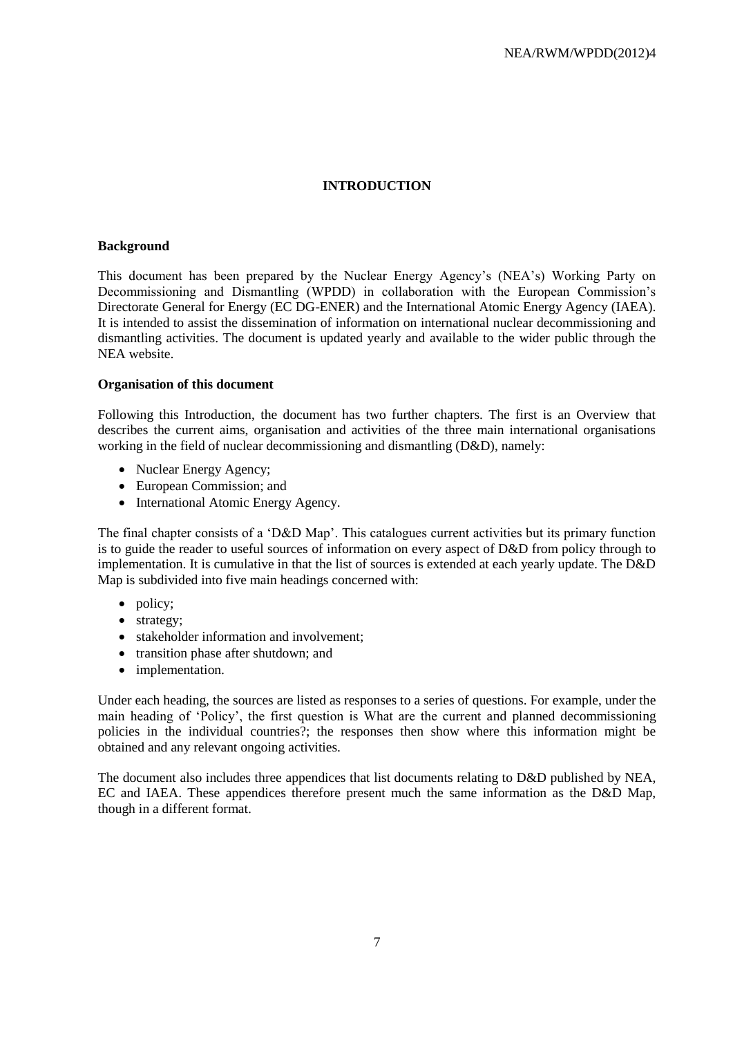# INTRODUCTION

### Background

This document has been prepared by the Nuclear Energy Agency's (NEA's) Working Party on Decommissioning and Dismantling (WPDD) in collaboration with the European Commission's Directorate General for Energy (EC DG-ENER) and the International Atomic Energy Agency (IAEA). It is intended to assist the dissemination of information on international nuclear decommissioning and dismantling activities. The document is updated yearly and available to the wider public through the NEA website.

### Organisation of this document

Following this Introduction, the document has two further chapters. The first is an Overview that describes the current aims, organisation and activities of the three main international organisations working in the field of nuclear decommissioning and dismantling (D&D), namely:

- Nuclear Energy Agency;
- European Commission; and
- International Atomic Energy Agency.

The final chapter consists of a 'D&D Map'. This catalogues current activities but its primary function is to guide the reader to useful sources of information on every aspect of D&D from policy through to implementation. It is cumulative in that the list of sources is extended at each yearly update. The D&D Map is subdivided into five main headings concerned with:

- policy;
- strategy;
- stakeholder information and involvement;
- transition phase after shutdown; and
- implementation.

Under each heading, the sources are listed as responses to a series of questions. For example, under the main heading of 'Policy', the first question is What are the current and planned decommissioning policies in the individual countries?; the responses then show where this information might be obtained and any relevant ongoing activities.

The document also includes three appendices that list documents relating to D&D published by NEA, EC and IAEA. These appendices therefore present much the same information as the D&D Map, though in a different format.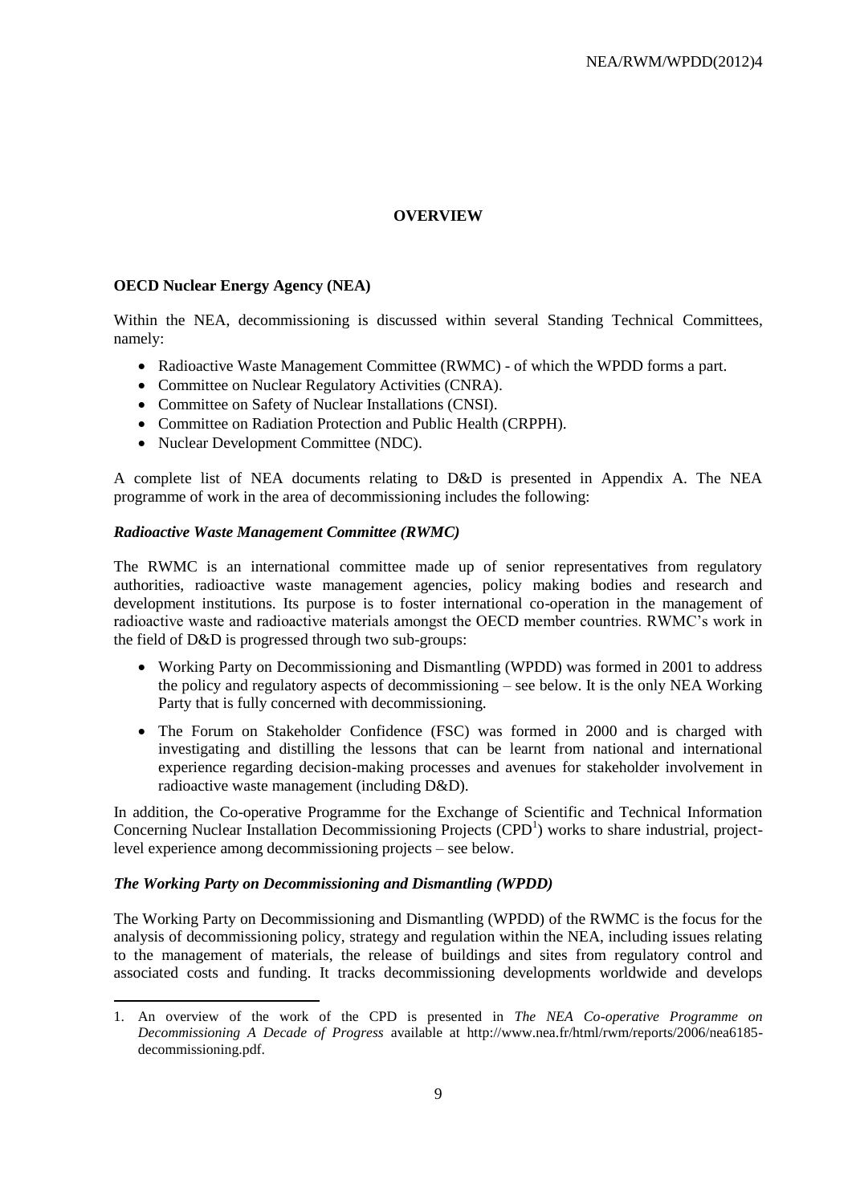## OVERVIEW

### OECD Nuclear Energy Agency (NEA)

Within the NEA, decommissioning is discussed within several Standing Technical Committees, namely:

- Radioactive Waste Management Committee (RWMC) - of which the WPDD forms a part.
- Committee on Nuclear Regulatory Activities (CNRA).
- Committee on Safety of Nuclear Installations (CNSI).
- Committee on Radiation Protection and Public Health (CRPPH).
- Nuclear Development Committee (NDC).

A complete list of NEA documents relating to D&D is presented in Appendix A. The NEA programme of work in the area of decommissioning includes the following:

#### *Radioactive Waste Management Committee (RWMC)*

The RWMC is an international committee made up of senior representatives from regulatory authorities, radioactive waste management agencies, policy making bodies and research and development institutions. Its purpose is to foster international co-operation in the management of radioactive waste and radioactive materials amongst the OECD member countries. RWMC's work in the field of D&D is progressed through two sub-groups:

- Working Party on Decommissioning and Dismantling (WPDD) was formed in 2001 to address the policy and regulatory aspects of decommissioning – see below. It is the only NEA Working Party that is fully concerned with decommissioning.
- The Forum on Stakeholder Confidence (FSC) was formed in 2000 and is charged with investigating and distilling the lessons that can be learnt from national and international experience regarding decision-making processes and avenues for stakeholder involvement in radioactive waste management (including D&D).

In addition, the Co-operative Programme for the Exchange of Scientific and Technical Information Concerning Nuclear Installation Decommissioning Projects (CPD[1]) works to share industrial, project-level experience among decommissioning projects – see below.

#### *The Working Party on Decommissioning and Dismantling (WPDD)*

The Working Party on Decommissioning and Dismantling (WPDD) of the RWMC is the focus for the analysis of decommissioning policy, strategy and regulation within the NEA, including issues relating to the management of materials, the release of buildings and sites from regulatory control and associated costs and funding. It tracks decommissioning developments worldwide and develops

---

1. An overview of the work of the CPD is presented in *The NEA Co-operative Programme on Decommissioning A Decade of Progress* available at http://www.nea.fr/html/rwm/reports/2006/nea6185-decommissioning.pdf.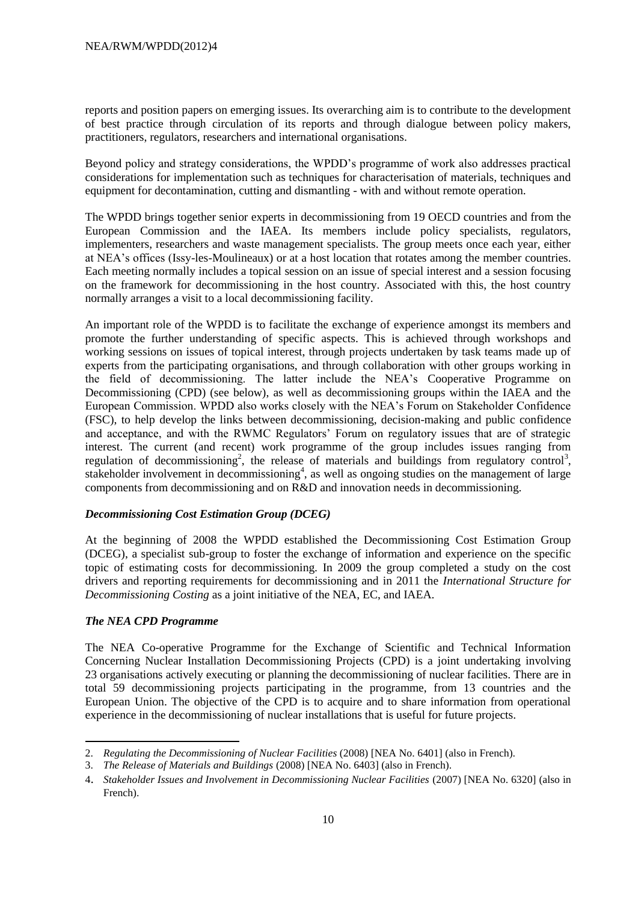reports and position papers on emerging issues. Its overarching aim is to contribute to the development of best practice through circulation of its reports and through dialogue between policy makers, practitioners, regulators, researchers and international organisations.

Beyond policy and strategy considerations, the WPDD's programme of work also addresses practical considerations for implementation such as techniques for characterisation of materials, techniques and equipment for decontamination, cutting and dismantling - with and without remote operation.

The WPDD brings together senior experts in decommissioning from 19 OECD countries and from the European Commission and the IAEA. Its members include policy specialists, regulators, implementers, researchers and waste management specialists. The group meets once each year, either at NEA's offices (Issy-les-Moulineaux) or at a host location that rotates among the member countries. Each meeting normally includes a topical session on an issue of special interest and a session focusing on the framework for decommissioning in the host country. Associated with this, the host country normally arranges a visit to a local decommissioning facility.

An important role of the WPDD is to facilitate the exchange of experience amongst its members and promote the further understanding of specific aspects. This is achieved through workshops and working sessions on issues of topical interest, through projects undertaken by task teams made up of experts from the participating organisations, and through collaboration with other groups working in the field of decommissioning. The latter include the NEA's Cooperative Programme on Decommissioning (CPD) (see below), as well as decommissioning groups within the IAEA and the European Commission. WPDD also works closely with the NEA's Forum on Stakeholder Confidence (FSC), to help develop the links between decommissioning, decision-making and public confidence and acceptance, and with the RWMC Regulators' Forum on regulatory issues that are of strategic interest. The current (and recent) work programme of the group includes issues ranging from regulation of decommissioning[2], the release of materials and buildings from regulatory control[3], stakeholder involvement in decommissioning[4], as well as ongoing studies on the management of large components from decommissioning and on R&D and innovation needs in decommissioning.

### *Decommissioning Cost Estimation Group (DCEG)*

At the beginning of 2008 the WPDD established the Decommissioning Cost Estimation Group (DCEG), a specialist sub-group to foster the exchange of information and experience on the specific topic of estimating costs for decommissioning. In 2009 the group completed a study on the cost drivers and reporting requirements for decommissioning and in 2011 the *International Structure for Decommissioning Costing* as a joint initiative of the NEA, EC, and IAEA.

### *The NEA CPD Programme*

The NEA Co-operative Programme for the Exchange of Scientific and Technical Information Concerning Nuclear Installation Decommissioning Projects (CPD) is a joint undertaking involving 23 organisations actively executing or planning the decommissioning of nuclear facilities. There are in total 59 decommissioning projects participating in the programme, from 13 countries and the European Union. The objective of the CPD is to acquire and to share information from operational experience in the decommissioning of nuclear installations that is useful for future projects.

---

2. *Regulating the Decommissioning of Nuclear Facilities* (2008) [NEA No. 6401] (also in French).
3. *The Release of Materials and Buildings* (2008) [NEA No. 6403] (also in French).
4. *Stakeholder Issues and Involvement in Decommissioning Nuclear Facilities* (2007) [NEA No. 6320] (also in French).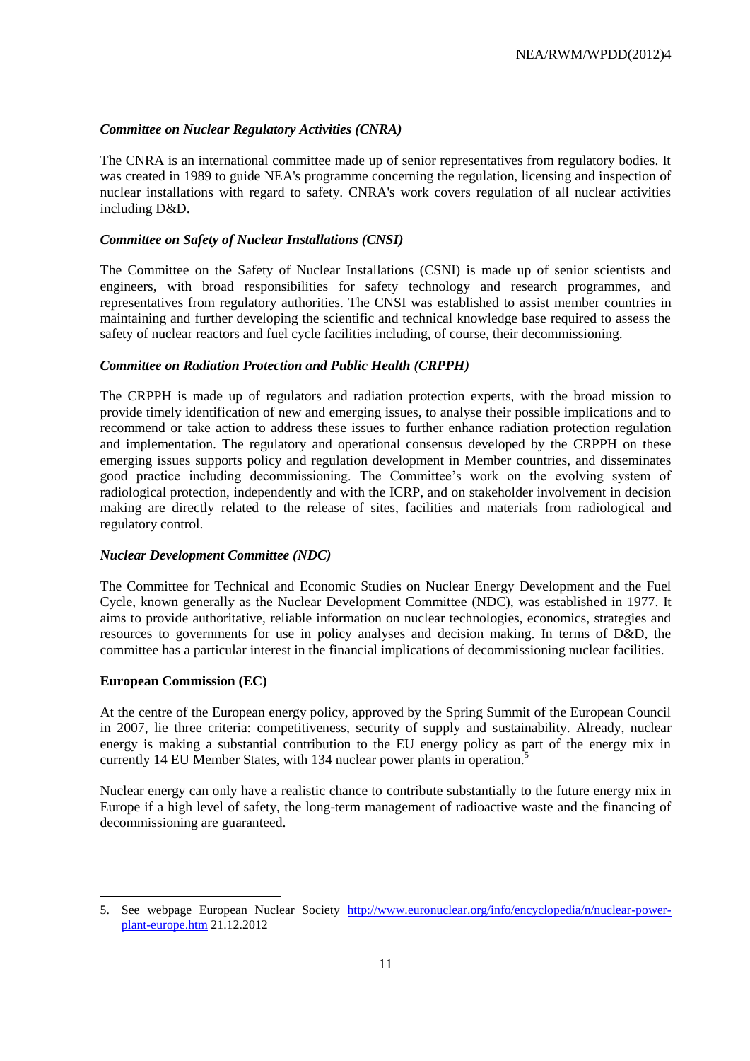*Committee on Nuclear Regulatory Activities (CNRA)*

The CNRA is an international committee made up of senior representatives from regulatory bodies. It was created in 1989 to guide NEA's programme concerning the regulation, licensing and inspection of nuclear installations with regard to safety. CNRA's work covers regulation of all nuclear activities including D&D.

*Committee on Safety of Nuclear Installations (CNSI)*

The Committee on the Safety of Nuclear Installations (CSNI) is made up of senior scientists and engineers, with broad responsibilities for safety technology and research programmes, and representatives from regulatory authorities. The CNSI was established to assist member countries in maintaining and further developing the scientific and technical knowledge base required to assess the safety of nuclear reactors and fuel cycle facilities including, of course, their decommissioning.

*Committee on Radiation Protection and Public Health (CRPPH)*

The CRPPH is made up of regulators and radiation protection experts, with the broad mission to provide timely identification of new and emerging issues, to analyse their possible implications and to recommend or take action to address these issues to further enhance radiation protection regulation and implementation. The regulatory and operational consensus developed by the CRPPH on these emerging issues supports policy and regulation development in Member countries, and disseminates good practice including decommissioning. The Committee's work on the evolving system of radiological protection, independently and with the ICRP, and on stakeholder involvement in decision making are directly related to the release of sites, facilities and materials from radiological and regulatory control.

*Nuclear Development Committee (NDC)*

The Committee for Technical and Economic Studies on Nuclear Energy Development and the Fuel Cycle, known generally as the Nuclear Development Committee (NDC), was established in 1977. It aims to provide authoritative, reliable information on nuclear technologies, economics, strategies and resources to governments for use in policy analyses and decision making. In terms of D&D, the committee has a particular interest in the financial implications of decommissioning nuclear facilities.

**European Commission (EC)**

At the centre of the European energy policy, approved by the Spring Summit of the European Council in 2007, lie three criteria: competitiveness, security of supply and sustainability. Already, nuclear energy is making a substantial contribution to the EU energy policy as part of the energy mix in currently 14 EU Member States, with 134 nuclear power plants in operation.[5]

Nuclear energy can only have a realistic chance to contribute substantially to the future energy mix in Europe if a high level of safety, the long-term management of radioactive waste and the financing of decommissioning are guaranteed.

---

5. See webpage European Nuclear Society http://www.euronuclear.org/info/encyclopedia/n/nuclear-power-plant-europe.htm 21.12.2012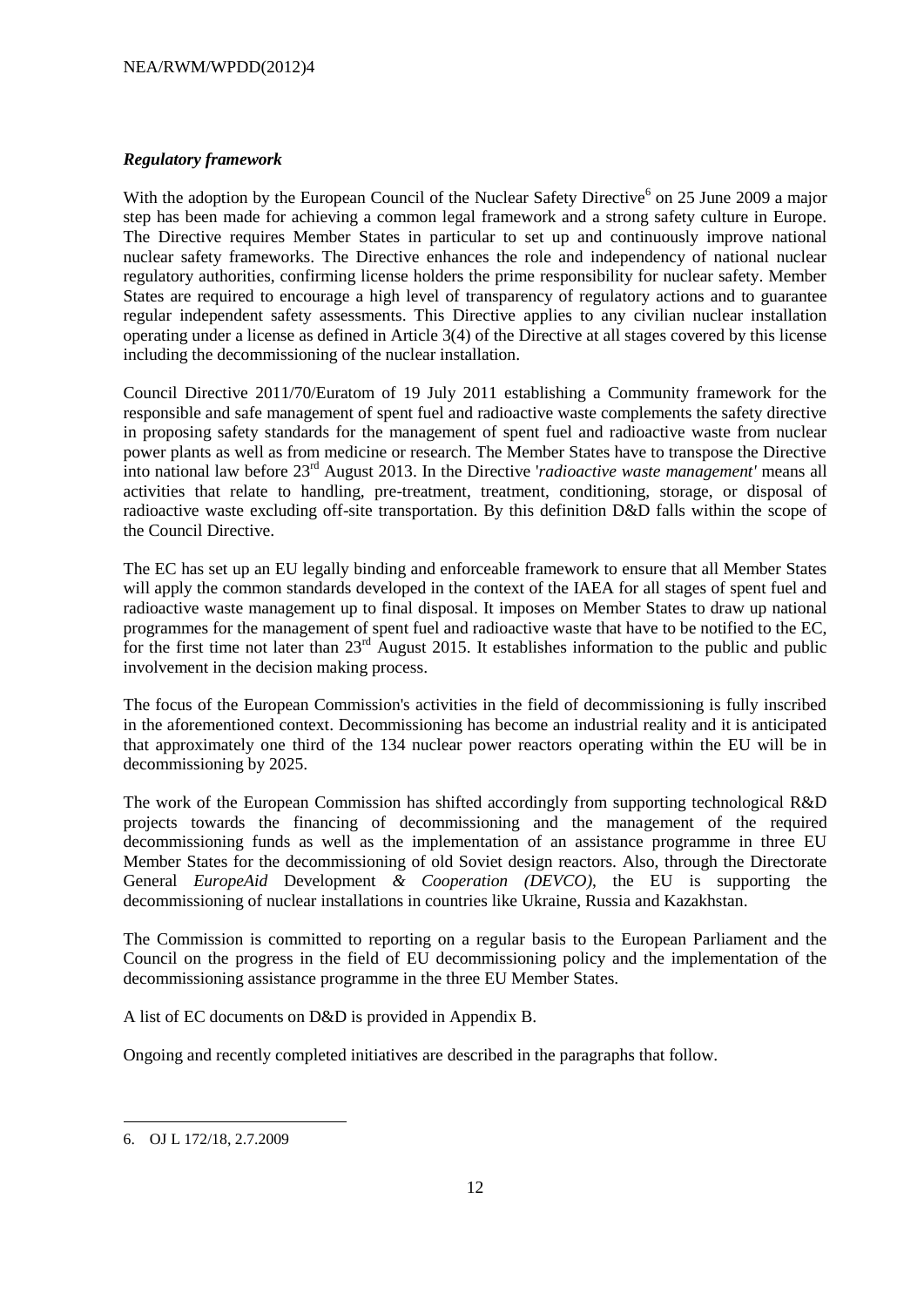### *Regulatory framework*

With the adoption by the European Council of the Nuclear Safety Directive[6] on 25 June 2009 a major step has been made for achieving a common legal framework and a strong safety culture in Europe. The Directive requires Member States in particular to set up and continuously improve national nuclear safety frameworks. The Directive enhances the role and independency of national nuclear regulatory authorities, confirming license holders the prime responsibility for nuclear safety. Member States are required to encourage a high level of transparency of regulatory actions and to guarantee regular independent safety assessments. This Directive applies to any civilian nuclear installation operating under a license as defined in Article 3(4) of the Directive at all stages covered by this license including the decommissioning of the nuclear installation.

Council Directive 2011/70/Euratom of 19 July 2011 establishing a Community framework for the responsible and safe management of spent fuel and radioactive waste complements the safety directive in proposing safety standards for the management of spent fuel and radioactive waste from nuclear power plants as well as from medicine or research. The Member States have to transpose the Directive into national law before 23rd August 2013. In the Directive '*radioactive waste management'* means all activities that relate to handling, pre-treatment, treatment, conditioning, storage, or disposal of radioactive waste excluding off-site transportation. By this definition D&D falls within the scope of the Council Directive.

The EC has set up an EU legally binding and enforceable framework to ensure that all Member States will apply the common standards developed in the context of the IAEA for all stages of spent fuel and radioactive waste management up to final disposal. It imposes on Member States to draw up national programmes for the management of spent fuel and radioactive waste that have to be notified to the EC, for the first time not later than 23rd August 2015. It establishes information to the public and public involvement in the decision making process.

The focus of the European Commission's activities in the field of decommissioning is fully inscribed in the aforementioned context. Decommissioning has become an industrial reality and it is anticipated that approximately one third of the 134 nuclear power reactors operating within the EU will be in decommissioning by 2025.

The work of the European Commission has shifted accordingly from supporting technological R&D projects towards the financing of decommissioning and the management of the required decommissioning funds as well as the implementation of an assistance programme in three EU Member States for the decommissioning of old Soviet design reactors. Also, through the Directorate General *EuropeAid* Development *& Cooperation (DEVCO)*, the EU is supporting the decommissioning of nuclear installations in countries like Ukraine, Russia and Kazakhstan.

The Commission is committed to reporting on a regular basis to the European Parliament and the Council on the progress in the field of EU decommissioning policy and the implementation of the decommissioning assistance programme in the three EU Member States.

A list of EC documents on D&D is provided in Appendix B.

Ongoing and recently completed initiatives are described in the paragraphs that follow.

---

6. OJ L 172/18, 2.7.2009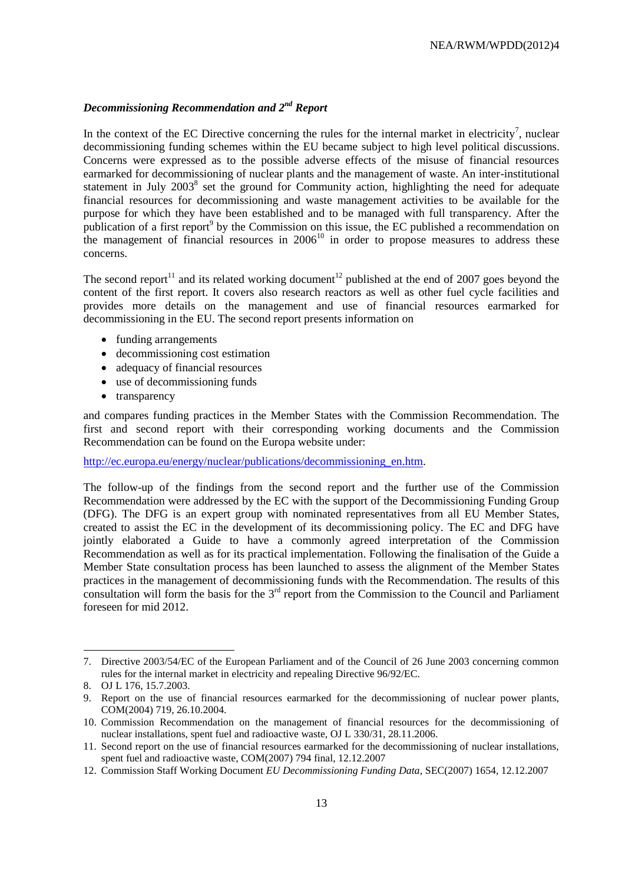### *Decommissioning Recommendation and 2nd Report*

In the context of the EC Directive concerning the rules for the internal market in electricity[7], nuclear decommissioning funding schemes within the EU became subject to high level political discussions. Concerns were expressed as to the possible adverse effects of the misuse of financial resources earmarked for decommissioning of nuclear plants and the management of waste. An inter-institutional statement in July 2003[8] set the ground for Community action, highlighting the need for adequate financial resources for decommissioning and waste management activities to be available for the purpose for which they have been established and to be managed with full transparency. After the publication of a first report[9] by the Commission on this issue, the EC published a recommendation on the management of financial resources in 2006[10] in order to propose measures to address these concerns.

The second report[11] and its related working document[12] published at the end of 2007 goes beyond the content of the first report. It covers also research reactors as well as other fuel cycle facilities and provides more details on the management and use of financial resources earmarked for decommissioning in the EU. The second report presents information on

- funding arrangements
- decommissioning cost estimation
- adequacy of financial resources
- use of decommissioning funds
- transparency

and compares funding practices in the Member States with the Commission Recommendation. The first and second report with their corresponding working documents and the Commission Recommendation can be found on the Europa website under:

http://ec.europa.eu/energy/nuclear/publications/decommissioning_en.htm.

The follow-up of the findings from the second report and the further use of the Commission Recommendation were addressed by the EC with the support of the Decommissioning Funding Group (DFG). The DFG is an expert group with nominated representatives from all EU Member States, created to assist the EC in the development of its decommissioning policy. The EC and DFG have jointly elaborated a Guide to have a commonly agreed interpretation of the Commission Recommendation as well as for its practical implementation. Following the finalisation of the Guide a Member State consultation process has been launched to assess the alignment of the Member States practices in the management of decommissioning funds with the Recommendation. The results of this consultation will form the basis for the 3rd report from the Commission to the Council and Parliament foreseen for mid 2012.

---

7. Directive 2003/54/EC of the European Parliament and of the Council of 26 June 2003 concerning common rules for the internal market in electricity and repealing Directive 96/92/EC.
8. OJ L 176, 15.7.2003.
9. Report on the use of financial resources earmarked for the decommissioning of nuclear power plants, COM(2004) 719, 26.10.2004.
10. Commission Recommendation on the management of financial resources for the decommissioning of nuclear installations, spent fuel and radioactive waste, OJ L 330/31, 28.11.2006.
11. Second report on the use of financial resources earmarked for the decommissioning of nuclear installations, spent fuel and radioactive waste, COM(2007) 794 final, 12.12.2007
12. Commission Staff Working Document *EU Decommissioning Funding Data*, SEC(2007) 1654, 12.12.2007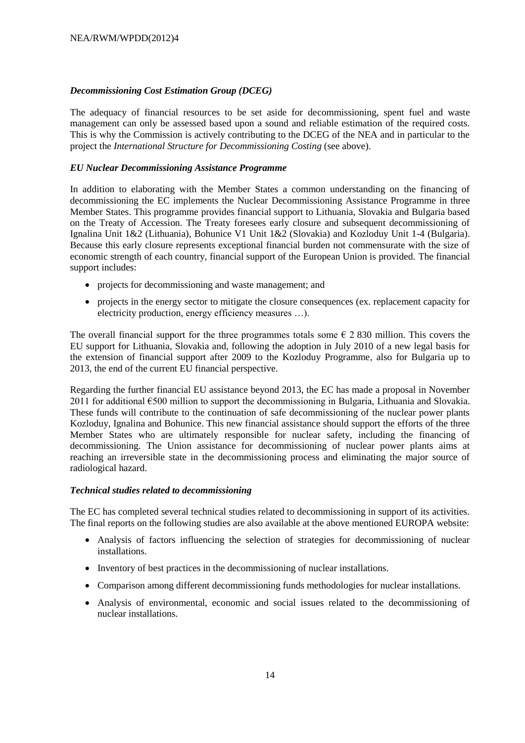***Decommissioning Cost Estimation Group (DCEG)***

The adequacy of financial resources to be set aside for decommissioning, spent fuel and waste management can only be assessed based upon a sound and reliable estimation of the required costs. This is why the Commission is actively contributing to the DCEG of the NEA and in particular to the project the *International Structure for Decommissioning Costing* (see above).

***EU Nuclear Decommissioning Assistance Programme***

In addition to elaborating with the Member States a common understanding on the financing of decommissioning the EC implements the Nuclear Decommissioning Assistance Programme in three Member States. This programme provides financial support to Lithuania, Slovakia and Bulgaria based on the Treaty of Accession. The Treaty foresees early closure and subsequent decommissioning of Ignalina Unit 1&2 (Lithuania), Bohunice V1 Unit 1&2 (Slovakia) and Kozloduy Unit 1-4 (Bulgaria). Because this early closure represents exceptional financial burden not commensurate with the size of economic strength of each country, financial support of the European Union is provided. The financial support includes:

- projects for decommissioning and waste management; and
- projects in the energy sector to mitigate the closure consequences (ex. replacement capacity for electricity production, energy efficiency measures …).

The overall financial support for the three programmes totals some € 2 830 million. This covers the EU support for Lithuania, Slovakia and, following the adoption in July 2010 of a new legal basis for the extension of financial support after 2009 to the Kozloduy Programme, also for Bulgaria up to 2013, the end of the current EU financial perspective.

Regarding the further financial EU assistance beyond 2013, the EC has made a proposal in November 2011 for additional €500 million to support the decommissioning in Bulgaria, Lithuania and Slovakia. These funds will contribute to the continuation of safe decommissioning of the nuclear power plants Kozloduy, Ignalina and Bohunice. This new financial assistance should support the efforts of the three Member States who are ultimately responsible for nuclear safety, including the financing of decommissioning. The Union assistance for decommissioning of nuclear power plants aims at reaching an irreversible state in the decommissioning process and eliminating the major source of radiological hazard.

***Technical studies related to decommissioning***

The EC has completed several technical studies related to decommissioning in support of its activities. The final reports on the following studies are also available at the above mentioned EUROPA website:

- Analysis of factors influencing the selection of strategies for decommissioning of nuclear installations.
- Inventory of best practices in the decommissioning of nuclear installations.
- Comparison among different decommissioning funds methodologies for nuclear installations.
- Analysis of environmental, economic and social issues related to the decommissioning of nuclear installations.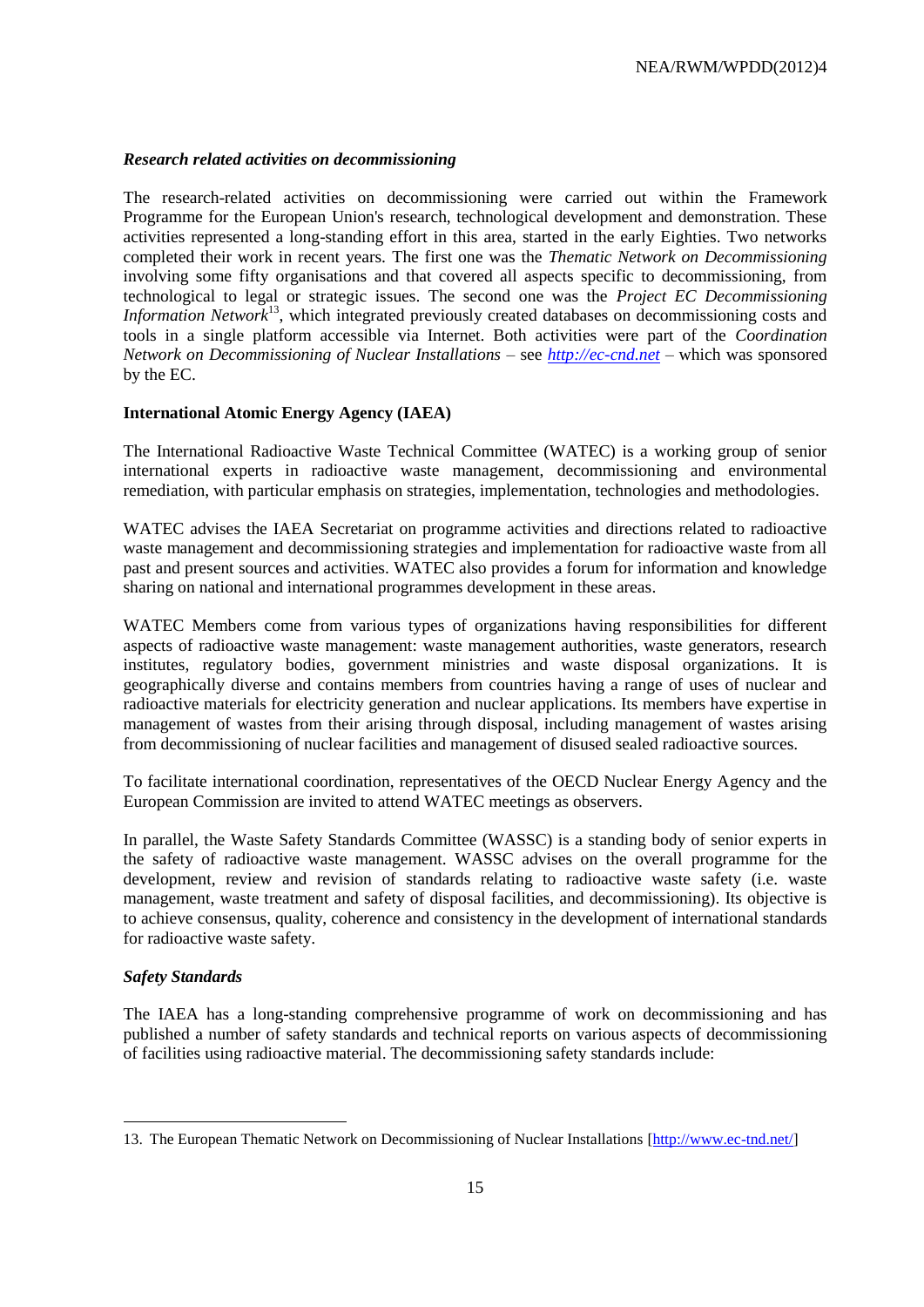*Research related activities on decommissioning*

The research-related activities on decommissioning were carried out within the Framework Programme for the European Union's research, technological development and demonstration. These activities represented a long-standing effort in this area, started in the early Eighties. Two networks completed their work in recent years. The first one was the *Thematic Network on Decommissioning* involving some fifty organisations and that covered all aspects specific to decommissioning, from technological to legal or strategic issues. The second one was the *Project EC Decommissioning Information Network*[13], which integrated previously created databases on decommissioning costs and tools in a single platform accessible via Internet. Both activities were part of the *Coordination Network on Decommissioning of Nuclear Installations* – see *http://ec-cnd.net* – which was sponsored by the EC.

**International Atomic Energy Agency (IAEA)**

The International Radioactive Waste Technical Committee (WATEC) is a working group of senior international experts in radioactive waste management, decommissioning and environmental remediation, with particular emphasis on strategies, implementation, technologies and methodologies.

WATEC advises the IAEA Secretariat on programme activities and directions related to radioactive waste management and decommissioning strategies and implementation for radioactive waste from all past and present sources and activities. WATEC also provides a forum for information and knowledge sharing on national and international programmes development in these areas.

WATEC Members come from various types of organizations having responsibilities for different aspects of radioactive waste management: waste management authorities, waste generators, research institutes, regulatory bodies, government ministries and waste disposal organizations. It is geographically diverse and contains members from countries having a range of uses of nuclear and radioactive materials for electricity generation and nuclear applications. Its members have expertise in management of wastes from their arising through disposal, including management of wastes arising from decommissioning of nuclear facilities and management of disused sealed radioactive sources.

To facilitate international coordination, representatives of the OECD Nuclear Energy Agency and the European Commission are invited to attend WATEC meetings as observers.

In parallel, the Waste Safety Standards Committee (WASSC) is a standing body of senior experts in the safety of radioactive waste management. WASSC advises on the overall programme for the development, review and revision of standards relating to radioactive waste safety (i.e. waste management, waste treatment and safety of disposal facilities, and decommissioning). Its objective is to achieve consensus, quality, coherence and consistency in the development of international standards for radioactive waste safety.

*Safety Standards*

The IAEA has a long-standing comprehensive programme of work on decommissioning and has published a number of safety standards and technical reports on various aspects of decommissioning of facilities using radioactive material. The decommissioning safety standards include:

---

13. The European Thematic Network on Decommissioning of Nuclear Installations [http://www.ec-tnd.net/]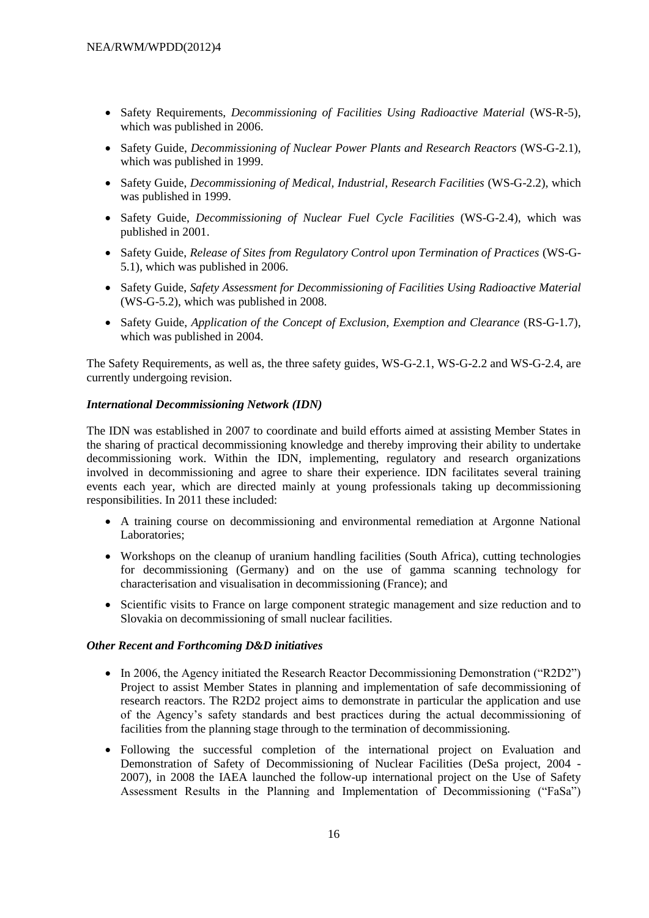- Safety Requirements, *Decommissioning of Facilities Using Radioactive Material* (WS-R-5), which was published in 2006.
- Safety Guide, *Decommissioning of Nuclear Power Plants and Research Reactors* (WS-G-2.1), which was published in 1999.
- Safety Guide, *Decommissioning of Medical, Industrial, Research Facilities* (WS-G-2.2), which was published in 1999.
- Safety Guide, *Decommissioning of Nuclear Fuel Cycle Facilities* (WS-G-2.4), which was published in 2001.
- Safety Guide, *Release of Sites from Regulatory Control upon Termination of Practices* (WS-G-5.1), which was published in 2006.
- Safety Guide, *Safety Assessment for Decommissioning of Facilities Using Radioactive Material* (WS-G-5.2), which was published in 2008.
- Safety Guide, *Application of the Concept of Exclusion, Exemption and Clearance* (RS-G-1.7), which was published in 2004.

The Safety Requirements, as well as, the three safety guides, WS-G-2.1, WS-G-2.2 and WS-G-2.4, are currently undergoing revision.

***International Decommissioning Network (IDN)***

The IDN was established in 2007 to coordinate and build efforts aimed at assisting Member States in the sharing of practical decommissioning knowledge and thereby improving their ability to undertake decommissioning work. Within the IDN, implementing, regulatory and research organizations involved in decommissioning and agree to share their experience. IDN facilitates several training events each year, which are directed mainly at young professionals taking up decommissioning responsibilities. In 2011 these included:

- A training course on decommissioning and environmental remediation at Argonne National Laboratories;
- Workshops on the cleanup of uranium handling facilities (South Africa), cutting technologies for decommissioning (Germany) and on the use of gamma scanning technology for characterisation and visualisation in decommissioning (France); and
- Scientific visits to France on large component strategic management and size reduction and to Slovakia on decommissioning of small nuclear facilities.

***Other Recent and Forthcoming D&D initiatives***

- In 2006, the Agency initiated the Research Reactor Decommissioning Demonstration ("R2D2") Project to assist Member States in planning and implementation of safe decommissioning of research reactors. The R2D2 project aims to demonstrate in particular the application and use of the Agency's safety standards and best practices during the actual decommissioning of facilities from the planning stage through to the termination of decommissioning.
- Following the successful completion of the international project on Evaluation and Demonstration of Safety of Decommissioning of Nuclear Facilities (DeSa project, 2004 - 2007), in 2008 the IAEA launched the follow-up international project on the Use of Safety Assessment Results in the Planning and Implementation of Decommissioning ("FaSa")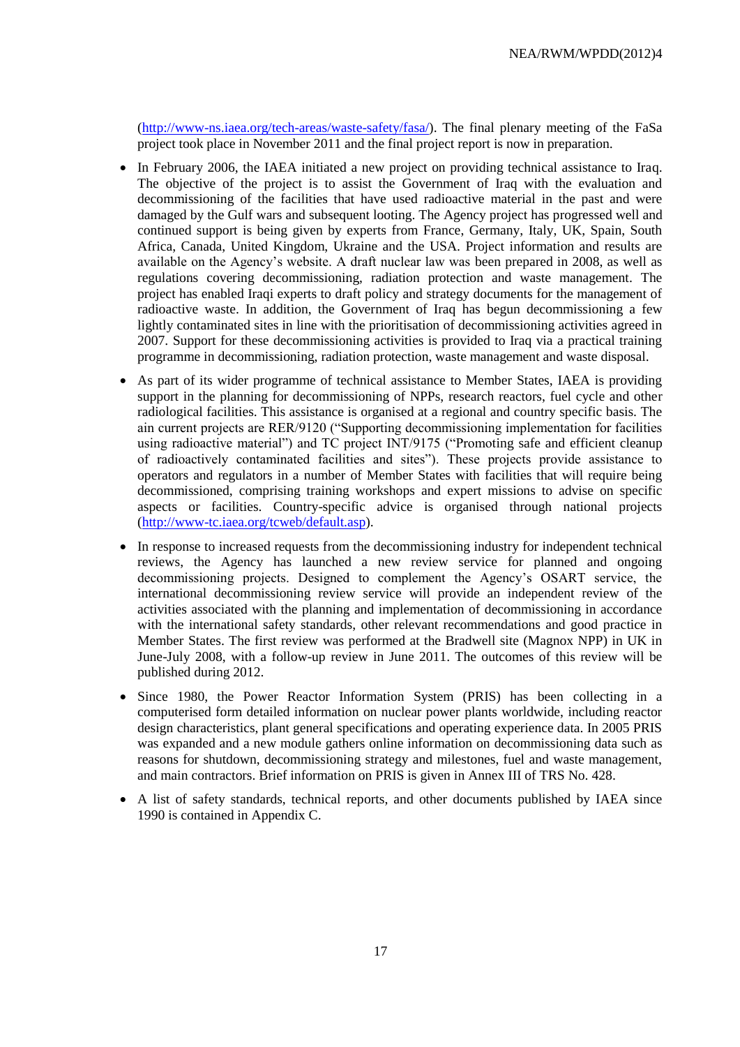(http://www-ns.iaea.org/tech-areas/waste-safety/fasa/). The final plenary meeting of the FaSa project took place in November 2011 and the final project report is now in preparation.

- In February 2006, the IAEA initiated a new project on providing technical assistance to Iraq. The objective of the project is to assist the Government of Iraq with the evaluation and decommissioning of the facilities that have used radioactive material in the past and were damaged by the Gulf wars and subsequent looting. The Agency project has progressed well and continued support is being given by experts from France, Germany, Italy, UK, Spain, South Africa, Canada, United Kingdom, Ukraine and the USA. Project information and results are available on the Agency's website. A draft nuclear law was been prepared in 2008, as well as regulations covering decommissioning, radiation protection and waste management. The project has enabled Iraqi experts to draft policy and strategy documents for the management of radioactive waste. In addition, the Government of Iraq has begun decommissioning a few lightly contaminated sites in line with the prioritisation of decommissioning activities agreed in 2007. Support for these decommissioning activities is provided to Iraq via a practical training programme in decommissioning, radiation protection, waste management and waste disposal.

- As part of its wider programme of technical assistance to Member States, IAEA is providing support in the planning for decommissioning of NPPs, research reactors, fuel cycle and other radiological facilities. This assistance is organised at a regional and country specific basis. The ain current projects are RER/9120 ("Supporting decommissioning implementation for facilities using radioactive material") and TC project INT/9175 ("Promoting safe and efficient cleanup of radioactively contaminated facilities and sites"). These projects provide assistance to operators and regulators in a number of Member States with facilities that will require being decommissioned, comprising training workshops and expert missions to advise on specific aspects or facilities. Country-specific advice is organised through national projects (http://www-tc.iaea.org/tcweb/default.asp).

- In response to increased requests from the decommissioning industry for independent technical reviews, the Agency has launched a new review service for planned and ongoing decommissioning projects. Designed to complement the Agency's OSART service, the international decommissioning review service will provide an independent review of the activities associated with the planning and implementation of decommissioning in accordance with the international safety standards, other relevant recommendations and good practice in Member States. The first review was performed at the Bradwell site (Magnox NPP) in UK in June-July 2008, with a follow-up review in June 2011. The outcomes of this review will be published during 2012.

- Since 1980, the Power Reactor Information System (PRIS) has been collecting in a computerised form detailed information on nuclear power plants worldwide, including reactor design characteristics, plant general specifications and operating experience data. In 2005 PRIS was expanded and a new module gathers online information on decommissioning data such as reasons for shutdown, decommissioning strategy and milestones, fuel and waste management, and main contractors. Brief information on PRIS is given in Annex III of TRS No. 428.

- A list of safety standards, technical reports, and other documents published by IAEA since 1990 is contained in Appendix C.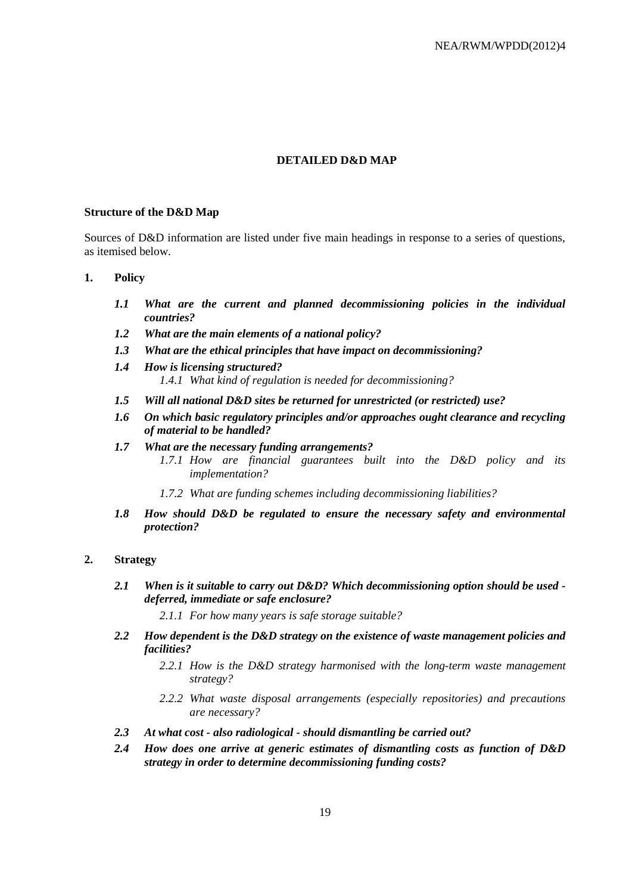## DETAILED D&D MAP

### Structure of the D&D Map

Sources of D&D information are listed under five main headings in response to a series of questions, as itemised below.

**1. Policy**

- ***1.1 What are the current and planned decommissioning policies in the individual countries?***
- ***1.2 What are the main elements of a national policy?***
- ***1.3 What are the ethical principles that have impact on decommissioning?***
- ***1.4 How is licensing structured?***
  - *1.4.1 What kind of regulation is needed for decommissioning?*
- ***1.5 Will all national D&D sites be returned for unrestricted (or restricted) use?***
- ***1.6 On which basic regulatory principles and/or approaches ought clearance and recycling of material to be handled?***
- ***1.7 What are the necessary funding arrangements?***
  - *1.7.1 How are financial guarantees built into the D&D policy and its implementation?*
  - *1.7.2 What are funding schemes including decommissioning liabilities?*
- ***1.8 How should D&D be regulated to ensure the necessary safety and environmental protection?***

**2. Strategy**

- ***2.1 When is it suitable to carry out D&D? Which decommissioning option should be used - deferred, immediate or safe enclosure?***
  - *2.1.1 For how many years is safe storage suitable?*
- ***2.2 How dependent is the D&D strategy on the existence of waste management policies and facilities?***
  - *2.2.1 How is the D&D strategy harmonised with the long-term waste management strategy?*
  - *2.2.2 What waste disposal arrangements (especially repositories) and precautions are necessary?*
- ***2.3 At what cost - also radiological - should dismantling be carried out?***
- ***2.4 How does one arrive at generic estimates of dismantling costs as function of D&D strategy in order to determine decommissioning funding costs?***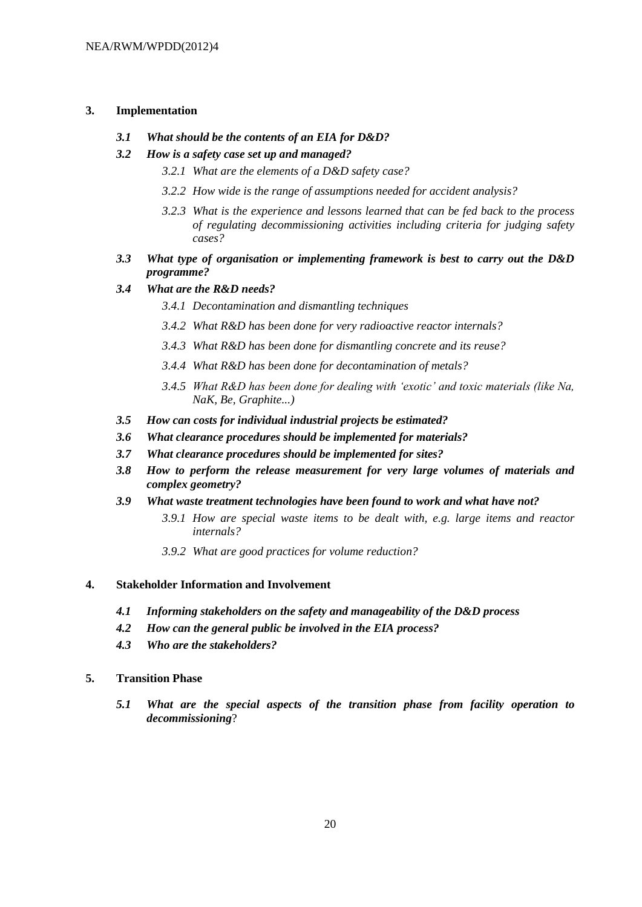## 3. Implementation

***3.1 What should be the contents of an EIA for D&D?***

***3.2 How is a safety case set up and managed?***

*3.2.1 What are the elements of a D&D safety case?*

*3.2.2 How wide is the range of assumptions needed for accident analysis?*

*3.2.3 What is the experience and lessons learned that can be fed back to the process of regulating decommissioning activities including criteria for judging safety cases?*

***3.3 What type of organisation or implementing framework is best to carry out the D&D programme?***

***3.4 What are the R&D needs?***

*3.4.1 Decontamination and dismantling techniques*

*3.4.2 What R&D has been done for very radioactive reactor internals?*

*3.4.3 What R&D has been done for dismantling concrete and its reuse?*

*3.4.4 What R&D has been done for decontamination of metals?*

*3.4.5 What R&D has been done for dealing with 'exotic' and toxic materials (like Na, NaK, Be, Graphite...)*

***3.5 How can costs for individual industrial projects be estimated?***

***3.6 What clearance procedures should be implemented for materials?***

***3.7 What clearance procedures should be implemented for sites?***

***3.8 How to perform the release measurement for very large volumes of materials and complex geometry?***

***3.9 What waste treatment technologies have been found to work and what have not?***

*3.9.1 How are special waste items to be dealt with, e.g. large items and reactor internals?*

*3.9.2 What are good practices for volume reduction?*

## 4. Stakeholder Information and Involvement

***4.1 Informing stakeholders on the safety and manageability of the D&D process***

***4.2 How can the general public be involved in the EIA process?***

***4.3 Who are the stakeholders?***

## 5. Transition Phase

***5.1 What are the special aspects of the transition phase from facility operation to decommissioning*?**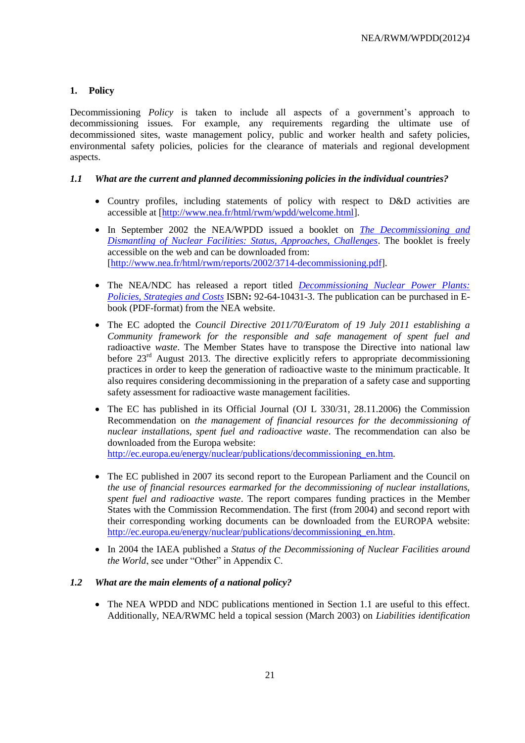## 1. Policy

Decommissioning *Policy* is taken to include all aspects of a government's approach to decommissioning issues. For example, any requirements regarding the ultimate use of decommissioned sites, waste management policy, public and worker health and safety policies, environmental safety policies, policies for the clearance of materials and regional development aspects.

### *1.1 What are the current and planned decommissioning policies in the individual countries?*

- Country profiles, including statements of policy with respect to D&D activities are accessible at [http://www.nea.fr/html/rwm/wpdd/welcome.html].
- In September 2002 the NEA/WPDD issued a booklet on *The Decommissioning and Dismantling of Nuclear Facilities: Status, Approaches, Challenges*. The booklet is freely accessible on the web and can be downloaded from: [http://www.nea.fr/html/rwm/reports/2002/3714-decommissioning.pdf].
- The NEA/NDC has released a report titled *Decommissioning Nuclear Power Plants: Policies, Strategies and Costs* ISBN**:** 92-64-10431-3. The publication can be purchased in E-book (PDF-format) from the NEA website.
- The EC adopted the *Council Directive 2011/70/Euratom of 19 July 2011 establishing a Community framework for the responsible and safe management of spent fuel and* radioactive *waste*. The Member States have to transpose the Directive into national law before 23rd August 2013. The directive explicitly refers to appropriate decommissioning practices in order to keep the generation of radioactive waste to the minimum practicable. It also requires considering decommissioning in the preparation of a safety case and supporting safety assessment for radioactive waste management facilities.
- The EC has published in its Official Journal (OJ L 330/31, 28.11.2006) the Commission Recommendation on *the management of financial resources for the decommissioning of nuclear installations, spent fuel and radioactive waste*. The recommendation can also be downloaded from the Europa website: http://ec.europa.eu/energy/nuclear/publications/decommissioning_en.htm.
- The EC published in 2007 its second report to the European Parliament and the Council on *the use of financial resources earmarked for the decommissioning of nuclear installations, spent fuel and radioactive waste*. The report compares funding practices in the Member States with the Commission Recommendation. The first (from 2004) and second report with their corresponding working documents can be downloaded from the EUROPA website: http://ec.europa.eu/energy/nuclear/publications/decommissioning_en.htm.
- In 2004 the IAEA published a *Status of the Decommissioning of Nuclear Facilities around the World*, see under "Other" in Appendix C.

### *1.2 What are the main elements of a national policy?*

- The NEA WPDD and NDC publications mentioned in Section 1.1 are useful to this effect. Additionally, NEA/RWMC held a topical session (March 2003) on *Liabilities identification*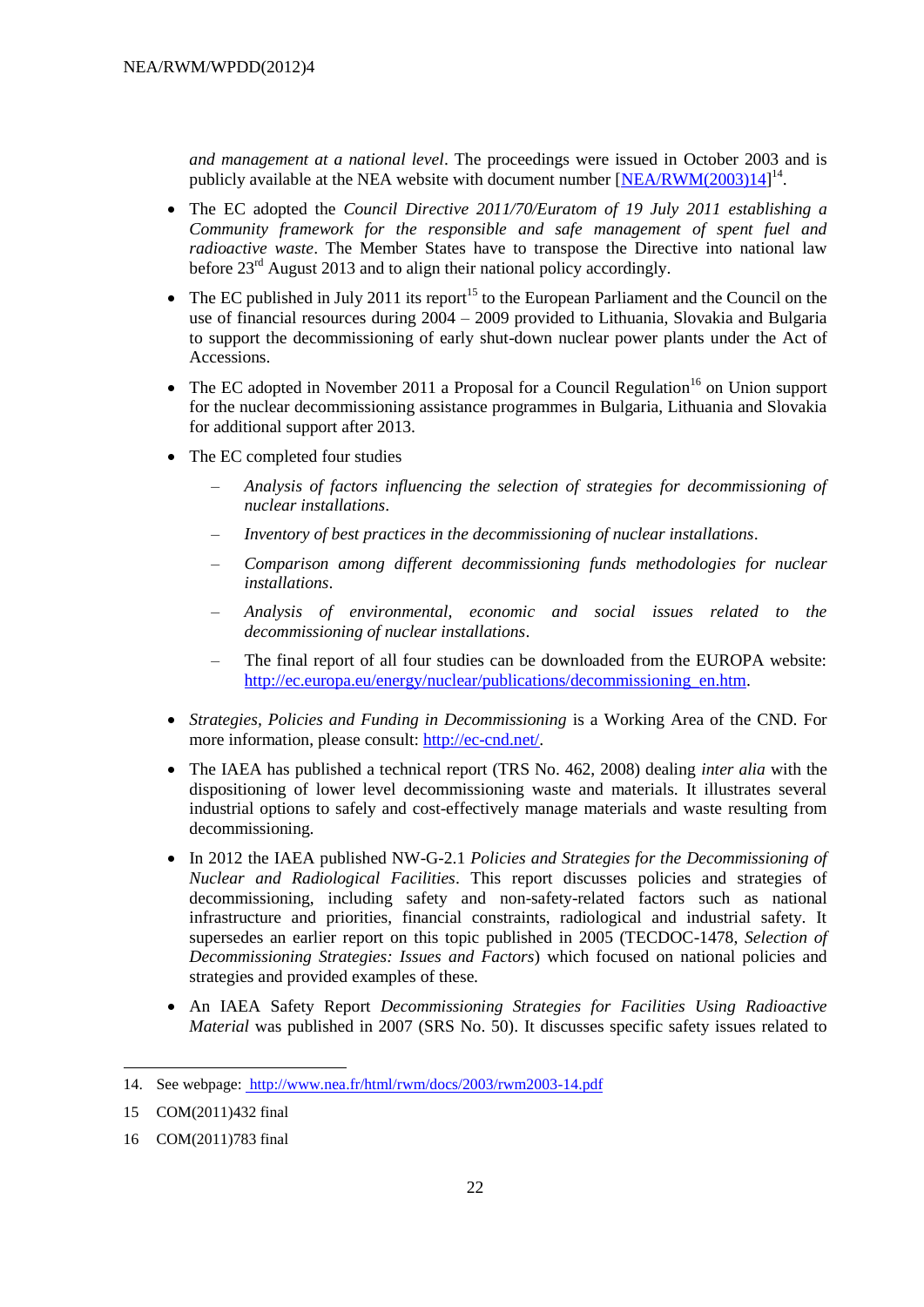*and management at a national level*. The proceedings were issued in October 2003 and is publicly available at the NEA website with document number [NEA/RWM(2003)14][14].

- The EC adopted the *Council Directive 2011/70/Euratom of 19 July 2011 establishing a Community framework for the responsible and safe management of spent fuel and radioactive waste*. The Member States have to transpose the Directive into national law before 23rd August 2013 and to align their national policy accordingly.
- The EC published in July 2011 its report[15] to the European Parliament and the Council on the use of financial resources during 2004 – 2009 provided to Lithuania, Slovakia and Bulgaria to support the decommissioning of early shut-down nuclear power plants under the Act of Accessions.
- The EC adopted in November 2011 a Proposal for a Council Regulation[16] on Union support for the nuclear decommissioning assistance programmes in Bulgaria, Lithuania and Slovakia for additional support after 2013.
- The EC completed four studies
  - *Analysis of factors influencing the selection of strategies for decommissioning of nuclear installations*.
  - *Inventory of best practices in the decommissioning of nuclear installations*.
  - *Comparison among different decommissioning funds methodologies for nuclear installations*.
  - *Analysis of environmental, economic and social issues related to the decommissioning of nuclear installations*.
  - The final report of all four studies can be downloaded from the EUROPA website: http://ec.europa.eu/energy/nuclear/publications/decommissioning_en.htm.
- *Strategies, Policies and Funding in Decommissioning* is a Working Area of the CND. For more information, please consult: http://ec-cnd.net/.
- The IAEA has published a technical report (TRS No. 462, 2008) dealing *inter alia* with the dispositioning of lower level decommissioning waste and materials. It illustrates several industrial options to safely and cost-effectively manage materials and waste resulting from decommissioning.
- In 2012 the IAEA published NW-G-2.1 *Policies and Strategies for the Decommissioning of Nuclear and Radiological Facilities*. This report discusses policies and strategies of decommissioning, including safety and non-safety-related factors such as national infrastructure and priorities, financial constraints, radiological and industrial safety. It supersedes an earlier report on this topic published in 2005 (TECDOC-1478, *Selection of Decommissioning Strategies: Issues and Factors*) which focused on national policies and strategies and provided examples of these.
- An IAEA Safety Report *Decommissioning Strategies for Facilities Using Radioactive Material* was published in 2007 (SRS No. 50). It discusses specific safety issues related to

---

14. See webpage: http://www.nea.fr/html/rwm/docs/2003/rwm2003-14.pdf

15 COM(2011)432 final

16 COM(2011)783 final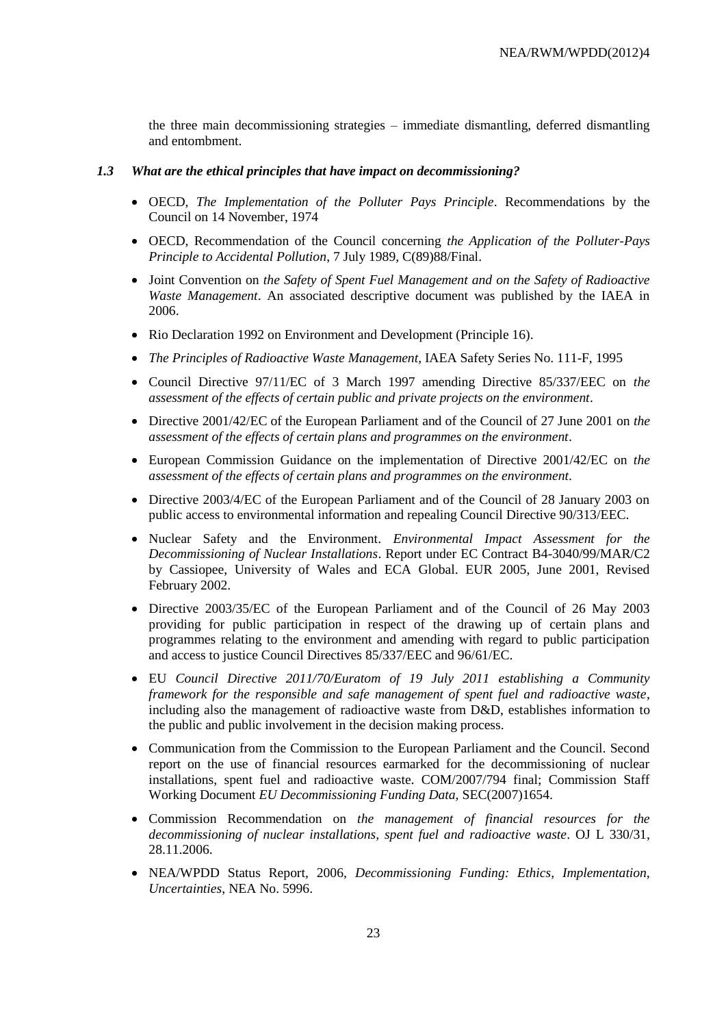the three main decommissioning strategies – immediate dismantling, deferred dismantling and entombment.

### *1.3 What are the ethical principles that have impact on decommissioning?*

- OECD, *The Implementation of the Polluter Pays Principle*. Recommendations by the Council on 14 November, 1974
- OECD, Recommendation of the Council concerning *the Application of the Polluter-Pays Principle to Accidental Pollution*, 7 July 1989, C(89)88/Final.
- Joint Convention on *the Safety of Spent Fuel Management and on the Safety of Radioactive Waste Management*. An associated descriptive document was published by the IAEA in 2006.
- Rio Declaration 1992 on Environment and Development (Principle 16).
- *The Principles of Radioactive Waste Management*, IAEA Safety Series No. 111-F, 1995
- Council Directive 97/11/EC of 3 March 1997 amending Directive 85/337/EEC on *the assessment of the effects of certain public and private projects on the environment*.
- Directive 2001/42/EC of the European Parliament and of the Council of 27 June 2001 on *the assessment of the effects of certain plans and programmes on the environment*.
- European Commission Guidance on the implementation of Directive 2001/42/EC on *the assessment of the effects of certain plans and programmes on the environment*.
- Directive 2003/4/EC of the European Parliament and of the Council of 28 January 2003 on public access to environmental information and repealing Council Directive 90/313/EEC.
- Nuclear Safety and the Environment. *Environmental Impact Assessment for the Decommissioning of Nuclear Installations*. Report under EC Contract B4-3040/99/MAR/C2 by Cassiopee, University of Wales and ECA Global. EUR 2005, June 2001, Revised February 2002.
- Directive 2003/35/EC of the European Parliament and of the Council of 26 May 2003 providing for public participation in respect of the drawing up of certain plans and programmes relating to the environment and amending with regard to public participation and access to justice Council Directives 85/337/EEC and 96/61/EC.
- EU *Council Directive 2011/70/Euratom of 19 July 2011 establishing a Community framework for the responsible and safe management of spent fuel and radioactive waste*, including also the management of radioactive waste from D&D, establishes information to the public and public involvement in the decision making process.
- Communication from the Commission to the European Parliament and the Council. Second report on the use of financial resources earmarked for the decommissioning of nuclear installations, spent fuel and radioactive waste. COM/2007/794 final; Commission Staff Working Document *EU Decommissioning Funding Data,* SEC(2007)1654.
- Commission Recommendation on *the management of financial resources for the decommissioning of nuclear installations, spent fuel and radioactive waste*. OJ L 330/31, 28.11.2006.
- NEA/WPDD Status Report, 2006, *Decommissioning Funding: Ethics, Implementation, Uncertainties*, NEA No. 5996.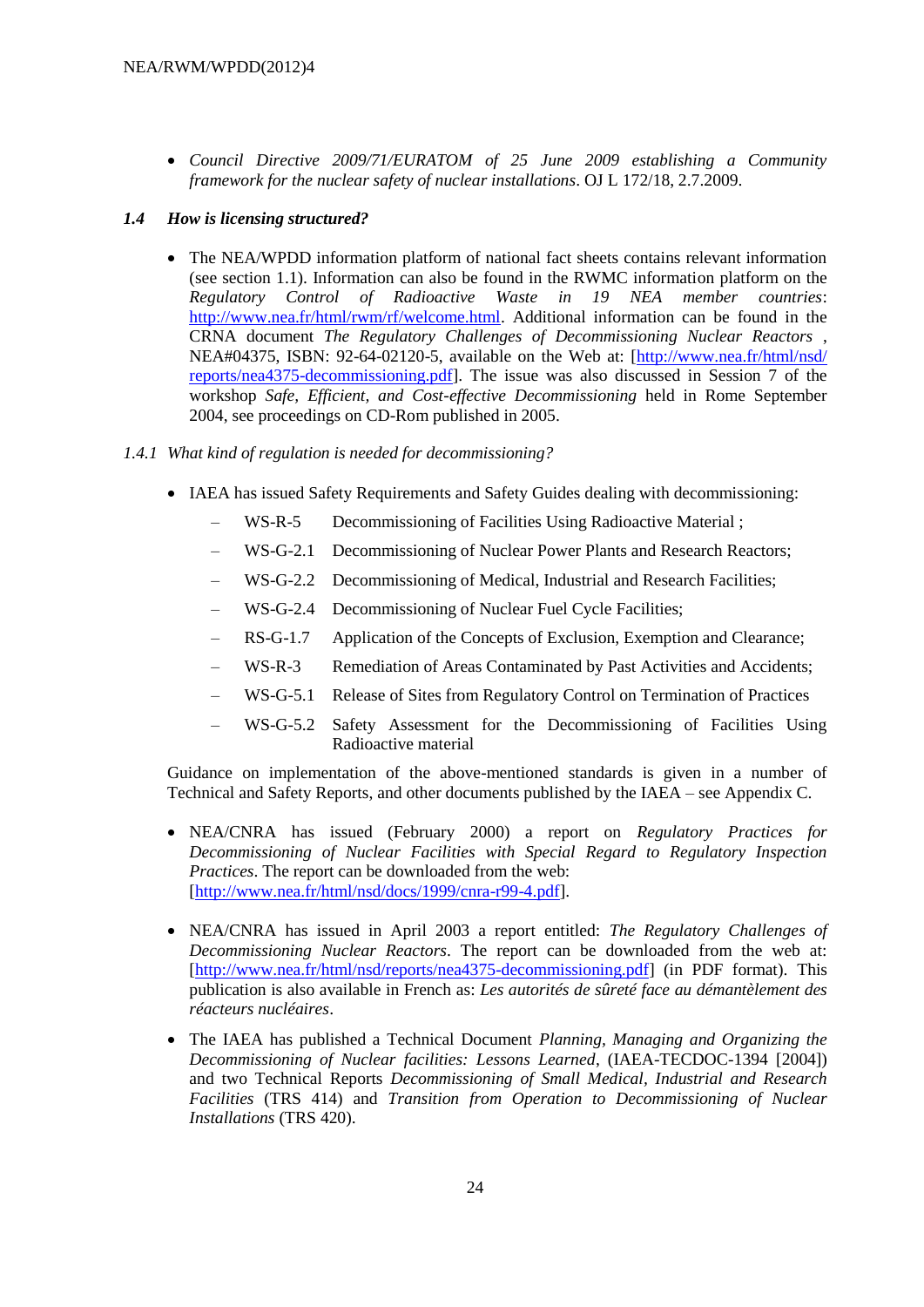- *Council Directive 2009/71/EURATOM of 25 June 2009 establishing a Community framework for the nuclear safety of nuclear installations*. OJ L 172/18, 2.7.2009.

### *1.4 How is licensing structured?*

- The NEA/WPDD information platform of national fact sheets contains relevant information (see section 1.1). Information can also be found in the RWMC information platform on the *Regulatory Control of Radioactive Waste in 19 NEA member countries*: http://www.nea.fr/html/rwm/rf/welcome.html. Additional information can be found in the CRNA document *The Regulatory Challenges of Decommissioning Nuclear Reactors* , NEA#04375, ISBN: 92-64-02120-5, available on the Web at: [http://www.nea.fr/html/nsd/reports/nea4375-decommissioning.pdf]. The issue was also discussed in Session 7 of the workshop *Safe, Efficient, and Cost-effective Decommissioning* held in Rome September 2004, see proceedings on CD-Rom published in 2005.

#### *1.4.1 What kind of regulation is needed for decommissioning?*

- IAEA has issued Safety Requirements and Safety Guides dealing with decommissioning:
  - WS-R-5 Decommissioning of Facilities Using Radioactive Material ;
  - WS-G-2.1 Decommissioning of Nuclear Power Plants and Research Reactors;
  - WS-G-2.2 Decommissioning of Medical, Industrial and Research Facilities;
  - WS-G-2.4 Decommissioning of Nuclear Fuel Cycle Facilities;
  - RS-G-1.7 Application of the Concepts of Exclusion, Exemption and Clearance;
  - WS-R-3 Remediation of Areas Contaminated by Past Activities and Accidents;
  - WS-G-5.1 Release of Sites from Regulatory Control on Termination of Practices
  - WS-G-5.2 Safety Assessment for the Decommissioning of Facilities Using Radioactive material

  Guidance on implementation of the above-mentioned standards is given in a number of Technical and Safety Reports, and other documents published by the IAEA – see Appendix C.

- NEA/CNRA has issued (February 2000) a report on *Regulatory Practices for Decommissioning of Nuclear Facilities with Special Regard to Regulatory Inspection Practices*. The report can be downloaded from the web: [http://www.nea.fr/html/nsd/docs/1999/cnra-r99-4.pdf].

- NEA/CNRA has issued in April 2003 a report entitled: *The Regulatory Challenges of Decommissioning Nuclear Reactors*. The report can be downloaded from the web at: [http://www.nea.fr/html/nsd/reports/nea4375-decommissioning.pdf] (in PDF format). This publication is also available in French as: *Les autorités de sûreté face au démantèlement des réacteurs nucléaires*.

- The IAEA has published a Technical Document *Planning, Managing and Organizing the Decommissioning of Nuclear facilities: Lessons Learned*, (IAEA-TECDOC-1394 [2004]) and two Technical Reports *Decommissioning of Small Medical, Industrial and Research Facilities* (TRS 414) and *Transition from Operation to Decommissioning of Nuclear Installations* (TRS 420).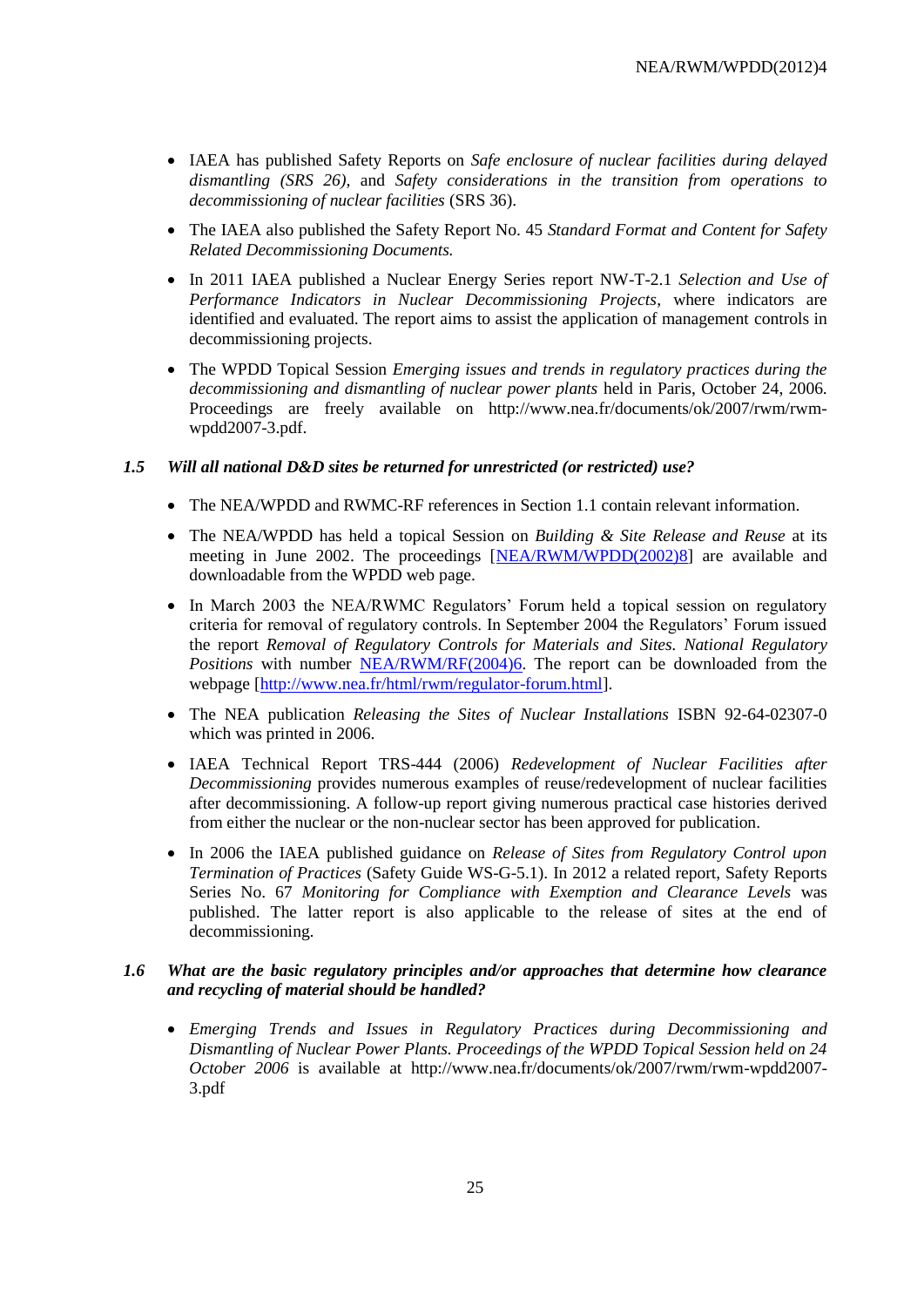- IAEA has published Safety Reports on *Safe enclosure of nuclear facilities during delayed dismantling (SRS 26),* and *Safety considerations in the transition from operations to decommissioning of nuclear facilities* (SRS 36).

- The IAEA also published the Safety Report No. 45 *Standard Format and Content for Safety Related Decommissioning Documents.*

- In 2011 IAEA published a Nuclear Energy Series report NW-T-2.1 *Selection and Use of Performance Indicators in Nuclear Decommissioning Projects*, where indicators are identified and evaluated. The report aims to assist the application of management controls in decommissioning projects.

- The WPDD Topical Session *Emerging issues and trends in regulatory practices during the decommissioning and dismantling of nuclear power plants* held in Paris, October 24, 2006. Proceedings are freely available on http://www.nea.fr/documents/ok/2007/rwm/rwm-wpdd2007-3.pdf.

### *1.5 Will all national D&D sites be returned for unrestricted (or restricted) use?*

- The NEA/WPDD and RWMC-RF references in Section 1.1 contain relevant information.

- The NEA/WPDD has held a topical Session on *Building & Site Release and Reuse* at its meeting in June 2002. The proceedings [NEA/RWM/WPDD(2002)8] are available and downloadable from the WPDD web page.

- In March 2003 the NEA/RWMC Regulators' Forum held a topical session on regulatory criteria for removal of regulatory controls. In September 2004 the Regulators' Forum issued the report *Removal of Regulatory Controls for Materials and Sites. National Regulatory Positions* with number NEA/RWM/RF(2004)6. The report can be downloaded from the webpage [http://www.nea.fr/html/rwm/regulator-forum.html].

- The NEA publication *Releasing the Sites of Nuclear Installations* ISBN 92-64-02307-0 which was printed in 2006.

- IAEA Technical Report TRS-444 (2006) *Redevelopment of Nuclear Facilities after Decommissioning* provides numerous examples of reuse/redevelopment of nuclear facilities after decommissioning. A follow-up report giving numerous practical case histories derived from either the nuclear or the non-nuclear sector has been approved for publication.

- In 2006 the IAEA published guidance on *Release of Sites from Regulatory Control upon Termination of Practices* (Safety Guide WS-G-5.1). In 2012 a related report, Safety Reports Series No. 67 *Monitoring for Compliance with Exemption and Clearance Levels* was published. The latter report is also applicable to the release of sites at the end of decommissioning.

### *1.6 What are the basic regulatory principles and/or approaches that determine how clearance and recycling of material should be handled?*

- *Emerging Trends and Issues in Regulatory Practices during Decommissioning and Dismantling of Nuclear Power Plants. Proceedings of the WPDD Topical Session held on 24 October 2006* is available at http://www.nea.fr/documents/ok/2007/rwm/rwm-wpdd2007-3.pdf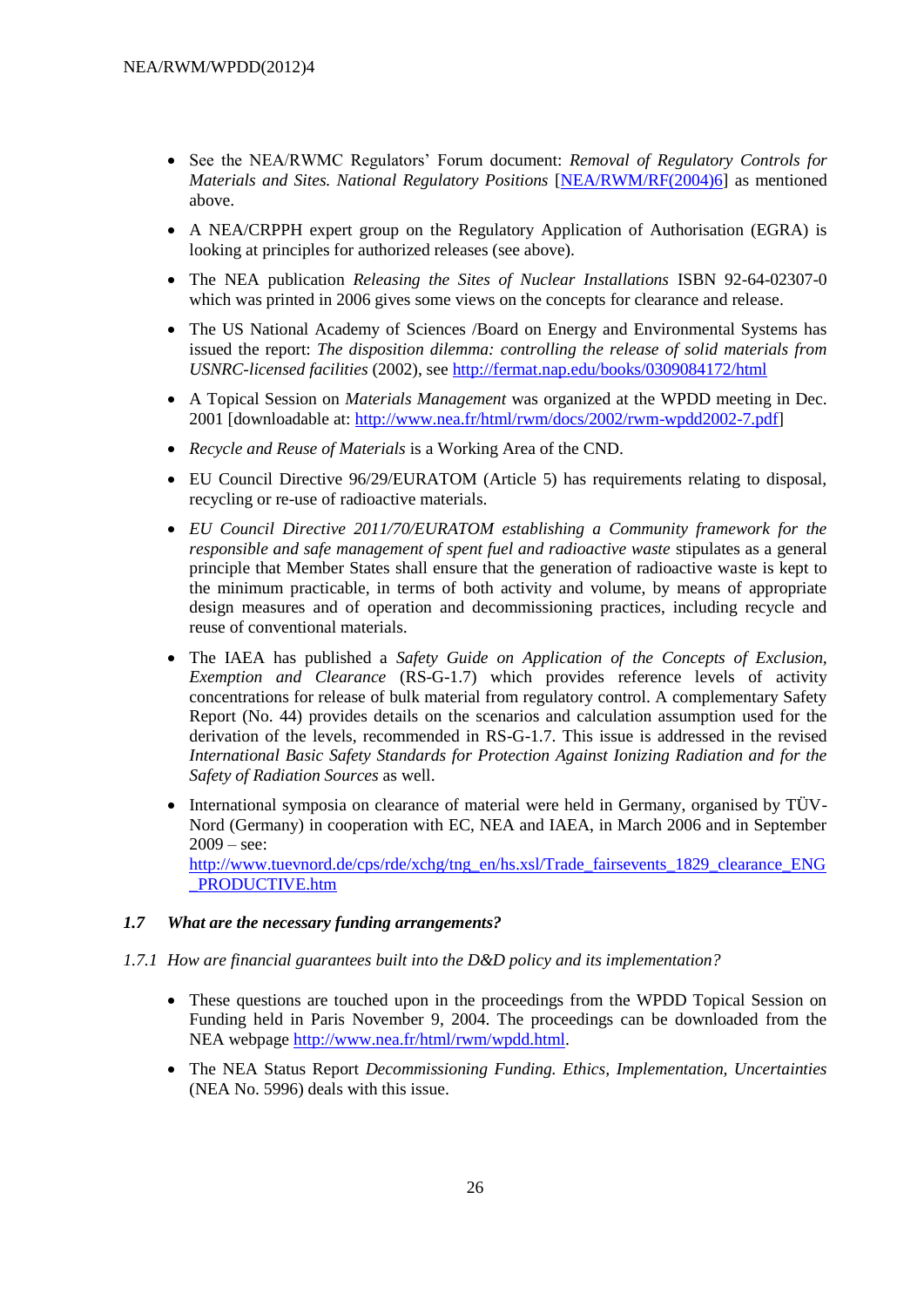- See the NEA/RWMC Regulators' Forum document: *Removal of Regulatory Controls for Materials and Sites. National Regulatory Positions* [NEA/RWM/RF(2004)6] as mentioned above.
- A NEA/CRPPH expert group on the Regulatory Application of Authorisation (EGRA) is looking at principles for authorized releases (see above).
- The NEA publication *Releasing the Sites of Nuclear Installations* ISBN 92-64-02307-0 which was printed in 2006 gives some views on the concepts for clearance and release.
- The US National Academy of Sciences /Board on Energy and Environmental Systems has issued the report: *The disposition dilemma: controlling the release of solid materials from USNRC-licensed facilities* (2002), see http://fermat.nap.edu/books/0309084172/html
- A Topical Session on *Materials Management* was organized at the WPDD meeting in Dec. 2001 [downloadable at: http://www.nea.fr/html/rwm/docs/2002/rwm-wpdd2002-7.pdf]
- *Recycle and Reuse of Materials* is a Working Area of the CND.
- EU Council Directive 96/29/EURATOM (Article 5) has requirements relating to disposal, recycling or re-use of radioactive materials.
- *EU Council Directive 2011/70/EURATOM establishing a Community framework for the responsible and safe management of spent fuel and radioactive waste* stipulates as a general principle that Member States shall ensure that the generation of radioactive waste is kept to the minimum practicable, in terms of both activity and volume, by means of appropriate design measures and of operation and decommissioning practices, including recycle and reuse of conventional materials.
- The IAEA has published a *Safety Guide on Application of the Concepts of Exclusion, Exemption and Clearance* (RS-G-1.7) which provides reference levels of activity concentrations for release of bulk material from regulatory control. A complementary Safety Report (No. 44) provides details on the scenarios and calculation assumption used for the derivation of the levels, recommended in RS-G-1.7. This issue is addressed in the revised *International Basic Safety Standards for Protection Against Ionizing Radiation and for the Safety of Radiation Sources* as well.
- International symposia on clearance of material were held in Germany, organised by TÜV-Nord (Germany) in cooperation with EC, NEA and IAEA, in March 2006 and in September 2009 – see: http://www.tuevnord.de/cps/rde/xchg/tng_en/hs.xsl/Trade_fairsevents_1829_clearance_ENG_PRODUCTIVE.htm

### *1.7 What are the necessary funding arrangements?*

#### *1.7.1 How are financial guarantees built into the D&D policy and its implementation?*

- These questions are touched upon in the proceedings from the WPDD Topical Session on Funding held in Paris November 9, 2004. The proceedings can be downloaded from the NEA webpage http://www.nea.fr/html/rwm/wpdd.html.
- The NEA Status Report *Decommissioning Funding. Ethics, Implementation, Uncertainties* (NEA No. 5996) deals with this issue.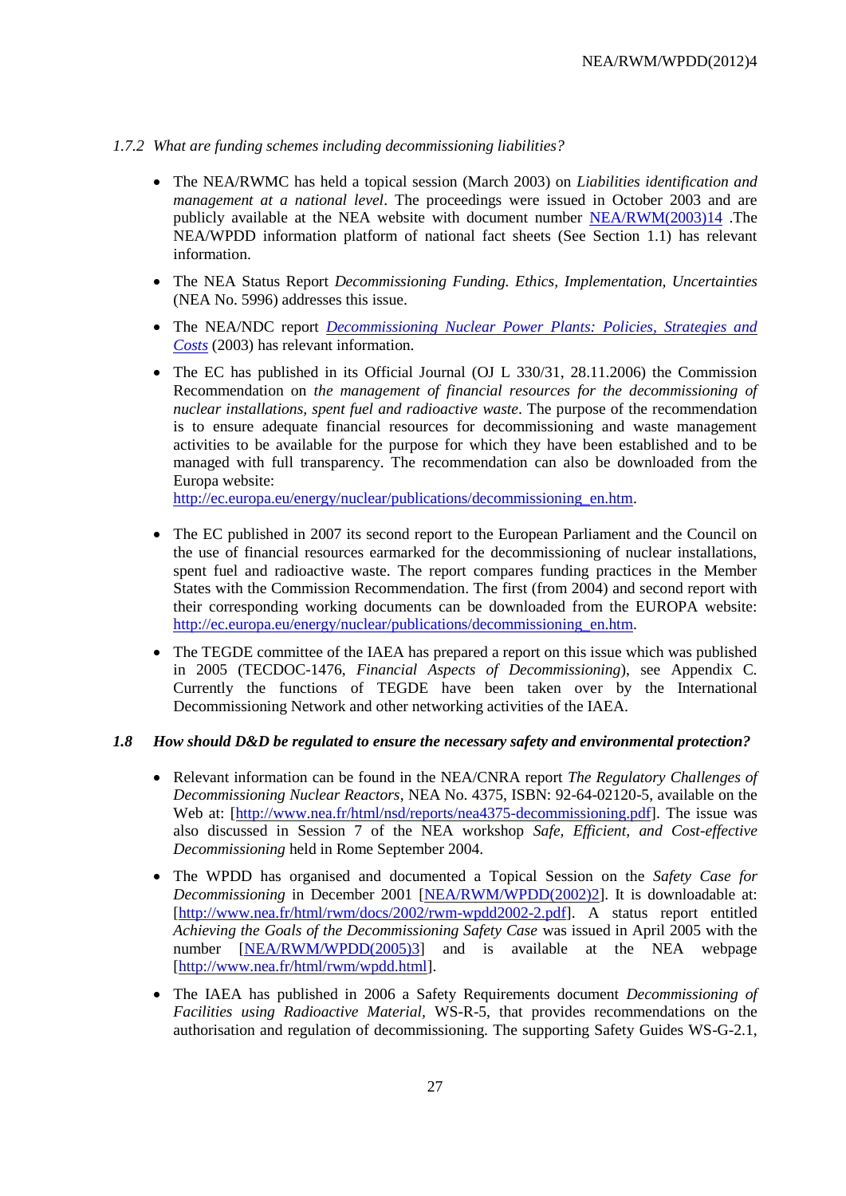### 1.7.2 *What are funding schemes including decommissioning liabilities?*

- The NEA/RWMC has held a topical session (March 2003) on *Liabilities identification and management at a national level*. The proceedings were issued in October 2003 and are publicly available at the NEA website with document number NEA/RWM(2003)14 .The NEA/WPDD information platform of national fact sheets (See Section 1.1) has relevant information.

- The NEA Status Report *Decommissioning Funding. Ethics, Implementation, Uncertainties* (NEA No. 5996) addresses this issue.

- The NEA/NDC report *Decommissioning Nuclear Power Plants: Policies, Strategies and Costs* (2003) has relevant information.

- The EC has published in its Official Journal (OJ L 330/31, 28.11.2006) the Commission Recommendation on *the management of financial resources for the decommissioning of nuclear installations, spent fuel and radioactive waste*. The purpose of the recommendation is to ensure adequate financial resources for decommissioning and waste management activities to be available for the purpose for which they have been established and to be managed with full transparency. The recommendation can also be downloaded from the Europa website:
http://ec.europa.eu/energy/nuclear/publications/decommissioning_en.htm.

- The EC published in 2007 its second report to the European Parliament and the Council on the use of financial resources earmarked for the decommissioning of nuclear installations, spent fuel and radioactive waste. The report compares funding practices in the Member States with the Commission Recommendation. The first (from 2004) and second report with their corresponding working documents can be downloaded from the EUROPA website: http://ec.europa.eu/energy/nuclear/publications/decommissioning_en.htm.

- The TEGDE committee of the IAEA has prepared a report on this issue which was published in 2005 (TECDOC-1476, *Financial Aspects of Decommissioning*), see Appendix C. Currently the functions of TEGDE have been taken over by the International Decommissioning Network and other networking activities of the IAEA.

## 1.8 *How should D&D be regulated to ensure the necessary safety and environmental protection?*

- Relevant information can be found in the NEA/CNRA report *The Regulatory Challenges of Decommissioning Nuclear Reactors*, NEA No. 4375, ISBN: 92-64-02120-5, available on the Web at: [http://www.nea.fr/html/nsd/reports/nea4375-decommissioning.pdf]. The issue was also discussed in Session 7 of the NEA workshop *Safe, Efficient, and Cost-effective Decommissioning* held in Rome September 2004.

- The WPDD has organised and documented a Topical Session on the *Safety Case for Decommissioning* in December 2001 [NEA/RWM/WPDD(2002)2]. It is downloadable at: [http://www.nea.fr/html/rwm/docs/2002/rwm-wpdd2002-2.pdf]. A status report entitled *Achieving the Goals of the Decommissioning Safety Case* was issued in April 2005 with the number [NEA/RWM/WPDD(2005)3] and is available at the NEA webpage [http://www.nea.fr/html/rwm/wpdd.html].

- The IAEA has published in 2006 a Safety Requirements document *Decommissioning of Facilities using Radioactive Material*, WS-R-5, that provides recommendations on the authorisation and regulation of decommissioning. The supporting Safety Guides WS-G-2.1,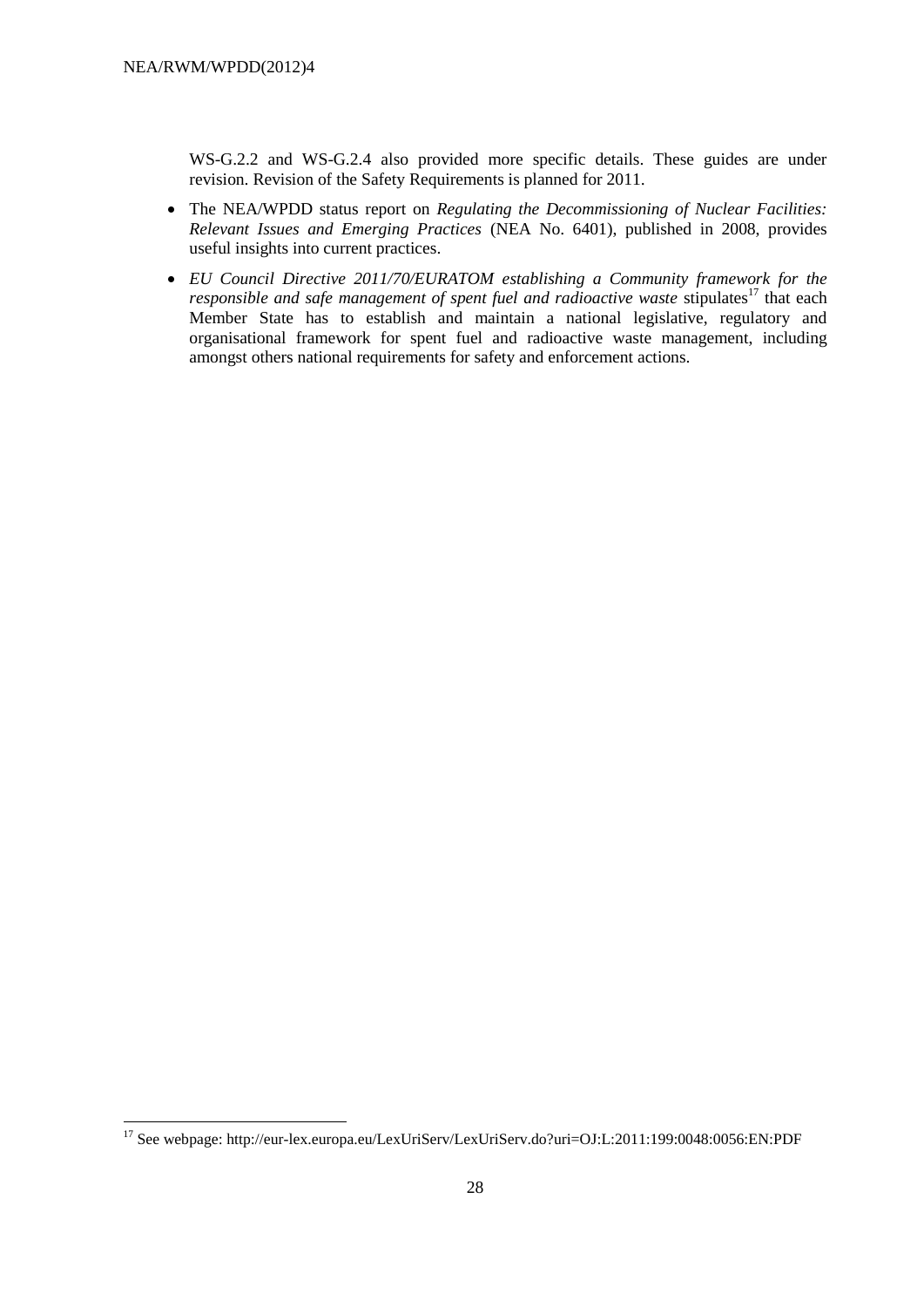WS-G.2.2 and WS-G.2.4 also provided more specific details. These guides are under revision. Revision of the Safety Requirements is planned for 2011.

- The NEA/WPDD status report on *Regulating the Decommissioning of Nuclear Facilities: Relevant Issues and Emerging Practices* (NEA No. 6401), published in 2008, provides useful insights into current practices.
- *EU Council Directive 2011/70/EURATOM establishing a Community framework for the responsible and safe management of spent fuel and radioactive waste* stipulates[17] that each Member State has to establish and maintain a national legislative, regulatory and organisational framework for spent fuel and radioactive waste management, including amongst others national requirements for safety and enforcement actions.

[17] See webpage: http://eur-lex.europa.eu/LexUriServ/LexUriServ.do?uri=OJ:L:2011:199:0048:0056:EN:PDF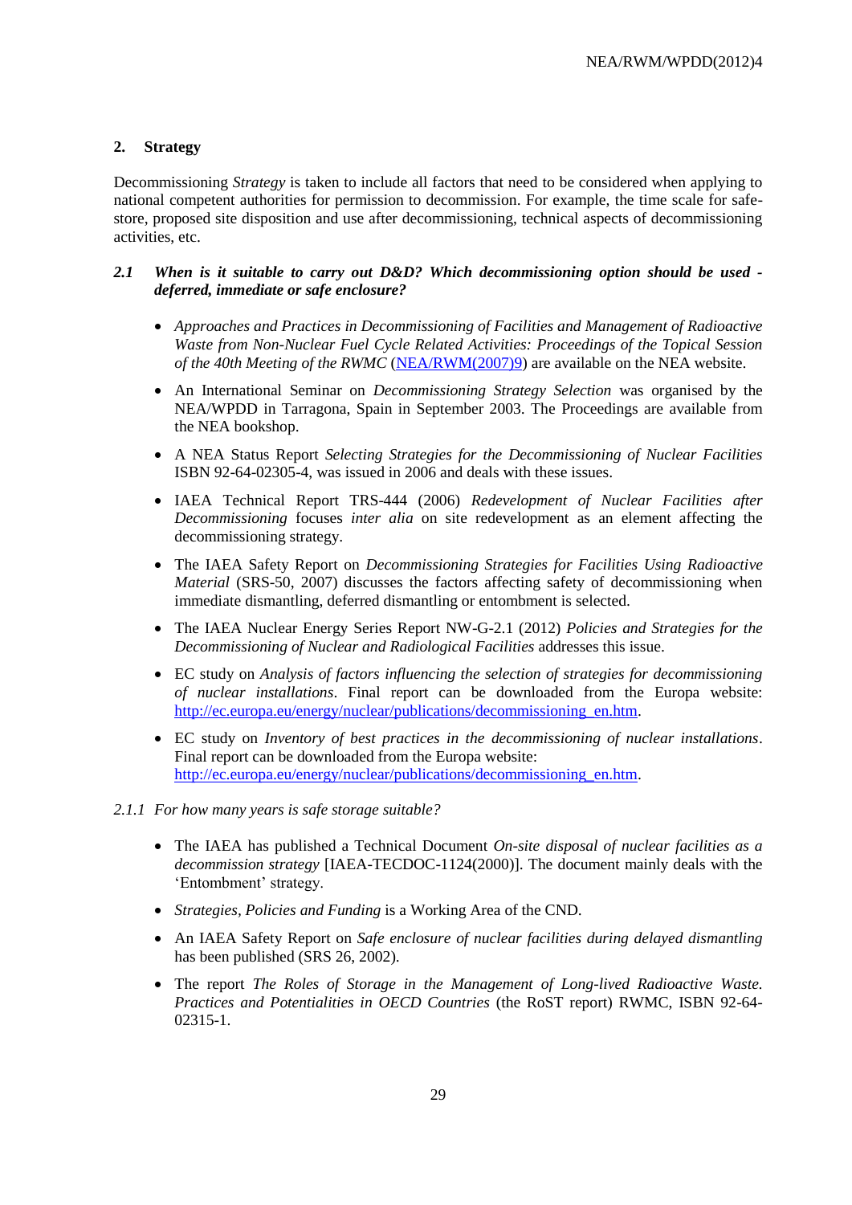## 2. Strategy

Decommissioning *Strategy* is taken to include all factors that need to be considered when applying to national competent authorities for permission to decommission. For example, the time scale for safe-store, proposed site disposition and use after decommissioning, technical aspects of decommissioning activities, etc.

### *2.1 When is it suitable to carry out D&D? Which decommissioning option should be used - deferred, immediate or safe enclosure?*

- *Approaches and Practices in Decommissioning of Facilities and Management of Radioactive Waste from Non-Nuclear Fuel Cycle Related Activities: Proceedings of the Topical Session of the 40th Meeting of the RWMC* (NEA/RWM(2007)9) are available on the NEA website.
- An International Seminar on *Decommissioning Strategy Selection* was organised by the NEA/WPDD in Tarragona, Spain in September 2003. The Proceedings are available from the NEA bookshop.
- A NEA Status Report *Selecting Strategies for the Decommissioning of Nuclear Facilities* ISBN 92-64-02305-4, was issued in 2006 and deals with these issues.
- IAEA Technical Report TRS-444 (2006) *Redevelopment of Nuclear Facilities after Decommissioning* focuses *inter alia* on site redevelopment as an element affecting the decommissioning strategy.
- The IAEA Safety Report on *Decommissioning Strategies for Facilities Using Radioactive Material* (SRS-50, 2007) discusses the factors affecting safety of decommissioning when immediate dismantling, deferred dismantling or entombment is selected.
- The IAEA Nuclear Energy Series Report NW-G-2.1 (2012) *Policies and Strategies for the Decommissioning of Nuclear and Radiological Facilities* addresses this issue.
- EC study on *Analysis of factors influencing the selection of strategies for decommissioning of nuclear installations*. Final report can be downloaded from the Europa website: http://ec.europa.eu/energy/nuclear/publications/decommissioning_en.htm.
- EC study on *Inventory of best practices in the decommissioning of nuclear installations*. Final report can be downloaded from the Europa website: http://ec.europa.eu/energy/nuclear/publications/decommissioning_en.htm.

#### *2.1.1 For how many years is safe storage suitable?*

- The IAEA has published a Technical Document *On-site disposal of nuclear facilities as a decommission strategy* [IAEA-TECDOC-1124(2000)]. The document mainly deals with the 'Entombment' strategy.
- *Strategies, Policies and Funding* is a Working Area of the CND.
- An IAEA Safety Report on *Safe enclosure of nuclear facilities during delayed dismantling* has been published (SRS 26, 2002).
- The report *The Roles of Storage in the Management of Long-lived Radioactive Waste. Practices and Potentialities in OECD Countries* (the RoST report) RWMC, ISBN 92-64-02315-1.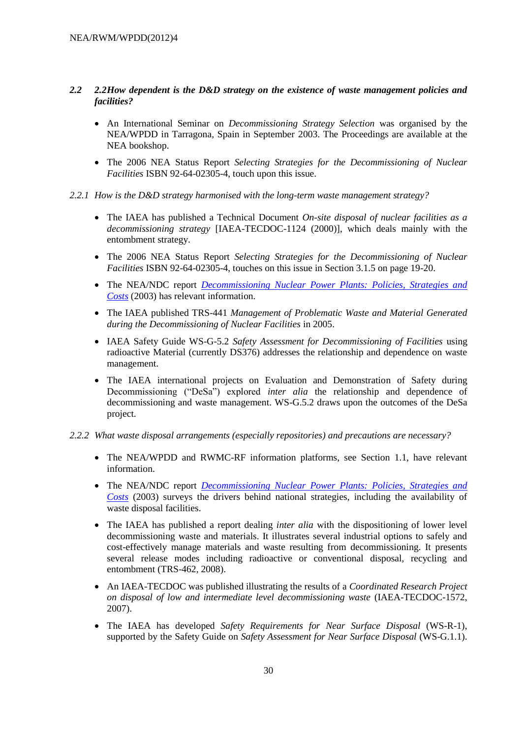### *2.2 2.2How dependent is the D&D strategy on the existence of waste management policies and facilities?*

- An International Seminar on *Decommissioning Strategy Selection* was organised by the NEA/WPDD in Tarragona, Spain in September 2003. The Proceedings are available at the NEA bookshop.
- The 2006 NEA Status Report *Selecting Strategies for the Decommissioning of Nuclear Facilities* ISBN 92-64-02305-4, touch upon this issue.

#### *2.2.1 How is the D&D strategy harmonised with the long-term waste management strategy?*

- The IAEA has published a Technical Document *On-site disposal of nuclear facilities as a decommissioning strategy* [IAEA-TECDOC-1124 (2000)], which deals mainly with the entombment strategy.
- The 2006 NEA Status Report *Selecting Strategies for the Decommissioning of Nuclear Facilities* ISBN 92-64-02305-4, touches on this issue in Section 3.1.5 on page 19-20.
- The NEA/NDC report *Decommissioning Nuclear Power Plants: Policies, Strategies and Costs* (2003) has relevant information.
- The IAEA published TRS-441 *Management of Problematic Waste and Material Generated during the Decommissioning of Nuclear Facilities* in 2005.
- IAEA Safety Guide WS-G-5.2 *Safety Assessment for Decommissioning of Facilities* using radioactive Material (currently DS376) addresses the relationship and dependence on waste management.
- The IAEA international projects on Evaluation and Demonstration of Safety during Decommissioning ("DeSa") explored *inter alia* the relationship and dependence of decommissioning and waste management. WS-G.5.2 draws upon the outcomes of the DeSa project.

#### *2.2.2 What waste disposal arrangements (especially repositories) and precautions are necessary?*

- The NEA/WPDD and RWMC-RF information platforms, see Section 1.1, have relevant information.
- The NEA/NDC report *Decommissioning Nuclear Power Plants: Policies, Strategies and Costs* (2003) surveys the drivers behind national strategies, including the availability of waste disposal facilities.
- The IAEA has published a report dealing *inter alia* with the dispositioning of lower level decommissioning waste and materials. It illustrates several industrial options to safely and cost-effectively manage materials and waste resulting from decommissioning. It presents several release modes including radioactive or conventional disposal, recycling and entombment (TRS-462, 2008).
- An IAEA-TECDOC was published illustrating the results of a *Coordinated Research Project on disposal of low and intermediate level decommissioning waste* (IAEA-TECDOC-1572, 2007).
- The IAEA has developed *Safety Requirements for Near Surface Disposal* (WS-R-1), supported by the Safety Guide on *Safety Assessment for Near Surface Disposal* (WS-G.1.1).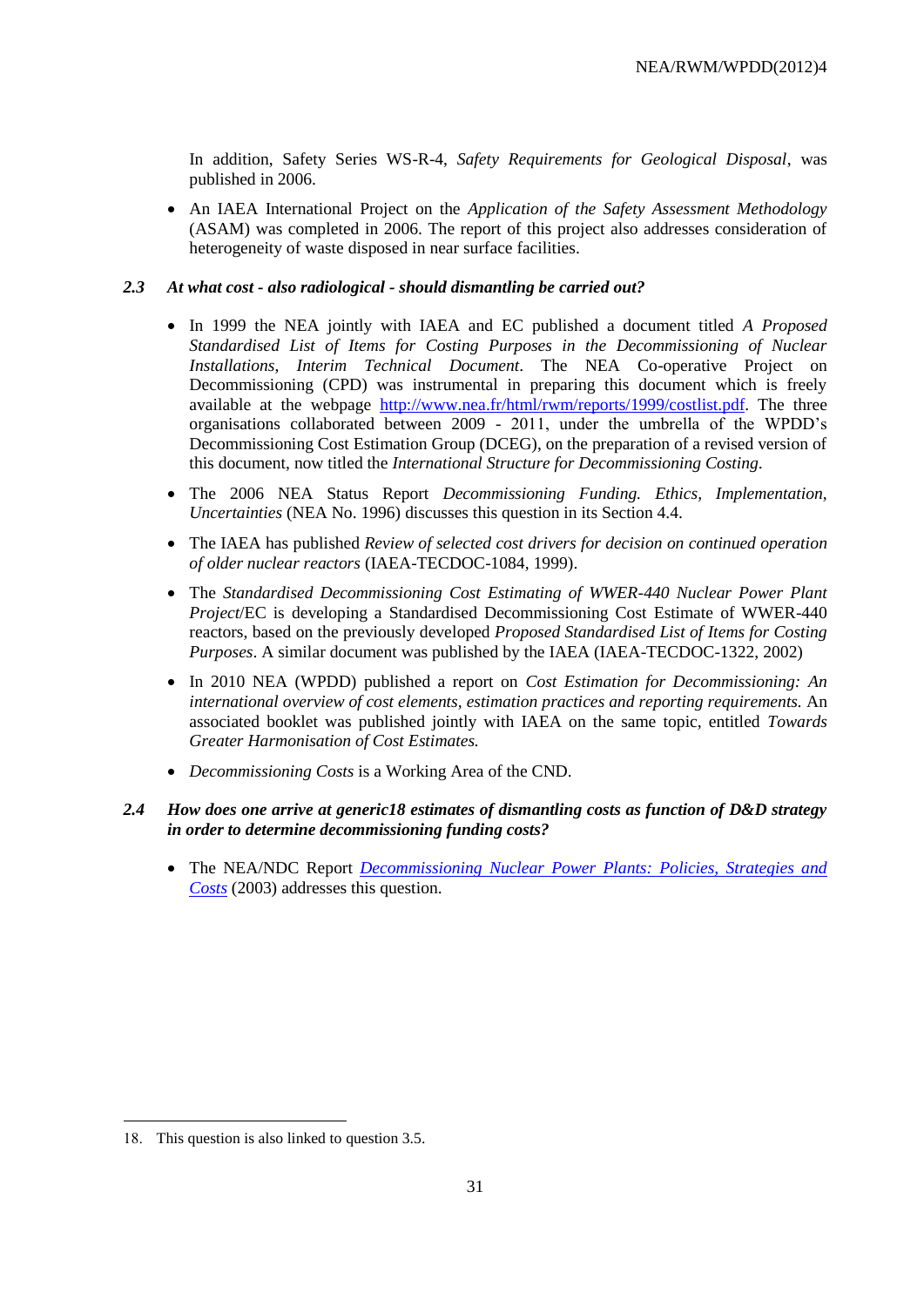In addition, Safety Series WS-R-4, *Safety Requirements for Geological Disposal*, was published in 2006.

- An IAEA International Project on the *Application of the Safety Assessment Methodology* (ASAM) was completed in 2006. The report of this project also addresses consideration of heterogeneity of waste disposed in near surface facilities.

### *2.3 At what cost - also radiological - should dismantling be carried out?*

- In 1999 the NEA jointly with IAEA and EC published a document titled *A Proposed Standardised List of Items for Costing Purposes in the Decommissioning of Nuclear Installations, Interim Technical Document*. The NEA Co-operative Project on Decommissioning (CPD) was instrumental in preparing this document which is freely available at the webpage [http://www.nea.fr/html/rwm/reports/1999/costlist.pdf](http://www.nea.fr/html/rwm/reports/1999/costlist.pdf). The three organisations collaborated between 2009 - 2011, under the umbrella of the WPDD's Decommissioning Cost Estimation Group (DCEG), on the preparation of a revised version of this document, now titled the *International Structure for Decommissioning Costing.*
- The 2006 NEA Status Report *Decommissioning Funding. Ethics, Implementation, Uncertainties* (NEA No. 1996) discusses this question in its Section 4.4.
- The IAEA has published *Review of selected cost drivers for decision on continued operation of older nuclear reactors* (IAEA-TECDOC-1084, 1999).
- The *Standardised Decommissioning Cost Estimating of WWER-440 Nuclear Power Plant Project*/EC is developing a Standardised Decommissioning Cost Estimate of WWER-440 reactors, based on the previously developed *Proposed Standardised List of Items for Costing Purposes*. A similar document was published by the IAEA (IAEA-TECDOC-1322, 2002)
- In 2010 NEA (WPDD) published a report on *Cost Estimation for Decommissioning: An international overview of cost elements, estimation practices and reporting requirements.* An associated booklet was published jointly with IAEA on the same topic, entitled *Towards Greater Harmonisation of Cost Estimates.*
- *Decommissioning Costs* is a Working Area of the CND.

### *2.4 How does one arrive at generic[18] estimates of dismantling costs as function of D&D strategy in order to determine decommissioning funding costs?*

- The NEA/NDC Report *Decommissioning Nuclear Power Plants: Policies, Strategies and Costs* (2003) addresses this question.

18. This question is also linked to question 3.5.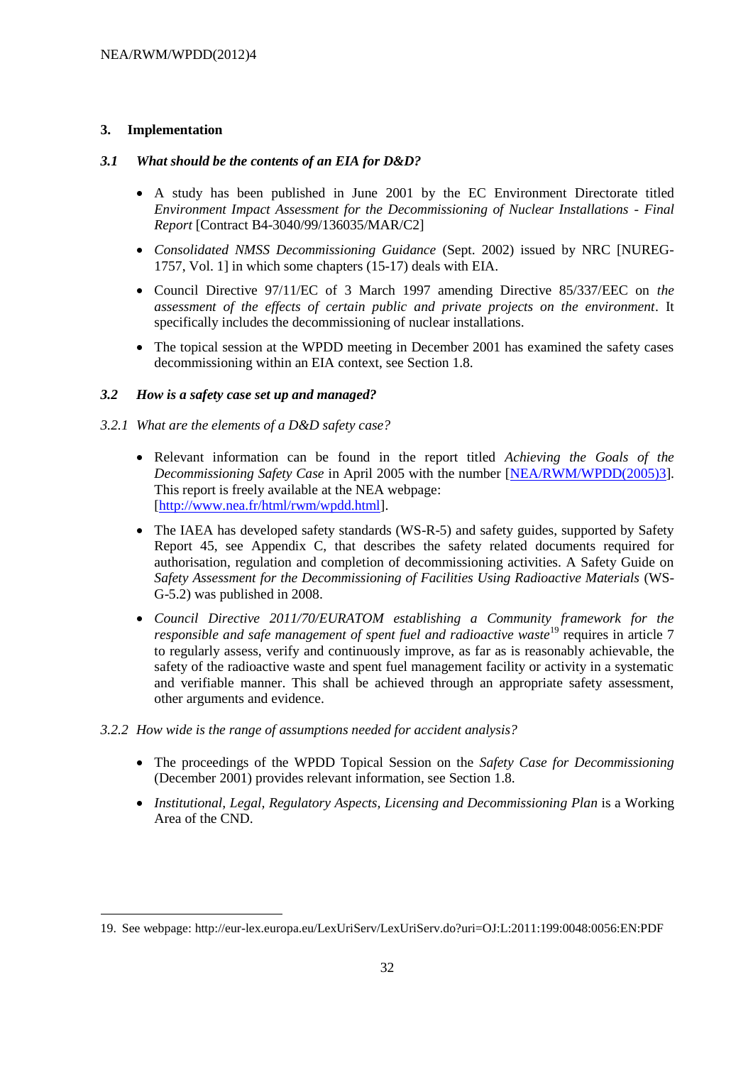## 3. Implementation

### *3.1 What should be the contents of an EIA for D&D?*

- A study has been published in June 2001 by the EC Environment Directorate titled *Environment Impact Assessment for the Decommissioning of Nuclear Installations - Final Report* [Contract B4-3040/99/136035/MAR/C2]
- *Consolidated NMSS Decommissioning Guidance* (Sept. 2002) issued by NRC [NUREG-1757, Vol. 1] in which some chapters (15-17) deals with EIA.
- Council Directive 97/11/EC of 3 March 1997 amending Directive 85/337/EEC on *the assessment of the effects of certain public and private projects on the environment*. It specifically includes the decommissioning of nuclear installations.
- The topical session at the WPDD meeting in December 2001 has examined the safety cases decommissioning within an EIA context, see Section 1.8.

### *3.2 How is a safety case set up and managed?*

#### *3.2.1 What are the elements of a D&D safety case?*

- Relevant information can be found in the report titled *Achieving the Goals of the Decommissioning Safety Case* in April 2005 with the number [NEA/RWM/WPDD(2005)3]. This report is freely available at the NEA webpage: [http://www.nea.fr/html/rwm/wpdd.html].
- The IAEA has developed safety standards (WS-R-5) and safety guides, supported by Safety Report 45, see Appendix C, that describes the safety related documents required for authorisation, regulation and completion of decommissioning activities. A Safety Guide on *Safety Assessment for the Decommissioning of Facilities Using Radioactive Materials* (WS-G-5.2) was published in 2008.
- *Council Directive 2011/70/EURATOM establishing a Community framework for the responsible and safe management of spent fuel and radioactive waste*[19] requires in article 7 to regularly assess, verify and continuously improve, as far as is reasonably achievable, the safety of the radioactive waste and spent fuel management facility or activity in a systematic and verifiable manner. This shall be achieved through an appropriate safety assessment, other arguments and evidence.

#### *3.2.2 How wide is the range of assumptions needed for accident analysis?*

- The proceedings of the WPDD Topical Session on the *Safety Case for Decommissioning* (December 2001) provides relevant information, see Section 1.8.
- *Institutional, Legal, Regulatory Aspects, Licensing and Decommissioning Plan* is a Working Area of the CND.

---

19. See webpage: http://eur-lex.europa.eu/LexUriServ/LexUriServ.do?uri=OJ:L:2011:199:0048:0056:EN:PDF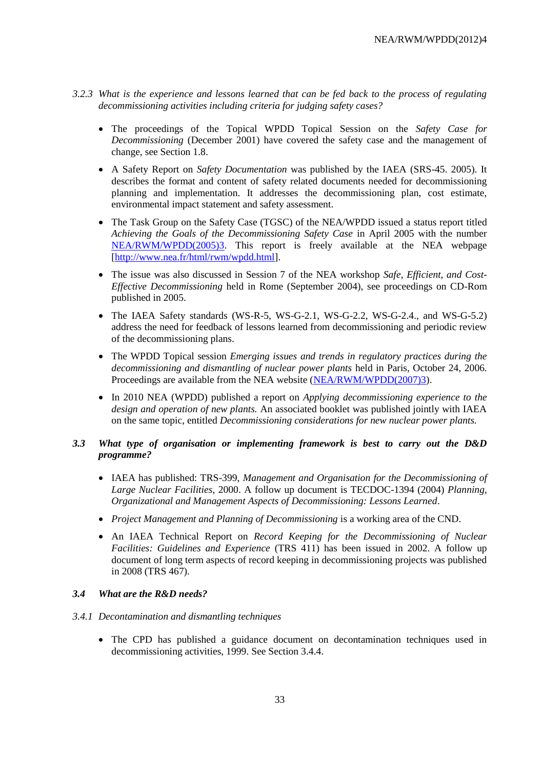### 3.2.3 *What is the experience and lessons learned that can be fed back to the process of regulating decommissioning activities including criteria for judging safety cases?*

- The proceedings of the Topical WPDD Topical Session on the *Safety Case for Decommissioning* (December 2001) have covered the safety case and the management of change, see Section 1.8.
- A Safety Report on *Safety Documentation* was published by the IAEA (SRS-45. 2005). It describes the format and content of safety related documents needed for decommissioning planning and implementation. It addresses the decommissioning plan, cost estimate, environmental impact statement and safety assessment.
- The Task Group on the Safety Case (TGSC) of the NEA/WPDD issued a status report titled *Achieving the Goals of the Decommissioning Safety Case* in April 2005 with the number NEA/RWM/WPDD(2005)3. This report is freely available at the NEA webpage [http://www.nea.fr/html/rwm/wpdd.html].
- The issue was also discussed in Session 7 of the NEA workshop *Safe, Efficient, and Cost-Effective Decommissioning* held in Rome (September 2004), see proceedings on CD-Rom published in 2005.
- The IAEA Safety standards (WS-R-5, WS-G-2.1, WS-G-2.2, WS-G-2.4., and WS-G-5.2) address the need for feedback of lessons learned from decommissioning and periodic review of the decommissioning plans.
- The WPDD Topical session *Emerging issues and trends in regulatory practices during the decommissioning and dismantling of nuclear power plants* held in Paris, October 24, 2006. Proceedings are available from the NEA website (NEA/RWM/WPDD(2007)3).
- In 2010 NEA (WPDD) published a report on *Applying decommissioning experience to the design and operation of new plants.* An associated booklet was published jointly with IAEA on the same topic, entitled *Decommissioning considerations for new nuclear power plants.*

## 3.3 *What type of organisation or implementing framework is best to carry out the D&D programme?*

- IAEA has published: TRS-399, *Management and Organisation for the Decommissioning of Large Nuclear Facilities*, 2000. A follow up document is TECDOC-1394 (2004) *Planning, Organizational and Management Aspects of Decommissioning: Lessons Learned*.
- *Project Management and Planning of Decommissioning* is a working area of the CND.
- An IAEA Technical Report on *Record Keeping for the Decommissioning of Nuclear Facilities: Guidelines and Experience* (TRS 411) has been issued in 2002. A follow up document of long term aspects of record keeping in decommissioning projects was published in 2008 (TRS 467).

## 3.4 *What are the R&D needs?*

### 3.4.1 *Decontamination and dismantling techniques*

- The CPD has published a guidance document on decontamination techniques used in decommissioning activities, 1999. See Section 3.4.4.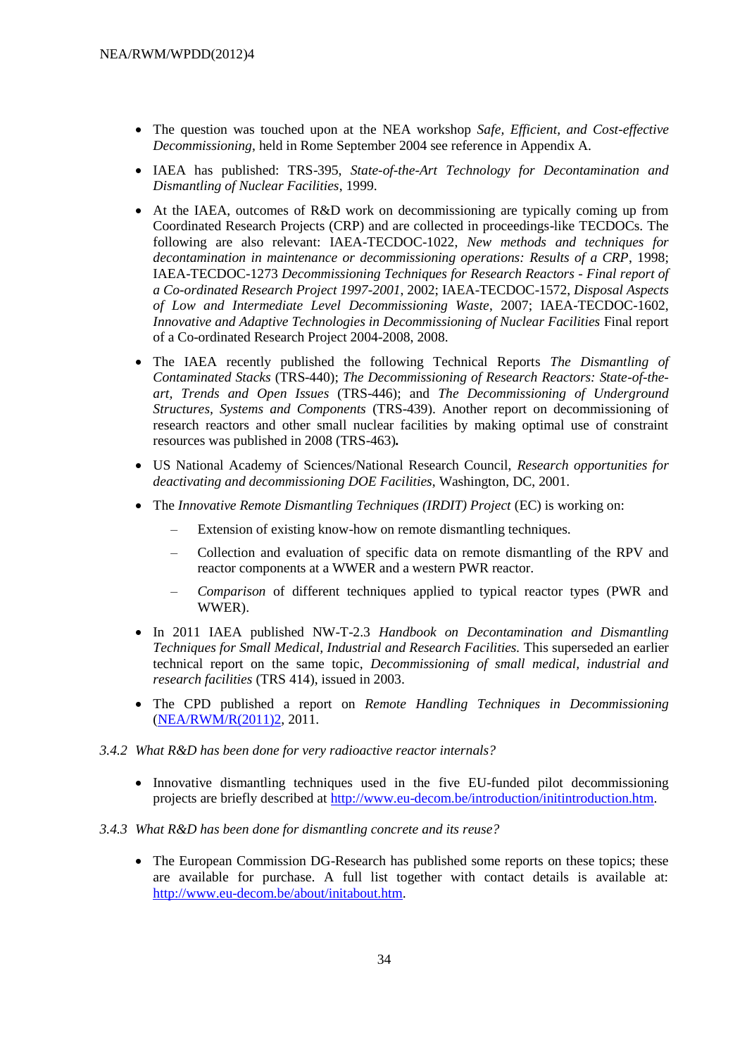- The question was touched upon at the NEA workshop *Safe, Efficient, and Cost-effective Decommissioning*, held in Rome September 2004 see reference in Appendix A.
- IAEA has published: TRS-395, *State-of-the-Art Technology for Decontamination and Dismantling of Nuclear Facilities*, 1999.
- At the IAEA, outcomes of R&D work on decommissioning are typically coming up from Coordinated Research Projects (CRP) and are collected in proceedings-like TECDOCs. The following are also relevant: IAEA-TECDOC-1022, *New methods and techniques for decontamination in maintenance or decommissioning operations: Results of a CRP*, 1998; IAEA-TECDOC-1273 *Decommissioning Techniques for Research Reactors - Final report of a Co-ordinated Research Project 1997-2001*, 2002; IAEA-TECDOC-1572, *Disposal Aspects of Low and Intermediate Level Decommissioning Waste*, 2007; IAEA-TECDOC-1602, *Innovative and Adaptive Technologies in Decommissioning of Nuclear Facilities* Final report of a Co-ordinated Research Project 2004-2008, 2008.
- The IAEA recently published the following Technical Reports *The Dismantling of Contaminated Stacks* (TRS-440); *The Decommissioning of Research Reactors: State-of-the-art, Trends and Open Issues* (TRS-446); and *The Decommissioning of Underground Structures, Systems and Components* (TRS-439). Another report on decommissioning of research reactors and other small nuclear facilities by making optimal use of constraint resources was published in 2008 (TRS-463)**.**
- US National Academy of Sciences/National Research Council, *Research opportunities for deactivating and decommissioning DOE Facilities*, Washington, DC, 2001.
- The *Innovative Remote Dismantling Techniques (IRDIT) Project* (EC) is working on:
  - Extension of existing know-how on remote dismantling techniques.
  - Collection and evaluation of specific data on remote dismantling of the RPV and reactor components at a WWER and a western PWR reactor.
  - *Comparison* of different techniques applied to typical reactor types (PWR and WWER).
- In 2011 IAEA published NW-T-2.3 *Handbook on Decontamination and Dismantling Techniques for Small Medical, Industrial and Research Facilities.* This superseded an earlier technical report on the same topic, *Decommissioning of small medical, industrial and research facilities* (TRS 414), issued in 2003.
- The CPD published a report on *Remote Handling Techniques in Decommissioning* (NEA/RWM/R(2011)2, 2011.

*3.4.2 What R&D has been done for very radioactive reactor internals?*

- Innovative dismantling techniques used in the five EU-funded pilot decommissioning projects are briefly described at http://www.eu-decom.be/introduction/initintroduction.htm.

*3.4.3 What R&D has been done for dismantling concrete and its reuse?*

- The European Commission DG-Research has published some reports on these topics; these are available for purchase. A full list together with contact details is available at: http://www.eu-decom.be/about/initabout.htm.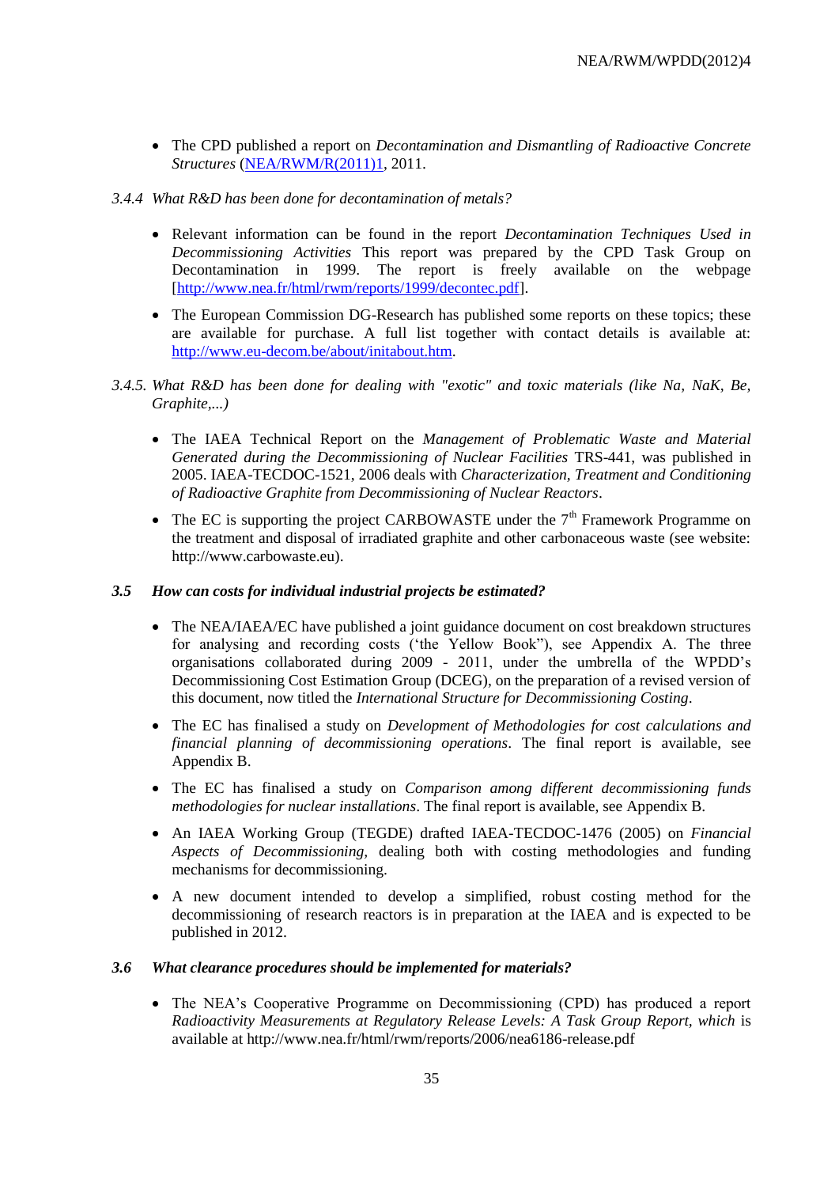- The CPD published a report on *Decontamination and Dismantling of Radioactive Concrete Structures* (NEA/RWM/R(2011)1, 2011.

### *3.4.4 What R&D has been done for decontamination of metals?*

- Relevant information can be found in the report *Decontamination Techniques Used in Decommissioning Activities* This report was prepared by the CPD Task Group on Decontamination in 1999. The report is freely available on the webpage [http://www.nea.fr/html/rwm/reports/1999/decontec.pdf].

- The European Commission DG-Research has published some reports on these topics; these are available for purchase. A full list together with contact details is available at: http://www.eu-decom.be/about/initabout.htm.

### *3.4.5. What R&D has been done for dealing with "exotic" and toxic materials (like Na, NaK, Be, Graphite,...)*

- The IAEA Technical Report on the *Management of Problematic Waste and Material Generated during the Decommissioning of Nuclear Facilities* TRS-441, was published in 2005. IAEA-TECDOC-1521, 2006 deals with *Characterization, Treatment and Conditioning of Radioactive Graphite from Decommissioning of Nuclear Reactors*.

- The EC is supporting the project CARBOWASTE under the 7th Framework Programme on the treatment and disposal of irradiated graphite and other carbonaceous waste (see website: http://www.carbowaste.eu).

### ***3.5 How can costs for individual industrial projects be estimated?***

- The NEA/IAEA/EC have published a joint guidance document on cost breakdown structures for analysing and recording costs ('the Yellow Book"), see Appendix A. The three organisations collaborated during 2009 - 2011, under the umbrella of the WPDD's Decommissioning Cost Estimation Group (DCEG), on the preparation of a revised version of this document, now titled the *International Structure for Decommissioning Costing*.

- The EC has finalised a study on *Development of Methodologies for cost calculations and financial planning of decommissioning operations*. The final report is available, see Appendix B.

- The EC has finalised a study on *Comparison among different decommissioning funds methodologies for nuclear installations*. The final report is available, see Appendix B.

- An IAEA Working Group (TEGDE) drafted IAEA-TECDOC-1476 (2005) on *Financial Aspects of Decommissioning,* dealing both with costing methodologies and funding mechanisms for decommissioning.

- A new document intended to develop a simplified, robust costing method for the decommissioning of research reactors is in preparation at the IAEA and is expected to be published in 2012.

### ***3.6 What clearance procedures should be implemented for materials?***

- The NEA's Cooperative Programme on Decommissioning (CPD) has produced a report *Radioactivity Measurements at Regulatory Release Levels: A Task Group Report, which* is available at http://www.nea.fr/html/rwm/reports/2006/nea6186-release.pdf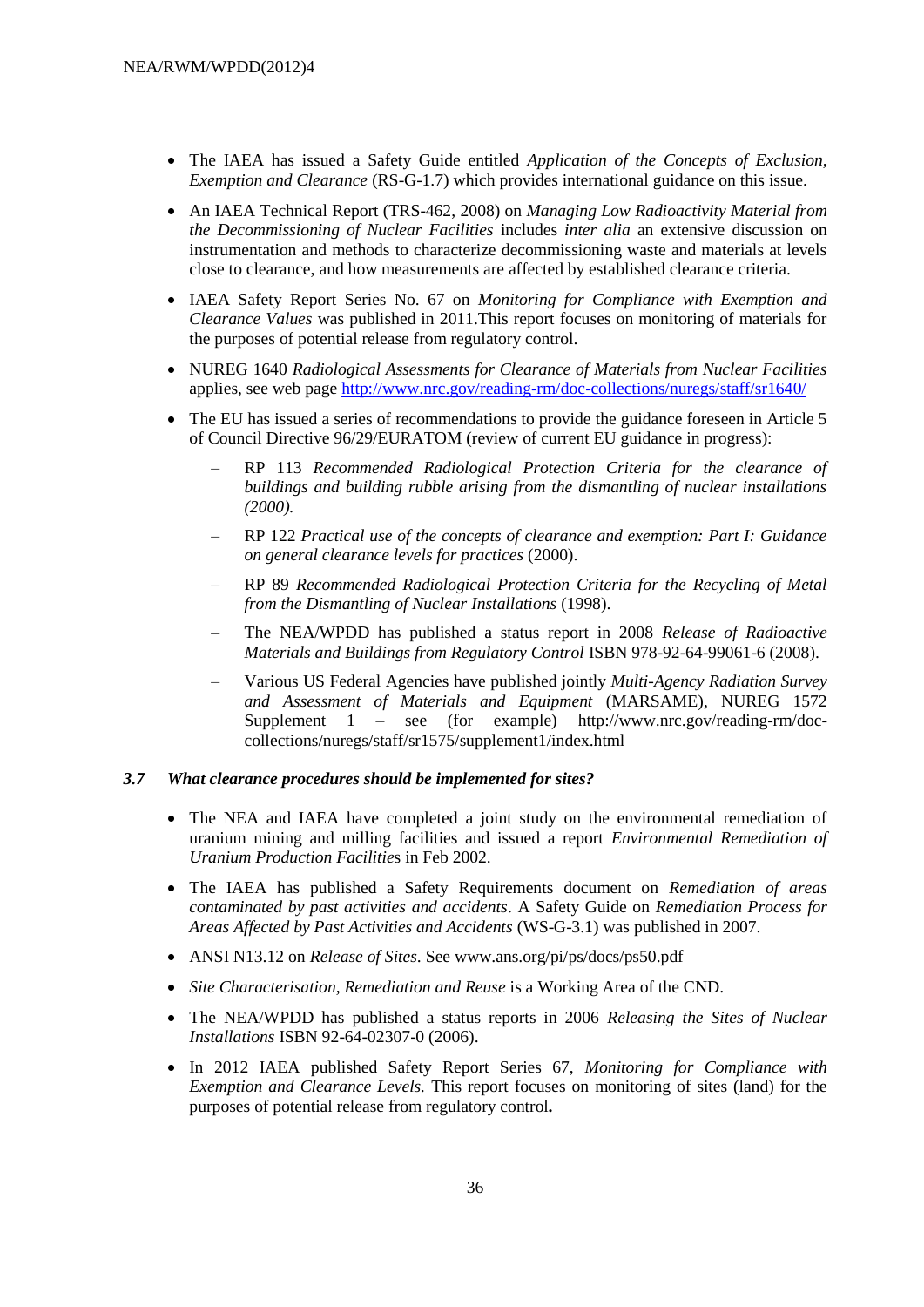- The IAEA has issued a Safety Guide entitled *Application of the Concepts of Exclusion, Exemption and Clearance* (RS-G-1.7) which provides international guidance on this issue.
- An IAEA Technical Report (TRS-462, 2008) on *Managing Low Radioactivity Material from the Decommissioning of Nuclear Facilities* includes *inter alia* an extensive discussion on instrumentation and methods to characterize decommissioning waste and materials at levels close to clearance, and how measurements are affected by established clearance criteria.
- IAEA Safety Report Series No. 67 on *Monitoring for Compliance with Exemption and Clearance Values* was published in 2011.This report focuses on monitoring of materials for the purposes of potential release from regulatory control.
- NUREG 1640 *Radiological Assessments for Clearance of Materials from Nuclear Facilities* applies, see web page http://www.nrc.gov/reading-rm/doc-collections/nuregs/staff/sr1640/
- The EU has issued a series of recommendations to provide the guidance foreseen in Article 5 of Council Directive 96/29/EURATOM (review of current EU guidance in progress):
  - RP 113 *Recommended Radiological Protection Criteria for the clearance of buildings and building rubble arising from the dismantling of nuclear installations (2000).*
  - RP 122 *Practical use of the concepts of clearance and exemption: Part I: Guidance on general clearance levels for practices* (2000).
  - RP 89 *Recommended Radiological Protection Criteria for the Recycling of Metal from the Dismantling of Nuclear Installations* (1998).
  - The NEA/WPDD has published a status report in 2008 *Release of Radioactive Materials and Buildings from Regulatory Control* ISBN 978-92-64-99061-6 (2008).
  - Various US Federal Agencies have published jointly *Multi-Agency Radiation Survey and Assessment of Materials and Equipment* (MARSAME), NUREG 1572 Supplement 1 – see (for example) http://www.nrc.gov/reading-rm/doc-collections/nuregs/staff/sr1575/supplement1/index.html

### *3.7 What clearance procedures should be implemented for sites?*

- The NEA and IAEA have completed a joint study on the environmental remediation of uranium mining and milling facilities and issued a report *Environmental Remediation of Uranium Production Facilities* in Feb 2002.
- The IAEA has published a Safety Requirements document on *Remediation of areas contaminated by past activities and accidents*. A Safety Guide on *Remediation Process for Areas Affected by Past Activities and Accidents* (WS-G-3.1) was published in 2007.
- ANSI N13.12 on *Release of Sites.* See www.ans.org/pi/ps/docs/ps50.pdf
- *Site Characterisation, Remediation and Reuse* is a Working Area of the CND.
- The NEA/WPDD has published a status reports in 2006 *Releasing the Sites of Nuclear Installations* ISBN 92-64-02307-0 (2006).
- In 2012 IAEA published Safety Report Series 67, *Monitoring for Compliance with Exemption and Clearance Levels.* This report focuses on monitoring of sites (land) for the purposes of potential release from regulatory control**.**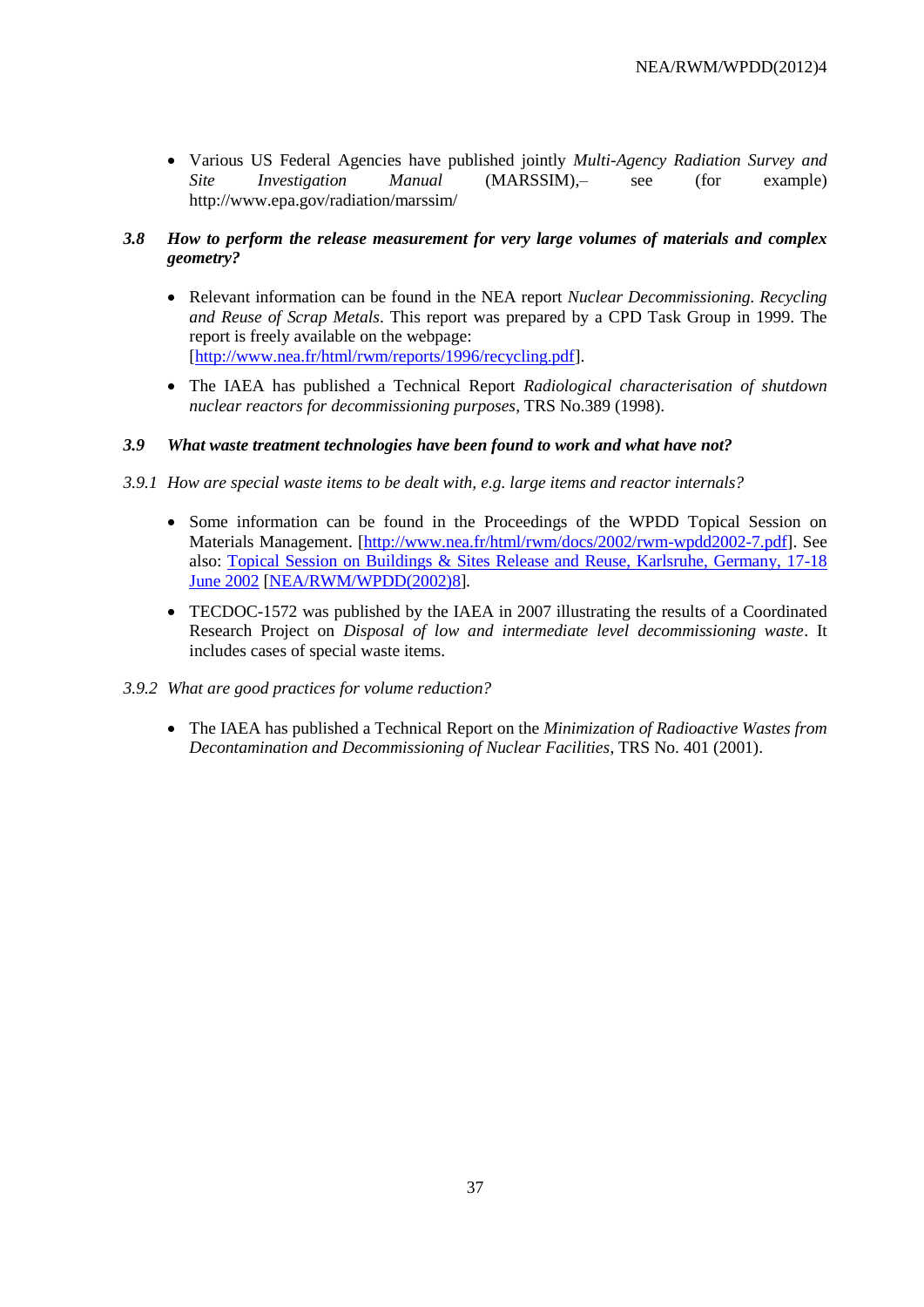- Various US Federal Agencies have published jointly *Multi-Agency Radiation Survey and Site Investigation Manual* (MARSSIM),– see (for example) http://www.epa.gov/radiation/marssim/

### *3.8 How to perform the release measurement for very large volumes of materials and complex geometry?*

- Relevant information can be found in the NEA report *Nuclear Decommissioning. Recycling and Reuse of Scrap Metals*. This report was prepared by a CPD Task Group in 1999. The report is freely available on the webpage: [http://www.nea.fr/html/rwm/reports/1996/recycling.pdf].
- The IAEA has published a Technical Report *Radiological characterisation of shutdown nuclear reactors for decommissioning purposes*, TRS No.389 (1998).

### *3.9 What waste treatment technologies have been found to work and what have not?*

#### *3.9.1 How are special waste items to be dealt with, e.g. large items and reactor internals?*

- Some information can be found in the Proceedings of the WPDD Topical Session on Materials Management. [http://www.nea.fr/html/rwm/docs/2002/rwm-wpdd2002-7.pdf]. See also: Topical Session on Buildings & Sites Release and Reuse, Karlsruhe, Germany, 17-18 June 2002 [NEA/RWM/WPDD(2002)8].
- TECDOC-1572 was published by the IAEA in 2007 illustrating the results of a Coordinated Research Project on *Disposal of low and intermediate level decommissioning waste*. It includes cases of special waste items.

#### *3.9.2 What are good practices for volume reduction?*

- The IAEA has published a Technical Report on the *Minimization of Radioactive Wastes from Decontamination and Decommissioning of Nuclear Facilities*, TRS No. 401 (2001).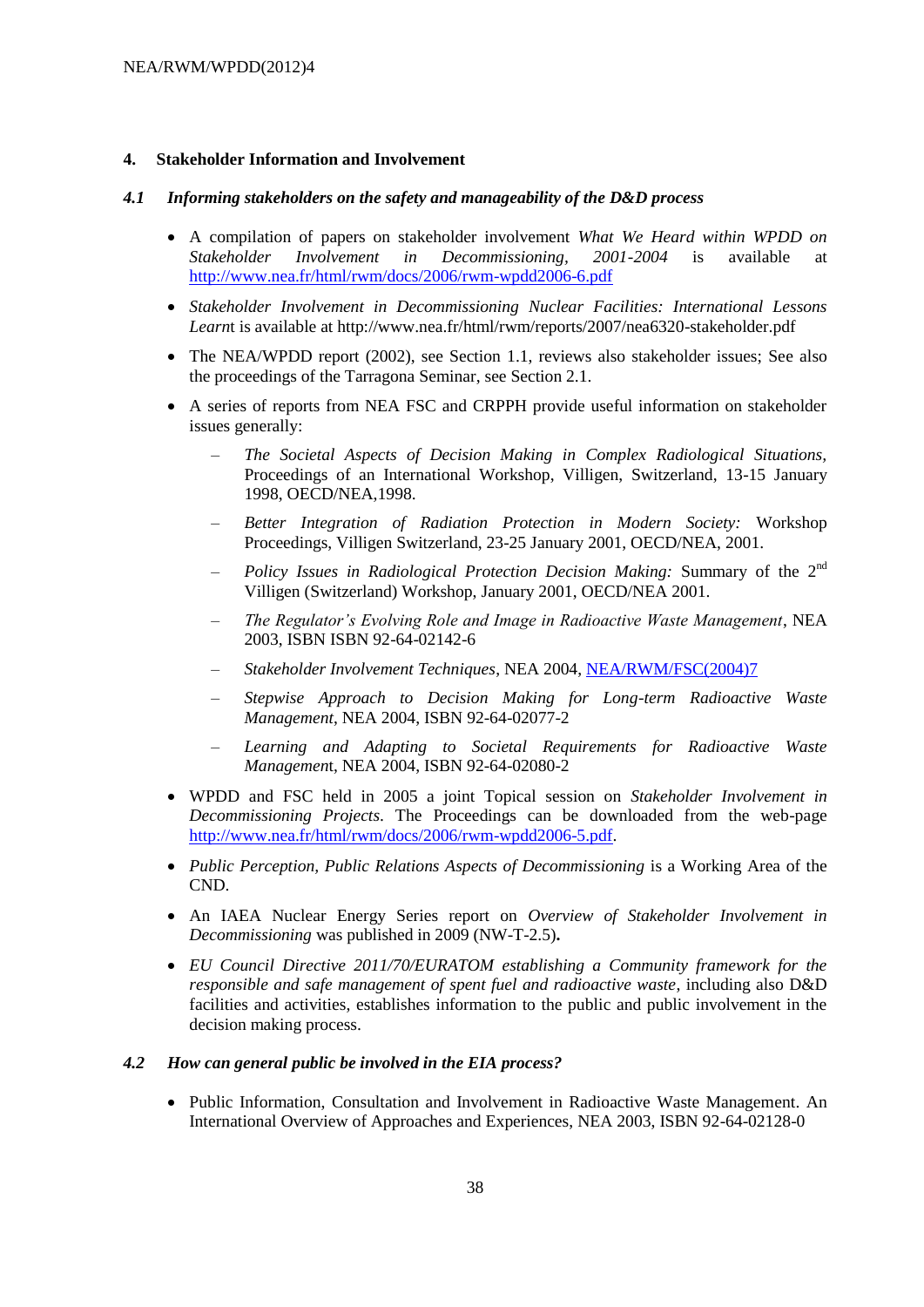## 4. Stakeholder Information and Involvement

### *4.1 Informing stakeholders on the safety and manageability of the D&D process*

- A compilation of papers on stakeholder involvement *What We Heard within WPDD on Stakeholder Involvement in Decommissioning, 2001-2004* is available at http://www.nea.fr/html/rwm/docs/2006/rwm-wpdd2006-6.pdf
- *Stakeholder Involvement in Decommissioning Nuclear Facilities: International Lessons Learnt* is available at http://www.nea.fr/html/rwm/reports/2007/nea6320-stakeholder.pdf
- The NEA/WPDD report (2002), see Section 1.1, reviews also stakeholder issues; See also the proceedings of the Tarragona Seminar, see Section 2.1.
- A series of reports from NEA FSC and CRPPH provide useful information on stakeholder issues generally:
  - *The Societal Aspects of Decision Making in Complex Radiological Situations,* Proceedings of an International Workshop, Villigen, Switzerland, 13-15 January 1998, OECD/NEA,1998.
  - *Better Integration of Radiation Protection in Modern Society:* Workshop Proceedings, Villigen Switzerland, 23-25 January 2001, OECD/NEA, 2001.
  - *Policy Issues in Radiological Protection Decision Making:* Summary of the 2nd Villigen (Switzerland) Workshop, January 2001, OECD/NEA 2001.
  - *The Regulator's Evolving Role and Image in Radioactive Waste Management*, NEA 2003, ISBN ISBN 92-64-02142-6
  - *Stakeholder Involvement Techniques*, NEA 2004, NEA/RWM/FSC(2004)7
  - *Stepwise Approach to Decision Making for Long-term Radioactive Waste Management*, NEA 2004, ISBN 92-64-02077-2
  - *Learning and Adapting to Societal Requirements for Radioactive Waste Management*, NEA 2004, ISBN 92-64-02080-2
- WPDD and FSC held in 2005 a joint Topical session on *Stakeholder Involvement in Decommissioning Projects*. The Proceedings can be downloaded from the web-page http://www.nea.fr/html/rwm/docs/2006/rwm-wpdd2006-5.pdf.
- *Public Perception, Public Relations Aspects of Decommissioning* is a Working Area of the CND.
- An IAEA Nuclear Energy Series report on *Overview of Stakeholder Involvement in Decommissioning* was published in 2009 (NW-T-2.5)**.**
- *EU Council Directive 2011/70/EURATOM establishing a Community framework for the responsible and safe management of spent fuel and radioactive waste*, including also D&D facilities and activities, establishes information to the public and public involvement in the decision making process.

### *4.2 How can general public be involved in the EIA process?*

- Public Information, Consultation and Involvement in Radioactive Waste Management. An International Overview of Approaches and Experiences, NEA 2003, ISBN 92-64-02128-0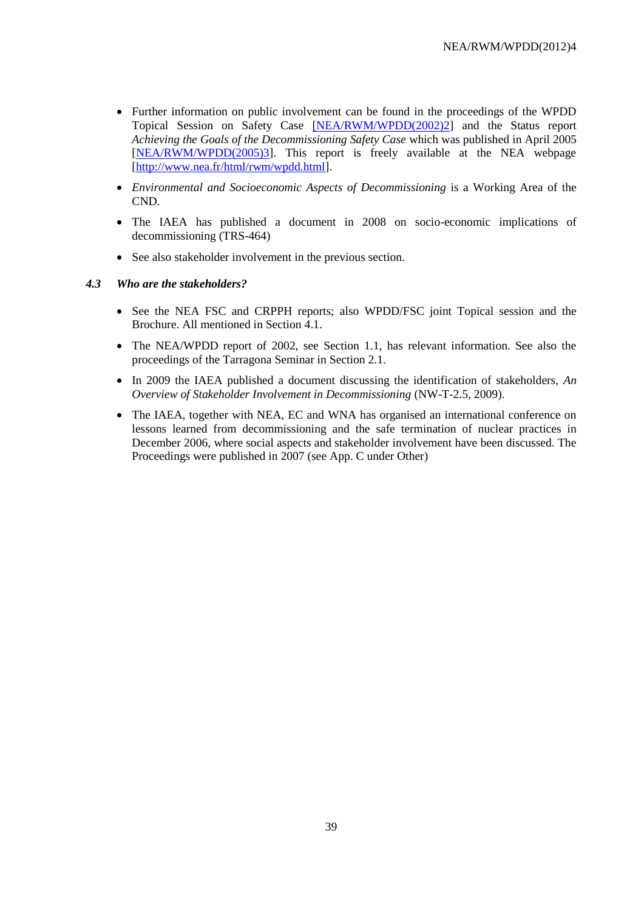- Further information on public involvement can be found in the proceedings of the WPDD Topical Session on Safety Case [NEA/RWM/WPDD(2002)2] and the Status report *Achieving the Goals of the Decommissioning Safety Case* which was published in April 2005 [NEA/RWM/WPDD(2005)3]. This report is freely available at the NEA webpage [http://www.nea.fr/html/rwm/wpdd.html].
- *Environmental and Socioeconomic Aspects of Decommissioning* is a Working Area of the CND.
- The IAEA has published a document in 2008 on socio-economic implications of decommissioning (TRS-464)
- See also stakeholder involvement in the previous section.

### *4.3 Who are the stakeholders?*

- See the NEA FSC and CRPPH reports; also WPDD/FSC joint Topical session and the Brochure. All mentioned in Section 4.1.
- The NEA/WPDD report of 2002, see Section 1.1, has relevant information. See also the proceedings of the Tarragona Seminar in Section 2.1.
- In 2009 the IAEA published a document discussing the identification of stakeholders, *An Overview of Stakeholder Involvement in Decommissioning* (NW-T-2.5, 2009).
- The IAEA, together with NEA, EC and WNA has organised an international conference on lessons learned from decommissioning and the safe termination of nuclear practices in December 2006, where social aspects and stakeholder involvement have been discussed. The Proceedings were published in 2007 (see App. C under Other)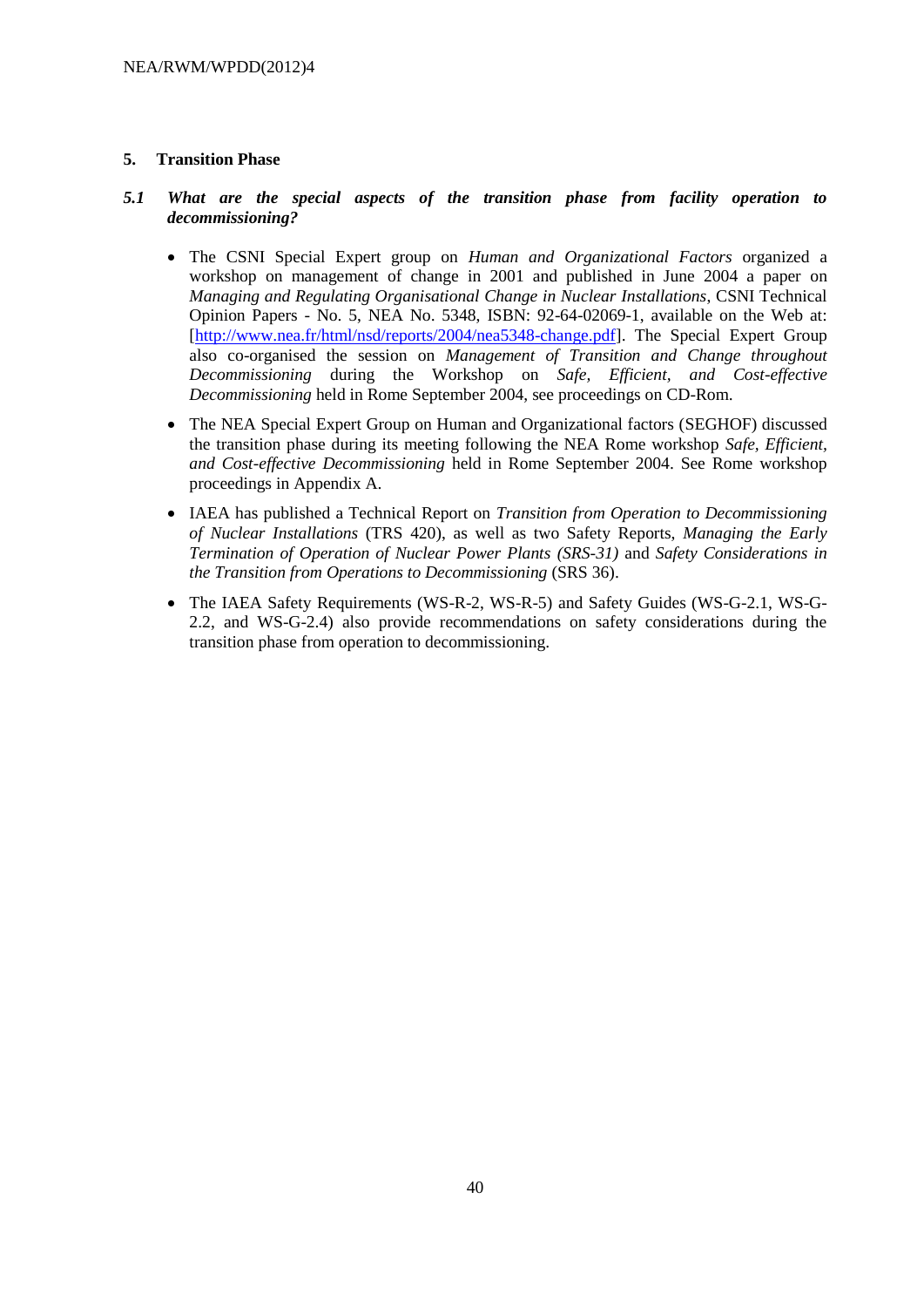## 5. Transition Phase

### *5.1 What are the special aspects of the transition phase from facility operation to decommissioning?*

- The CSNI Special Expert group on *Human and Organizational Factors* organized a workshop on management of change in 2001 and published in June 2004 a paper on *Managing and Regulating Organisational Change in Nuclear Installations*, CSNI Technical Opinion Papers - No. 5, NEA No. 5348, ISBN: 92-64-02069-1, available on the Web at: [http://www.nea.fr/html/nsd/reports/2004/nea5348-change.pdf]. The Special Expert Group also co-organised the session on *Management of Transition and Change throughout Decommissioning* during the Workshop on *Safe, Efficient, and Cost-effective Decommissioning* held in Rome September 2004, see proceedings on CD-Rom.

- The NEA Special Expert Group on Human and Organizational factors (SEGHOF) discussed the transition phase during its meeting following the NEA Rome workshop *Safe, Efficient, and Cost-effective Decommissioning* held in Rome September 2004. See Rome workshop proceedings in Appendix A.

- IAEA has published a Technical Report on *Transition from Operation to Decommissioning of Nuclear Installations* (TRS 420), as well as two Safety Reports, *Managing the Early Termination of Operation of Nuclear Power Plants (SRS-31)* and *Safety Considerations in the Transition from Operations to Decommissioning* (SRS 36).

- The IAEA Safety Requirements (WS-R-2, WS-R-5) and Safety Guides (WS-G-2.1, WS-G-2.2, and WS-G-2.4) also provide recommendations on safety considerations during the transition phase from operation to decommissioning.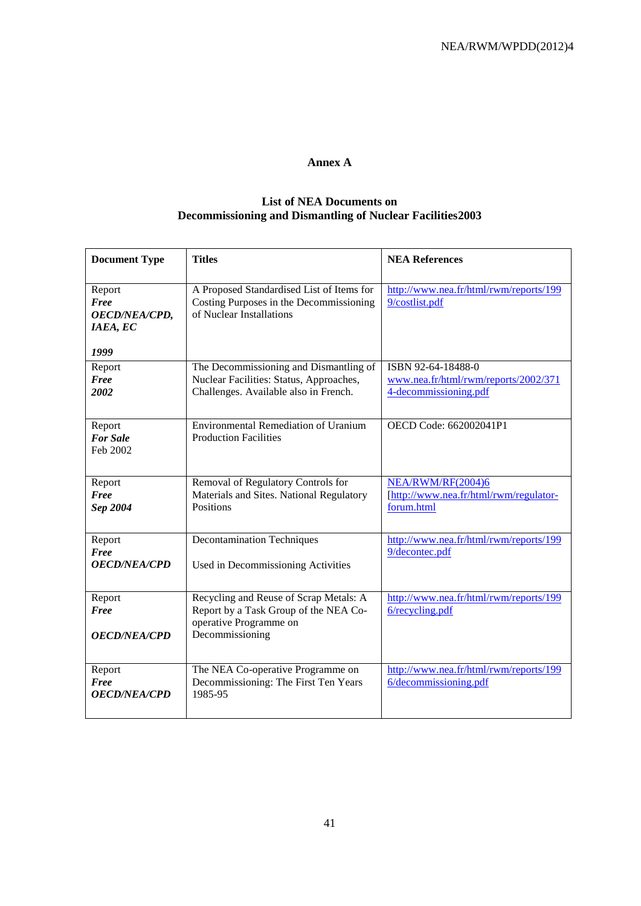## Annex A

### List of NEA Documents on Decommissioning and Dismantling of Nuclear Facilities2003

| Document Type | Titles | NEA References |
|---|---|---|
| Report ***Free*** ***OECD/NEA/CPD, IAEA, EC*** ***1999*** | A Proposed Standardised List of Items for Costing Purposes in the Decommissioning of Nuclear Installations | http://www.nea.fr/html/rwm/reports/1999/costlist.pdf |
| Report ***Free*** ***2002*** | The Decommissioning and Dismantling of Nuclear Facilities: Status, Approaches, Challenges. Available also in French. | ISBN 92-64-18488-0 www.nea.fr/html/rwm/reports/2002/3714-decommissioning.pdf |
| Report ***For Sale*** Feb 2002 | Environmental Remediation of Uranium Production Facilities | OECD Code: 662002041P1 |
| Report ***Free*** ***Sep 2004*** | Removal of Regulatory Controls for Materials and Sites. National Regulatory Positions | NEA/RWM/RF(2004)6 [http://www.nea.fr/html/rwm/regulator-forum.html |
| Report ***Free*** ***OECD/NEA/CPD*** | Decontamination Techniques Used in Decommissioning Activities | http://www.nea.fr/html/rwm/reports/1999/decontec.pdf |
| Report ***Free*** ***OECD/NEA/CPD*** | Recycling and Reuse of Scrap Metals: A Report by a Task Group of the NEA Co-operative Programme on Decommissioning | http://www.nea.fr/html/rwm/reports/1996/recycling.pdf |
| Report ***Free*** ***OECD/NEA/CPD*** | The NEA Co-operative Programme on Decommissioning: The First Ten Years 1985-95 | http://www.nea.fr/html/rwm/reports/1996/decommissioning.pdf |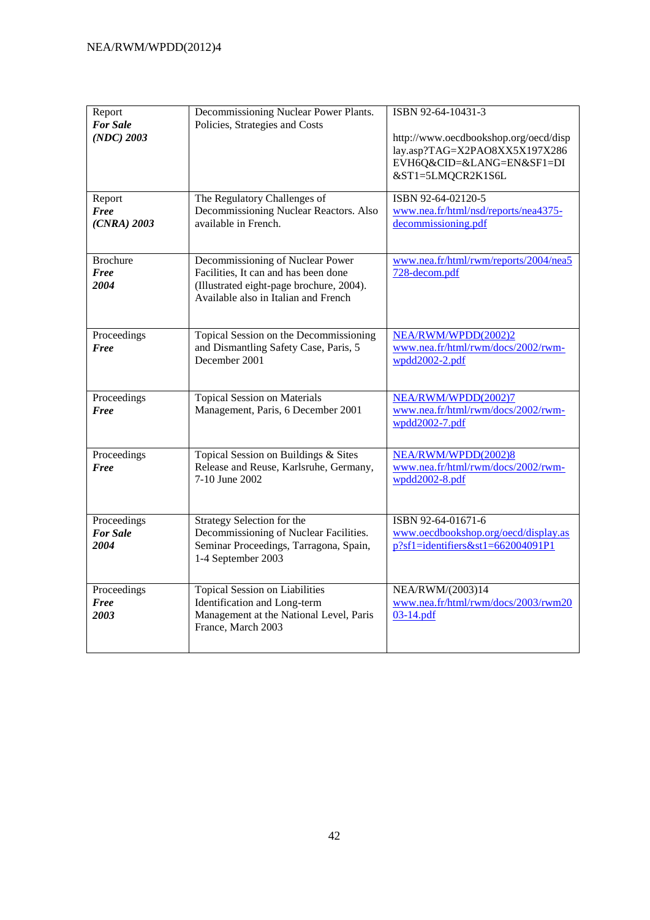| | | |
|---|---|---|
| Report<br>***For Sale***<br>***(NDC) 2003*** | Decommissioning Nuclear Power Plants. Policies, Strategies and Costs | ISBN 92-64-10431-3<br><br>http://www.oecdbookshop.org/oecd/display.asp?TAG=X2PAO8XX5X197X286EVH6Q&CID=&LANG=EN&SF1=DI&ST1=5LMQCR2K1S6L |
| Report<br>***Free***<br>***(CNRA) 2003*** | The Regulatory Challenges of Decommissioning Nuclear Reactors. Also available in French. | ISBN 92-64-02120-5<br>www.nea.fr/html/nsd/reports/nea4375-decommissioning.pdf |
| Brochure<br>***Free***<br>***2004*** | Decommissioning of Nuclear Power Facilities, It can and has been done (Illustrated eight-page brochure, 2004). Available also in Italian and French | www.nea.fr/html/rwm/reports/2004/nea5728-decom.pdf |
| Proceedings<br>***Free*** | Topical Session on the Decommissioning and Dismantling Safety Case, Paris, 5 December 2001 | NEA/RWM/WPDD(2002)2<br>www.nea.fr/html/rwm/docs/2002/rwm-wpdd2002-2.pdf |
| Proceedings<br>***Free*** | Topical Session on Materials Management, Paris, 6 December 2001 | NEA/RWM/WPDD(2002)7<br>www.nea.fr/html/rwm/docs/2002/rwm-wpdd2002-7.pdf |
| Proceedings<br>***Free*** | Topical Session on Buildings & Sites Release and Reuse, Karlsruhe, Germany, 7-10 June 2002 | NEA/RWM/WPDD(2002)8<br>www.nea.fr/html/rwm/docs/2002/rwm-wpdd2002-8.pdf |
| Proceedings<br>***For Sale***<br>***2004*** | Strategy Selection for the Decommissioning of Nuclear Facilities. Seminar Proceedings, Tarragona, Spain, 1-4 September 2003 | ISBN 92-64-01671-6<br>www.oecdbookshop.org/oecd/display.asp?sf1=identifiers&st1=662004091P1 |
| Proceedings<br>***Free***<br>***2003*** | Topical Session on Liabilities Identification and Long-term Management at the National Level, Paris France, March 2003 | NEA/RWM/(2003)14<br>www.nea.fr/html/rwm/docs/2003/rwm2003-14.pdf |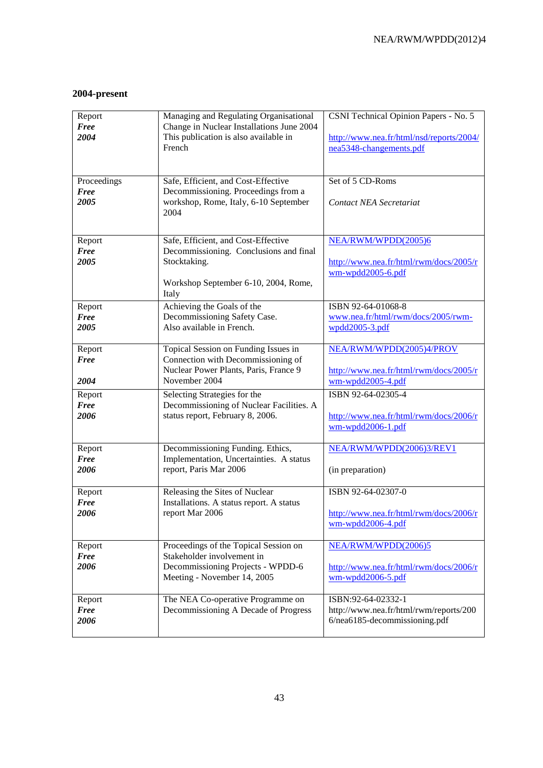## 2004-present

| | | |
|---|---|---|
| Report<br>***Free***<br>***2004*** | Managing and Regulating Organisational Change in Nuclear Installations June 2004 This publication is also available in French | CSNI Technical Opinion Papers - No. 5<br><br>http://www.nea.fr/html/nsd/reports/2004/nea5348-changements.pdf |
| Proceedings<br>***Free***<br>***2005*** | Safe, Efficient, and Cost-Effective Decommissioning. Proceedings from a workshop, Rome, Italy, 6-10 September 2004 | Set of 5 CD-Roms<br><br>*Contact NEA Secretariat* |
| Report<br>***Free***<br>***2005*** | Safe, Efficient, and Cost-Effective Decommissioning. Conclusions and final Stocktaking.<br><br>Workshop September 6-10, 2004, Rome, Italy | NEA/RWM/WPDD(2005)6<br><br>http://www.nea.fr/html/rwm/docs/2005/rwm-wpdd2005-6.pdf |
| Report<br>***Free***<br>***2005*** | Achieving the Goals of the Decommissioning Safety Case. Also available in French. | ISBN 92-64-01068-8<br>www.nea.fr/html/rwm/docs/2005/rwm-wpdd2005-3.pdf |
| Report<br>***Free***<br><br>***2004*** | Topical Session on Funding Issues in Connection with Decommissioning of Nuclear Power Plants, Paris, France 9 November 2004 | NEA/RWM/WPDD(2005)4/PROV<br><br>http://www.nea.fr/html/rwm/docs/2005/rwm-wpdd2005-4.pdf |
| Report<br>***Free***<br>***2006*** | Selecting Strategies for the Decommissioning of Nuclear Facilities. A status report, February 8, 2006. | ISBN 92-64-02305-4<br><br>http://www.nea.fr/html/rwm/docs/2006/rwm-wpdd2006-1.pdf |
| Report<br>***Free***<br>***2006*** | Decommissioning Funding. Ethics, Implementation, Uncertainties. A status report, Paris Mar 2006 | NEA/RWM/WPDD(2006)3/REV1<br><br>(in preparation) |
| Report<br>***Free***<br>***2006*** | Releasing the Sites of Nuclear Installations. A status report. A status report Mar 2006 | ISBN 92-64-02307-0<br><br>http://www.nea.fr/html/rwm/docs/2006/rwm-wpdd2006-4.pdf |
| Report<br>***Free***<br>***2006*** | Proceedings of the Topical Session on Stakeholder involvement in Decommissioning Projects - WPDD-6 Meeting - November 14, 2005 | NEA/RWM/WPDD(2006)5<br><br>http://www.nea.fr/html/rwm/docs/2006/rwm-wpdd2006-5.pdf |
| Report<br>***Free***<br>***2006*** | The NEA Co-operative Programme on Decommissioning A Decade of Progress | ISBN:92-64-02332-1<br>http://www.nea.fr/html/rwm/reports/2006/nea6185-decommissioning.pdf |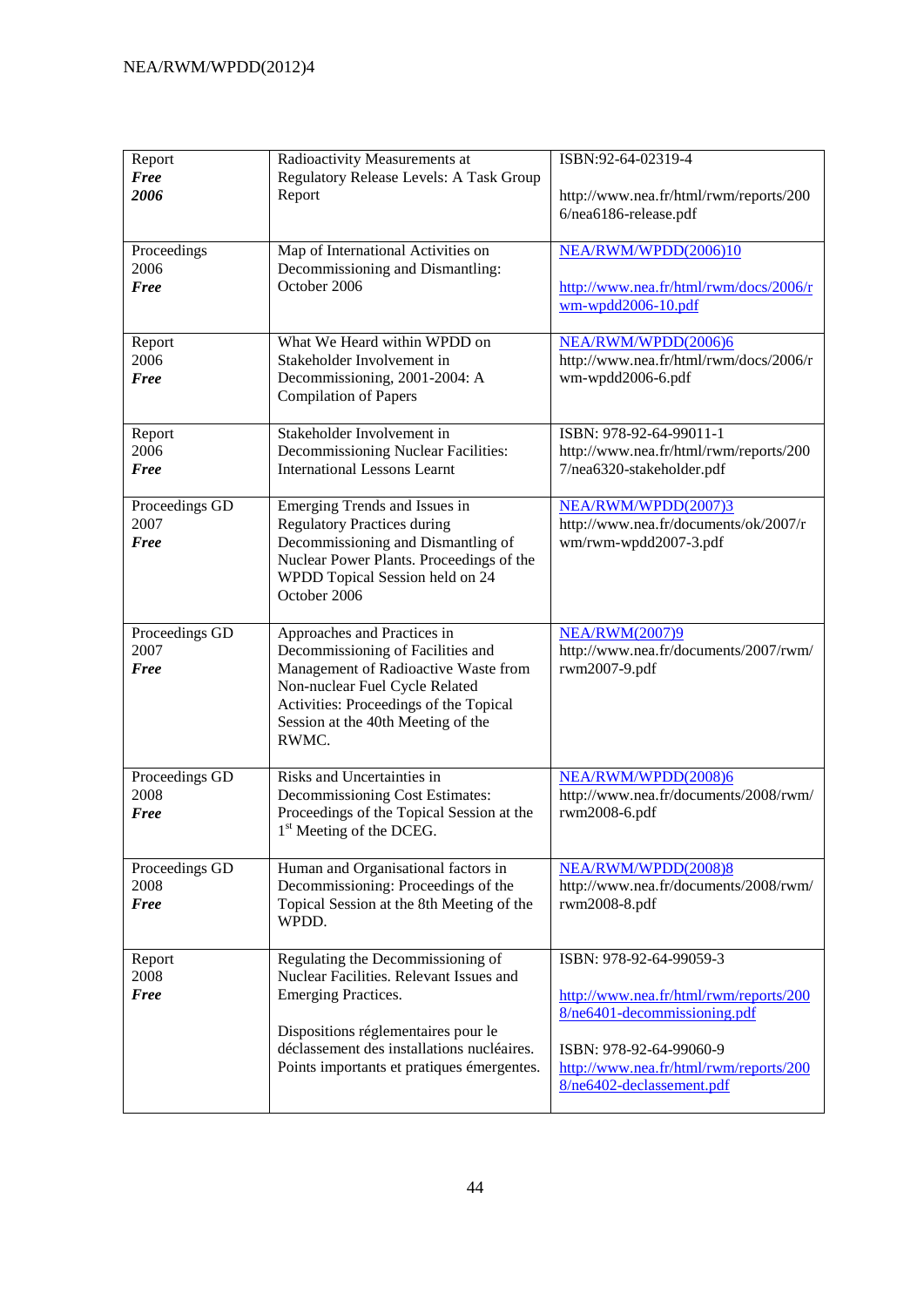| | | |
|---|---|---|
| Report<br>***Free***<br>***2006*** | Radioactivity Measurements at Regulatory Release Levels: A Task Group Report | ISBN:92-64-02319-4<br><br>http://www.nea.fr/html/rwm/reports/2006/nea6186-release.pdf |
| Proceedings<br>2006<br>***Free*** | Map of International Activities on Decommissioning and Dismantling: October 2006 | NEA/RWM/WPDD(2006)10<br><br>http://www.nea.fr/html/rwm/docs/2006/rwm-wpdd2006-10.pdf |
| Report<br>2006<br>***Free*** | What We Heard within WPDD on Stakeholder Involvement in Decommissioning, 2001-2004: A Compilation of Papers | NEA/RWM/WPDD(2006)6<br>http://www.nea.fr/html/rwm/docs/2006/rwm-wpdd2006-6.pdf |
| Report<br>2006<br>***Free*** | Stakeholder Involvement in Decommissioning Nuclear Facilities: International Lessons Learnt | ISBN: 978-92-64-99011-1<br>http://www.nea.fr/html/rwm/reports/2007/nea6320-stakeholder.pdf |
| Proceedings GD<br>2007<br>***Free*** | Emerging Trends and Issues in Regulatory Practices during Decommissioning and Dismantling of Nuclear Power Plants. Proceedings of the WPDD Topical Session held on 24 October 2006 | NEA/RWM/WPDD(2007)3<br>http://www.nea.fr/documents/ok/2007/rwm/rwm-wpdd2007-3.pdf |
| Proceedings GD<br>2007<br>***Free*** | Approaches and Practices in Decommissioning of Facilities and Management of Radioactive Waste from Non-nuclear Fuel Cycle Related Activities: Proceedings of the Topical Session at the 40th Meeting of the RWMC. | NEA/RWM(2007)9<br>http://www.nea.fr/documents/2007/rwm/rwm2007-9.pdf |
| Proceedings GD<br>2008<br>***Free*** | Risks and Uncertainties in Decommissioning Cost Estimates: Proceedings of the Topical Session at the 1st Meeting of the DCEG. | NEA/RWM/WPDD(2008)6<br>http://www.nea.fr/documents/2008/rwm/rwm2008-6.pdf |
| Proceedings GD<br>2008<br>***Free*** | Human and Organisational factors in Decommissioning: Proceedings of the Topical Session at the 8th Meeting of the WPDD. | NEA/RWM/WPDD(2008)8<br>http://www.nea.fr/documents/2008/rwm/rwm2008-8.pdf |
| Report<br>2008<br>***Free*** | Regulating the Decommissioning of Nuclear Facilities. Relevant Issues and Emerging Practices.<br><br>Dispositions réglementaires pour le déclassement des installations nucléaires. Points importants et pratiques émergentes. | ISBN: 978-92-64-99059-3<br><br>http://www.nea.fr/html/rwm/reports/2008/ne6401-decommissioning.pdf<br><br>ISBN: 978-92-64-99060-9<br>http://www.nea.fr/html/rwm/reports/2008/ne6402-declassement.pdf |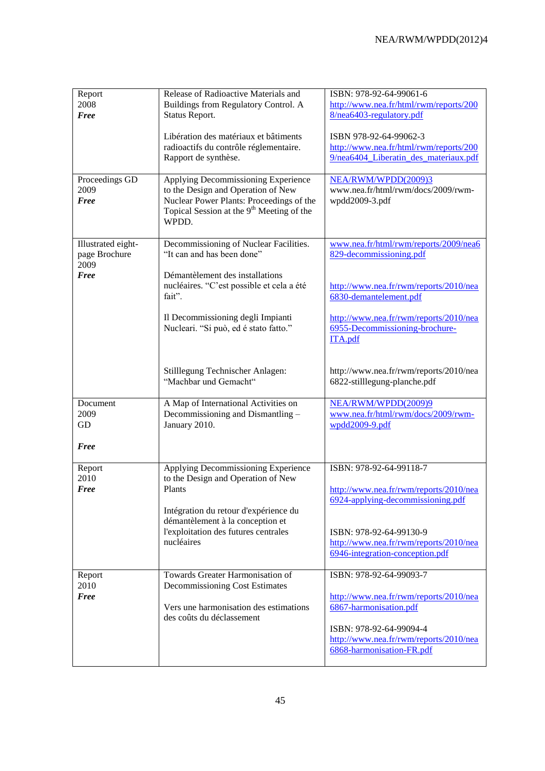| | | |
|---|---|---|
| Report<br>2008<br>***Free*** | Release of Radioactive Materials and Buildings from Regulatory Control. A Status Report.<br><br>Libération des matériaux et bâtiments radioactifs du contrôle réglementaire. Rapport de synthèse. | ISBN: 978-92-64-99061-6<br>http://www.nea.fr/html/rwm/reports/2008/nea6403-regulatory.pdf<br><br>ISBN 978-92-64-99062-3<br>http://www.nea.fr/html/rwm/reports/2009/nea6404_Liberatin_des_materiaux.pdf |
| Proceedings GD<br>2009<br>***Free*** | Applying Decommissioning Experience to the Design and Operation of New Nuclear Power Plants: Proceedings of the Topical Session at the 9th Meeting of the WPDD. | NEA/RWM/WPDD(2009)3<br>www.nea.fr/html/rwm/docs/2009/rwm-wpdd2009-3.pdf |
| Illustrated eight-page Brochure<br>2009<br>***Free*** | Decommissioning of Nuclear Facilities. "It can and has been done"<br><br>Démantèlement des installations nucléaires. "C'est possible et cela a été fait".<br><br>Il Decommissioning degli Impianti Nucleari. "Si può, ed é stato fatto."<br><br>Stilllegung Technischer Anlagen: "Machbar und Gemacht" | www.nea.fr/html/rwm/reports/2009/nea6829-decommissioning.pdf<br><br>http://www.nea.fr/rwm/reports/2010/nea6830-demantelement.pdf<br><br>http://www.nea.fr/rwm/reports/2010/nea6955-Decommissioning-brochure-ITA.pdf<br><br>http://www.nea.fr/rwm/reports/2010/nea6822-stilllegung-planche.pdf |
| Document<br>2009<br>GD<br><br>***Free*** | A Map of International Activities on Decommissioning and Dismantling – January 2010. | NEA/RWM/WPDD(2009)9<br>www.nea.fr/html/rwm/docs/2009/rwm-wpdd2009-9.pdf |
| Report<br>2010<br>***Free*** | Applying Decommissioning Experience to the Design and Operation of New Plants<br><br>Intégration du retour d'expérience du démantèlement à la conception et l'exploitation des futures centrales nucléaires | ISBN: 978-92-64-99118-7<br><br>http://www.nea.fr/rwm/reports/2010/nea6924-applying-decommissioning.pdf<br><br>ISBN: 978-92-64-99130-9<br>http://www.nea.fr/rwm/reports/2010/nea6946-integration-conception.pdf |
| Report<br>2010<br>***Free*** | Towards Greater Harmonisation of Decommissioning Cost Estimates<br><br>Vers une harmonisation des estimations des coûts du déclassement | ISBN: 978-92-64-99093-7<br><br>http://www.nea.fr/rwm/reports/2010/nea6867-harmonisation.pdf<br><br>ISBN: 978-92-64-99094-4<br>http://www.nea.fr/rwm/reports/2010/nea6868-harmonisation-FR.pdf |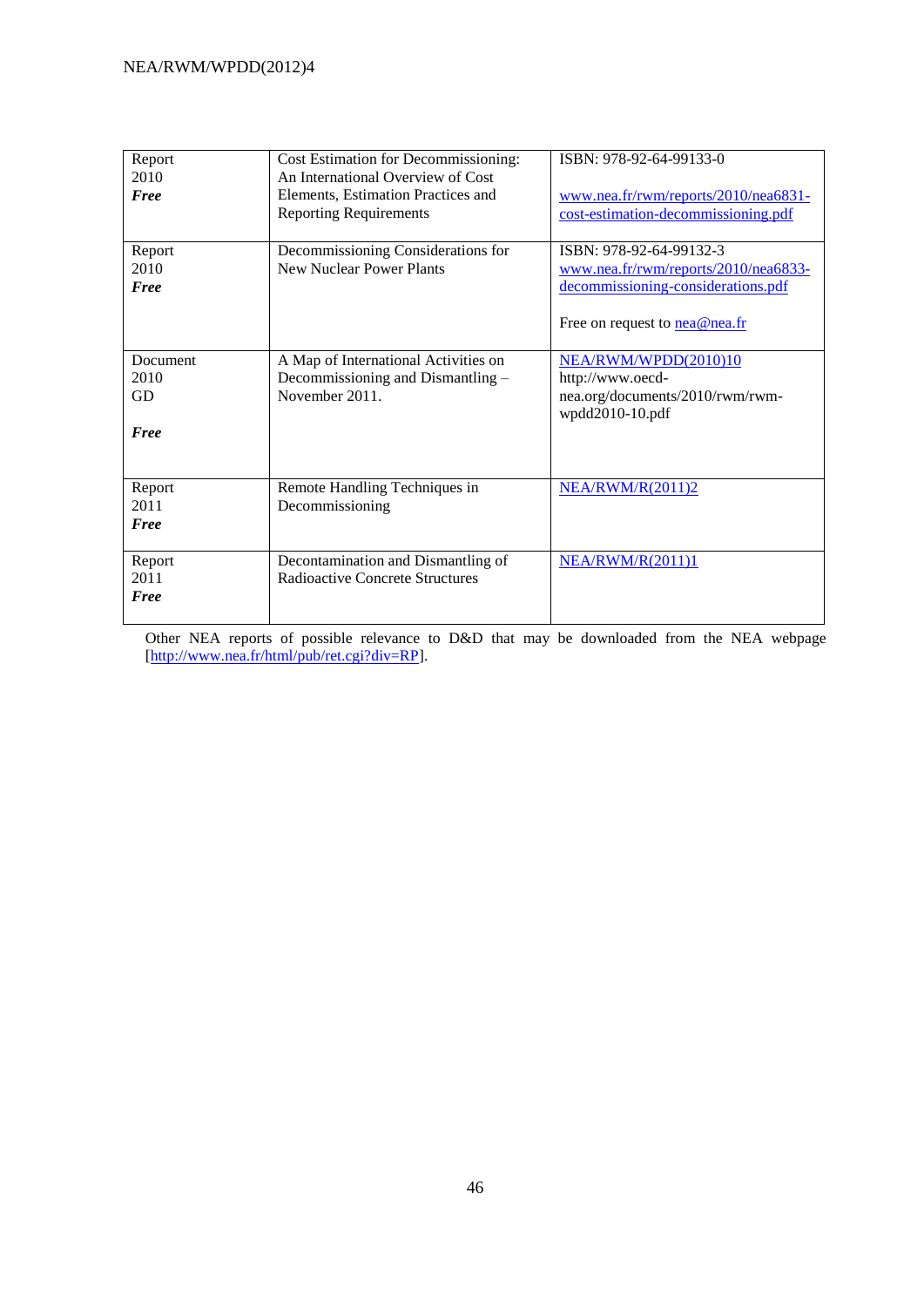| | | |
|---|---|---|
| Report<br>2010<br>***Free*** | Cost Estimation for Decommissioning: An International Overview of Cost Elements, Estimation Practices and Reporting Requirements | ISBN: 978-92-64-99133-0<br><br>www.nea.fr/rwm/reports/2010/nea6831-cost-estimation-decommissioning.pdf |
| Report<br>2010<br>***Free*** | Decommissioning Considerations for New Nuclear Power Plants | ISBN: 978-92-64-99132-3<br>www.nea.fr/rwm/reports/2010/nea6833-decommissioning-considerations.pdf<br><br>Free on request to nea@nea.fr |
| Document<br>2010<br>GD<br><br>***Free*** | A Map of International Activities on Decommissioning and Dismantling – November 2011. | NEA/RWM/WPDD(2010)10<br>http://www.oecd-nea.org/documents/2010/rwm/rwm-wpdd2010-10.pdf |
| Report<br>2011<br>***Free*** | Remote Handling Techniques in Decommissioning | NEA/RWM/R(2011)2 |
| Report<br>2011<br>***Free*** | Decontamination and Dismantling of Radioactive Concrete Structures | NEA/RWM/R(2011)1 |

Other NEA reports of possible relevance to D&D that may be downloaded from the NEA webpage [http://www.nea.fr/html/pub/ret.cgi?div=RP].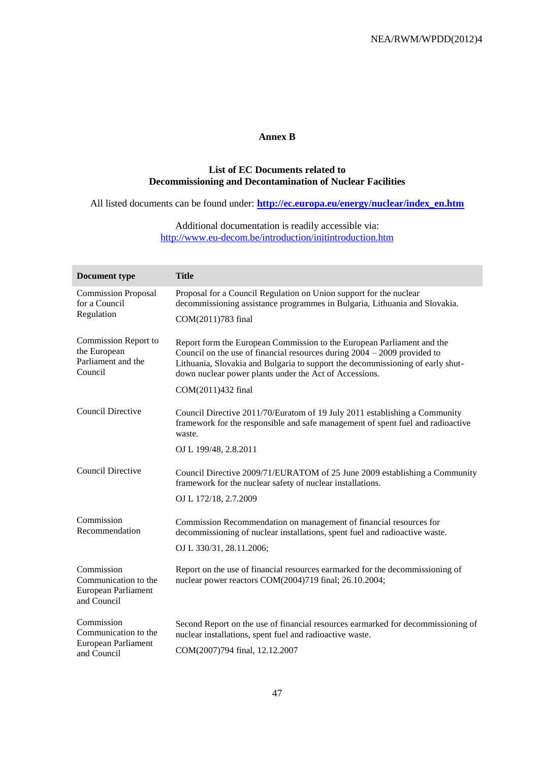## Annex B

### List of EC Documents related to Decommissioning and Decontamination of Nuclear Facilities

All listed documents can be found under: **http://ec.europa.eu/energy/nuclear/index_en.htm**

Additional documentation is readily accessible via:
http://www.eu-decom.be/introduction/initintroduction.htm

| Document type | Title |
|---|---|
| Commission Proposal for a Council Regulation | Proposal for a Council Regulation on Union support for the nuclear decommissioning assistance programmes in Bulgaria, Lithuania and Slovakia.<br><br>COM(2011)783 final |
| Commission Report to the European Parliament and the Council | Report form the European Commission to the European Parliament and the Council on the use of financial resources during 2004 – 2009 provided to Lithuania, Slovakia and Bulgaria to support the decommissioning of early shut-down nuclear power plants under the Act of Accessions.<br><br>COM(2011)432 final |
| Council Directive | Council Directive 2011/70/Euratom of 19 July 2011 establishing a Community framework for the responsible and safe management of spent fuel and radioactive waste.<br><br>OJ L 199/48, 2.8.2011 |
| Council Directive | Council Directive 2009/71/EURATOM of 25 June 2009 establishing a Community framework for the nuclear safety of nuclear installations.<br><br>OJ L 172/18, 2.7.2009 |
| Commission Recommendation | Commission Recommendation on management of financial resources for decommissioning of nuclear installations, spent fuel and radioactive waste.<br><br>OJ L 330/31, 28.11.2006; |
| Commission Communication to the European Parliament and Council | Report on the use of financial resources earmarked for the decommissioning of nuclear power reactors COM(2004)719 final; 26.10.2004; |
| Commission Communication to the European Parliament and Council | Second Report on the use of financial resources earmarked for decommissioning of nuclear installations, spent fuel and radioactive waste.<br><br>COM(2007)794 final, 12.12.2007 |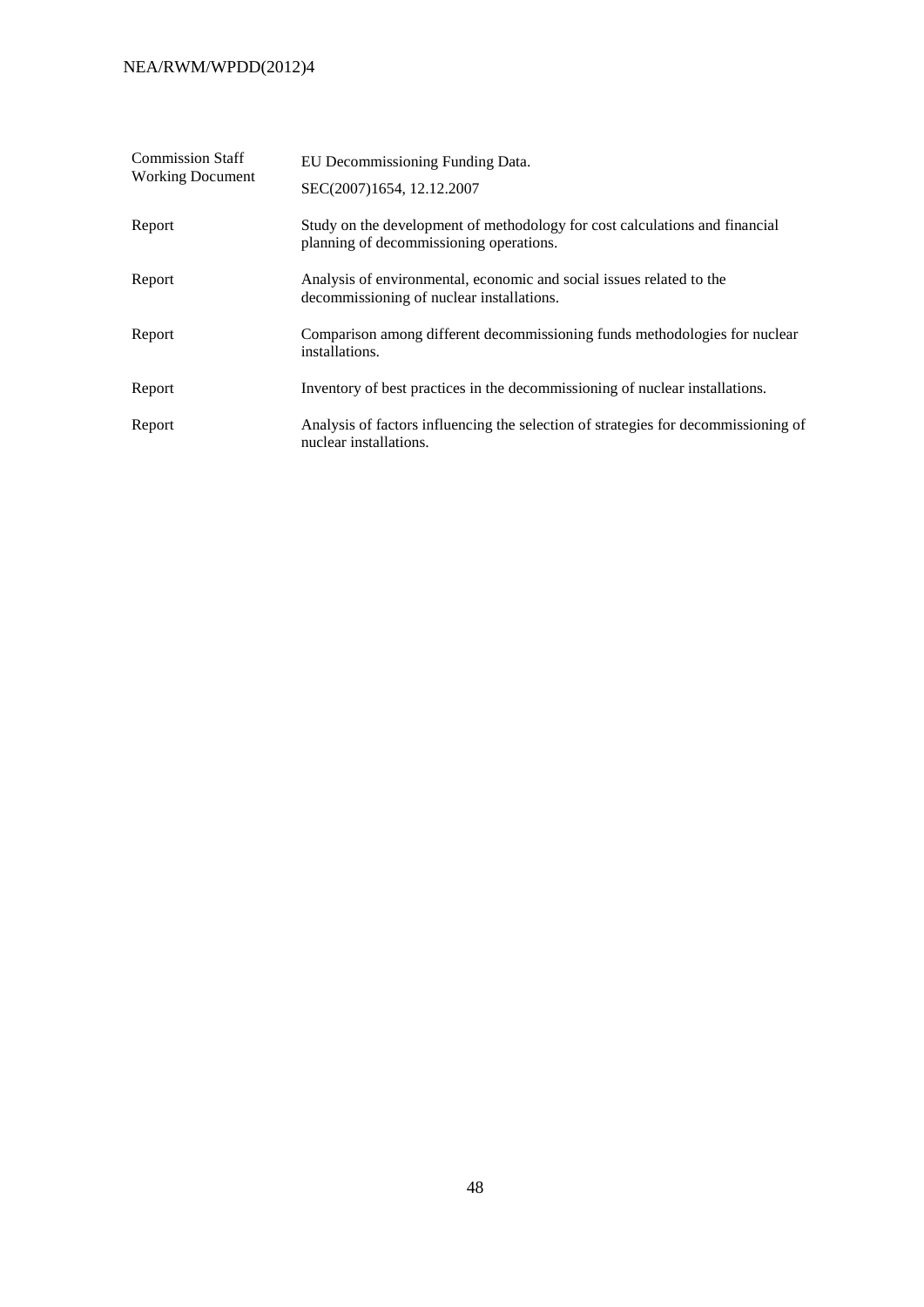| | |
|---|---|
| Commission Staff Working Document | EU Decommissioning Funding Data.<br>SEC(2007)1654, 12.12.2007 |
| Report | Study on the development of methodology for cost calculations and financial planning of decommissioning operations. |
| Report | Analysis of environmental, economic and social issues related to the decommissioning of nuclear installations. |
| Report | Comparison among different decommissioning funds methodologies for nuclear installations. |
| Report | Inventory of best practices in the decommissioning of nuclear installations. |
| Report | Analysis of factors influencing the selection of strategies for decommissioning of nuclear installations. |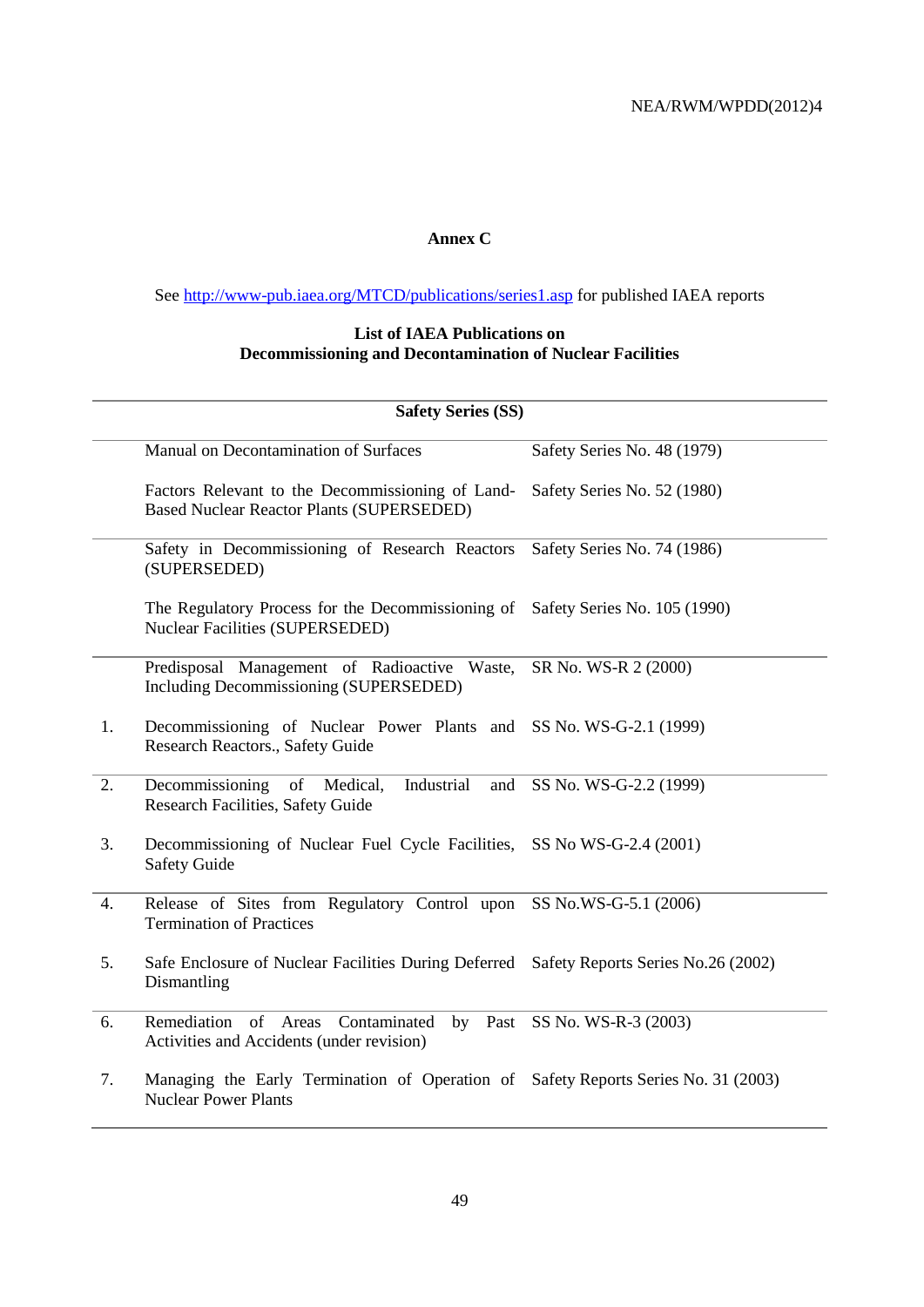## Annex C

See http://www-pub.iaea.org/MTCD/publications/series1.asp for published IAEA reports

**List of IAEA Publications on**
**Decommissioning and Decontamination of Nuclear Facilities**

| | Safety Series (SS) | |
|---|---|---|
| | Manual on Decontamination of Surfaces | Safety Series No. 48 (1979) |
| | Factors Relevant to the Decommissioning of Land-Based Nuclear Reactor Plants (SUPERSEDED) | Safety Series No. 52 (1980) |
| | Safety in Decommissioning of Research Reactors (SUPERSEDED) | Safety Series No. 74 (1986) |
| | The Regulatory Process for the Decommissioning of Nuclear Facilities (SUPERSEDED) | Safety Series No. 105 (1990) |
| | Predisposal Management of Radioactive Waste, Including Decommissioning (SUPERSEDED) | SR No. WS-R 2 (2000) |
| 1. | Decommissioning of Nuclear Power Plants and Research Reactors., Safety Guide | SS No. WS-G-2.1 (1999) |
| 2. | Decommissioning of Medical, Industrial and Research Facilities, Safety Guide | SS No. WS-G-2.2 (1999) |
| 3. | Decommissioning of Nuclear Fuel Cycle Facilities, Safety Guide | SS No WS-G-2.4 (2001) |
| 4. | Release of Sites from Regulatory Control upon Termination of Practices | SS No.WS-G-5.1 (2006) |
| 5. | Safe Enclosure of Nuclear Facilities During Deferred Dismantling | Safety Reports Series No.26 (2002) |
| 6. | Remediation of Areas Contaminated by Past Activities and Accidents (under revision) | SS No. WS-R-3 (2003) |
| 7. | Managing the Early Termination of Operation of Nuclear Power Plants | Safety Reports Series No. 31 (2003) |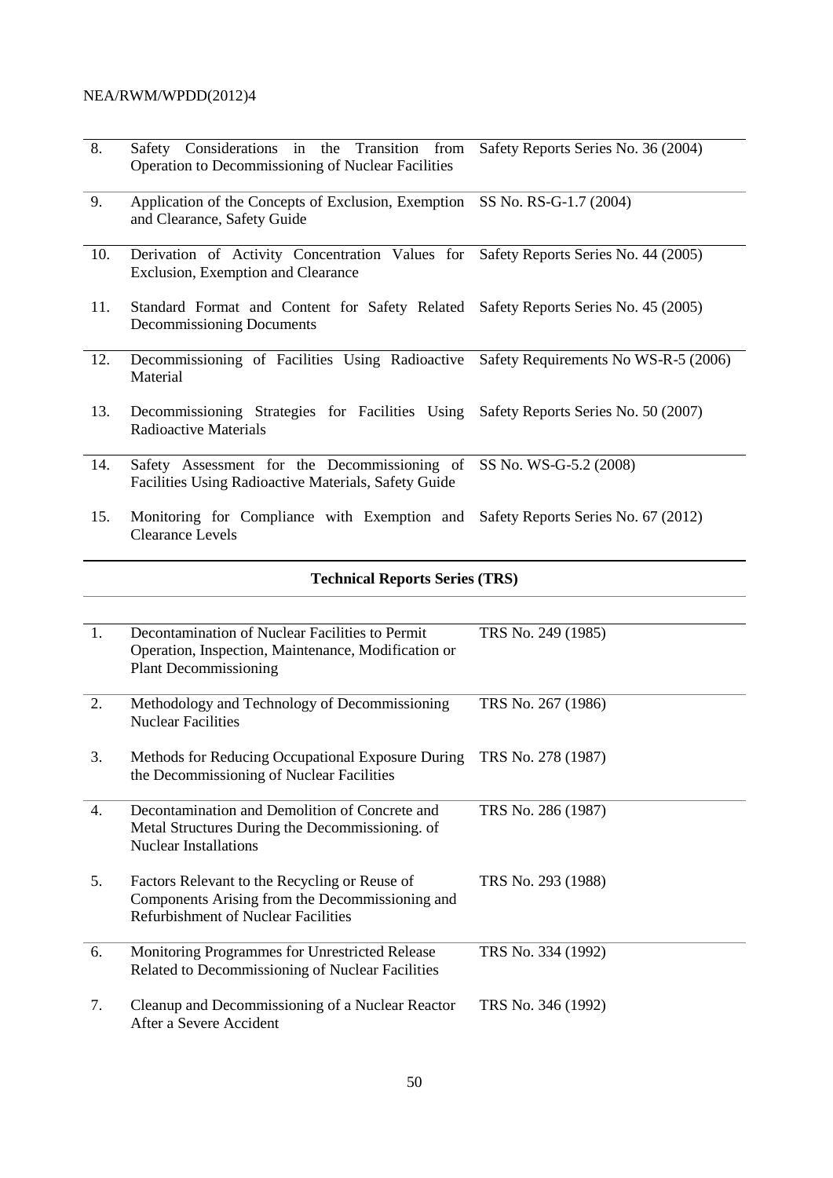| | | |
|---|---|---|
| 8. | Safety Considerations in the Transition from Operation to Decommissioning of Nuclear Facilities | Safety Reports Series No. 36 (2004) |
| 9. | Application of the Concepts of Exclusion, Exemption and Clearance, Safety Guide | SS No. RS-G-1.7 (2004) |
| 10. | Derivation of Activity Concentration Values for Exclusion, Exemption and Clearance | Safety Reports Series No. 44 (2005) |
| 11. | Standard Format and Content for Safety Related Decommissioning Documents | Safety Reports Series No. 45 (2005) |
| 12. | Decommissioning of Facilities Using Radioactive Material | Safety Requirements No WS-R-5 (2006) |
| 13. | Decommissioning Strategies for Facilities Using Radioactive Materials | Safety Reports Series No. 50 (2007) |
| 14. | Safety Assessment for the Decommissioning of Facilities Using Radioactive Materials, Safety Guide | SS No. WS-G-5.2 (2008) |
| 15. | Monitoring for Compliance with Exemption and Clearance Levels | Safety Reports Series No. 67 (2012) |

**Technical Reports Series (TRS)**

| | | |
|---|---|---|
| 1. | Decontamination of Nuclear Facilities to Permit Operation, Inspection, Maintenance, Modification or Plant Decommissioning | TRS No. 249 (1985) |
| 2. | Methodology and Technology of Decommissioning Nuclear Facilities | TRS No. 267 (1986) |
| 3. | Methods for Reducing Occupational Exposure During the Decommissioning of Nuclear Facilities | TRS No. 278 (1987) |
| 4. | Decontamination and Demolition of Concrete and Metal Structures During the Decommissioning. of Nuclear Installations | TRS No. 286 (1987) |
| 5. | Factors Relevant to the Recycling or Reuse of Components Arising from the Decommissioning and Refurbishment of Nuclear Facilities | TRS No. 293 (1988) |
| 6. | Monitoring Programmes for Unrestricted Release Related to Decommissioning of Nuclear Facilities | TRS No. 334 (1992) |
| 7. | Cleanup and Decommissioning of a Nuclear Reactor After a Severe Accident | TRS No. 346 (1992) |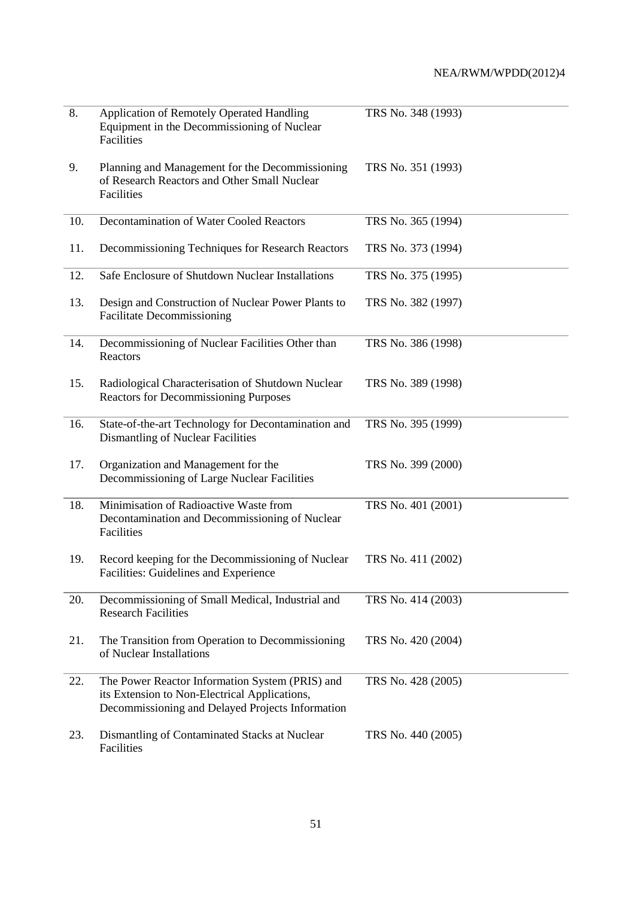| | | |
|---|---|---|
| 8. | Application of Remotely Operated Handling Equipment in the Decommissioning of Nuclear Facilities | TRS No. 348 (1993) |
| 9. | Planning and Management for the Decommissioning of Research Reactors and Other Small Nuclear Facilities | TRS No. 351 (1993) |
| 10. | Decontamination of Water Cooled Reactors | TRS No. 365 (1994) |
| 11. | Decommissioning Techniques for Research Reactors | TRS No. 373 (1994) |
| 12. | Safe Enclosure of Shutdown Nuclear Installations | TRS No. 375 (1995) |
| 13. | Design and Construction of Nuclear Power Plants to Facilitate Decommissioning | TRS No. 382 (1997) |
| 14. | Decommissioning of Nuclear Facilities Other than Reactors | TRS No. 386 (1998) |
| 15. | Radiological Characterisation of Shutdown Nuclear Reactors for Decommissioning Purposes | TRS No. 389 (1998) |
| 16. | State-of-the-art Technology for Decontamination and Dismantling of Nuclear Facilities | TRS No. 395 (1999) |
| 17. | Organization and Management for the Decommissioning of Large Nuclear Facilities | TRS No. 399 (2000) |
| 18. | Minimisation of Radioactive Waste from Decontamination and Decommissioning of Nuclear Facilities | TRS No. 401 (2001) |
| 19. | Record keeping for the Decommissioning of Nuclear Facilities: Guidelines and Experience | TRS No. 411 (2002) |
| 20. | Decommissioning of Small Medical, Industrial and Research Facilities | TRS No. 414 (2003) |
| 21. | The Transition from Operation to Decommissioning of Nuclear Installations | TRS No. 420 (2004) |
| 22. | The Power Reactor Information System (PRIS) and its Extension to Non-Electrical Applications, Decommissioning and Delayed Projects Information | TRS No. 428 (2005) |
| 23. | Dismantling of Contaminated Stacks at Nuclear Facilities | TRS No. 440 (2005) |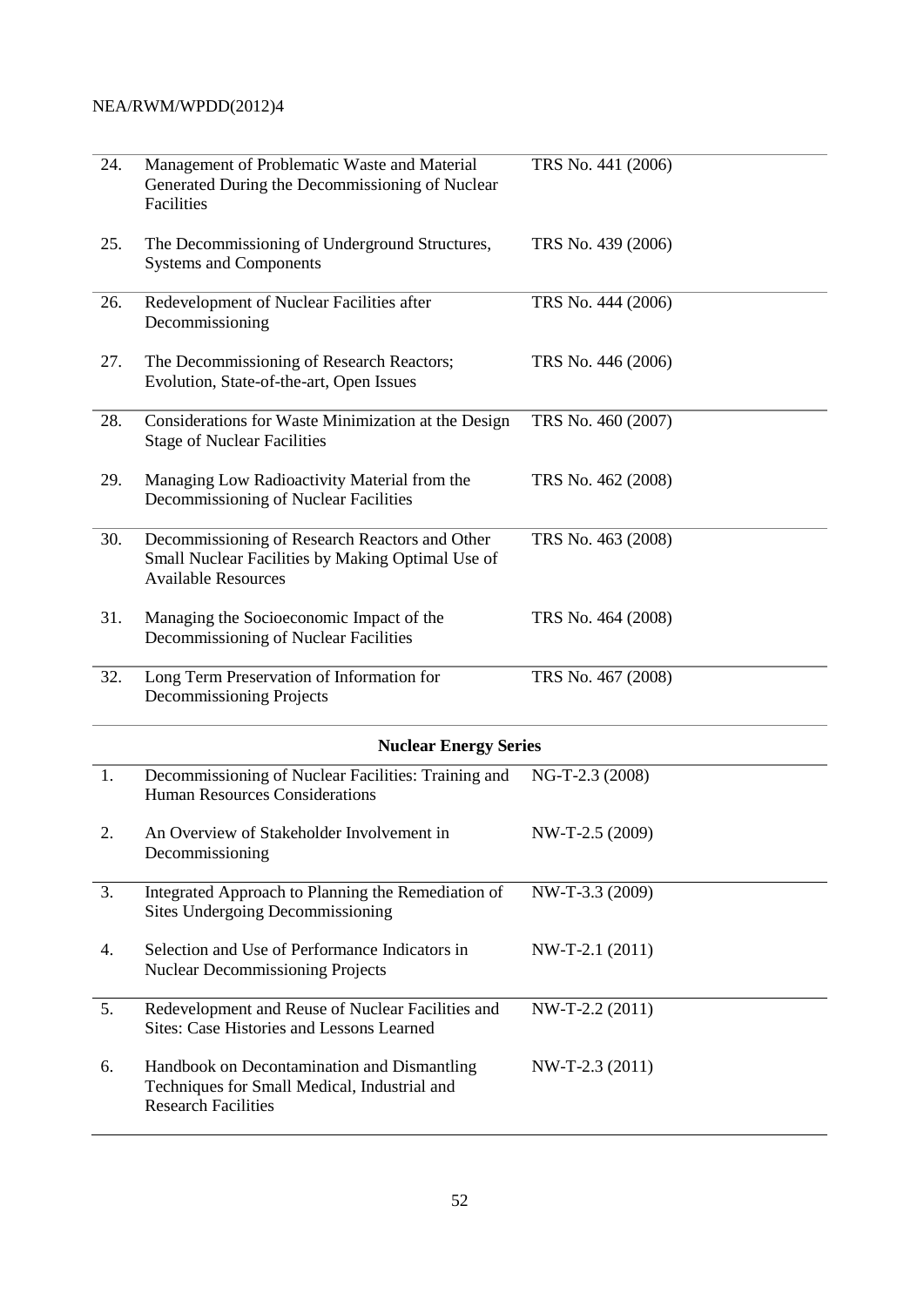| | | |
|---|---|---|
| 24. | Management of Problematic Waste and Material Generated During the Decommissioning of Nuclear Facilities | TRS No. 441 (2006) |
| 25. | The Decommissioning of Underground Structures, Systems and Components | TRS No. 439 (2006) |
| 26. | Redevelopment of Nuclear Facilities after Decommissioning | TRS No. 444 (2006) |
| 27. | The Decommissioning of Research Reactors; Evolution, State-of-the-art, Open Issues | TRS No. 446 (2006) |
| 28. | Considerations for Waste Minimization at the Design Stage of Nuclear Facilities | TRS No. 460 (2007) |
| 29. | Managing Low Radioactivity Material from the Decommissioning of Nuclear Facilities | TRS No. 462 (2008) |
| 30. | Decommissioning of Research Reactors and Other Small Nuclear Facilities by Making Optimal Use of Available Resources | TRS No. 463 (2008) |
| 31. | Managing the Socioeconomic Impact of the Decommissioning of Nuclear Facilities | TRS No. 464 (2008) |
| 32. | Long Term Preservation of Information for Decommissioning Projects | TRS No. 467 (2008) |
| | **Nuclear Energy Series** | |
| 1. | Decommissioning of Nuclear Facilities: Training and Human Resources Considerations | NG-T-2.3 (2008) |
| 2. | An Overview of Stakeholder Involvement in Decommissioning | NW-T-2.5 (2009) |
| 3. | Integrated Approach to Planning the Remediation of Sites Undergoing Decommissioning | NW-T-3.3 (2009) |
| 4. | Selection and Use of Performance Indicators in Nuclear Decommissioning Projects | NW-T-2.1 (2011) |
| 5. | Redevelopment and Reuse of Nuclear Facilities and Sites: Case Histories and Lessons Learned | NW-T-2.2 (2011) |
| 6. | Handbook on Decontamination and Dismantling Techniques for Small Medical, Industrial and Research Facilities | NW-T-2.3 (2011) |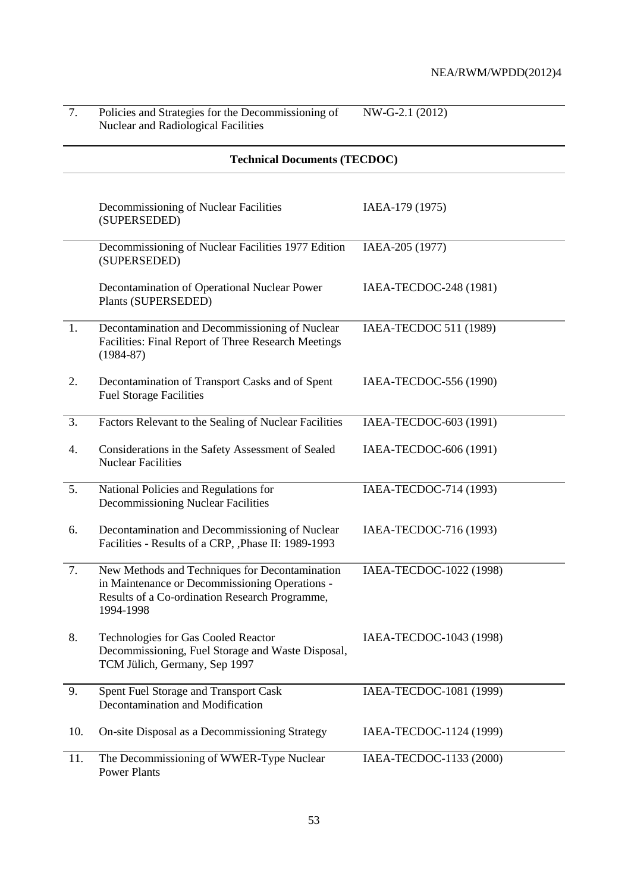| | | |
|---|---|---|
| 7. | Policies and Strategies for the Decommissioning of Nuclear and Radiological Facilities | NW-G-2.1 (2012) |

**Technical Documents (TECDOC)**

| | | |
|---|---|---|
| | Decommissioning of Nuclear Facilities (SUPERSEDED) | IAEA-179 (1975) |
| | Decommissioning of Nuclear Facilities 1977 Edition (SUPERSEDED) | IAEA-205 (1977) |
| | Decontamination of Operational Nuclear Power Plants (SUPERSEDED) | IAEA-TECDOC-248 (1981) |
| 1. | Decontamination and Decommissioning of Nuclear Facilities: Final Report of Three Research Meetings (1984-87) | IAEA-TECDOC 511 (1989) |
| 2. | Decontamination of Transport Casks and of Spent Fuel Storage Facilities | IAEA-TECDOC-556 (1990) |
| 3. | Factors Relevant to the Sealing of Nuclear Facilities | IAEA-TECDOC-603 (1991) |
| 4. | Considerations in the Safety Assessment of Sealed Nuclear Facilities | IAEA-TECDOC-606 (1991) |
| 5. | National Policies and Regulations for Decommissioning Nuclear Facilities | IAEA-TECDOC-714 (1993) |
| 6. | Decontamination and Decommissioning of Nuclear Facilities - Results of a CRP, ,Phase II: 1989-1993 | IAEA-TECDOC-716 (1993) |
| 7. | New Methods and Techniques for Decontamination in Maintenance or Decommissioning Operations - Results of a Co-ordination Research Programme, 1994-1998 | IAEA-TECDOC-1022 (1998) |
| 8. | Technologies for Gas Cooled Reactor Decommissioning, Fuel Storage and Waste Disposal, TCM Jülich, Germany, Sep 1997 | IAEA-TECDOC-1043 (1998) |
| 9. | Spent Fuel Storage and Transport Cask Decontamination and Modification | IAEA-TECDOC-1081 (1999) |
| 10. | On-site Disposal as a Decommissioning Strategy | IAEA-TECDOC-1124 (1999) |
| 11. | The Decommissioning of WWER-Type Nuclear Power Plants | IAEA-TECDOC-1133 (2000) |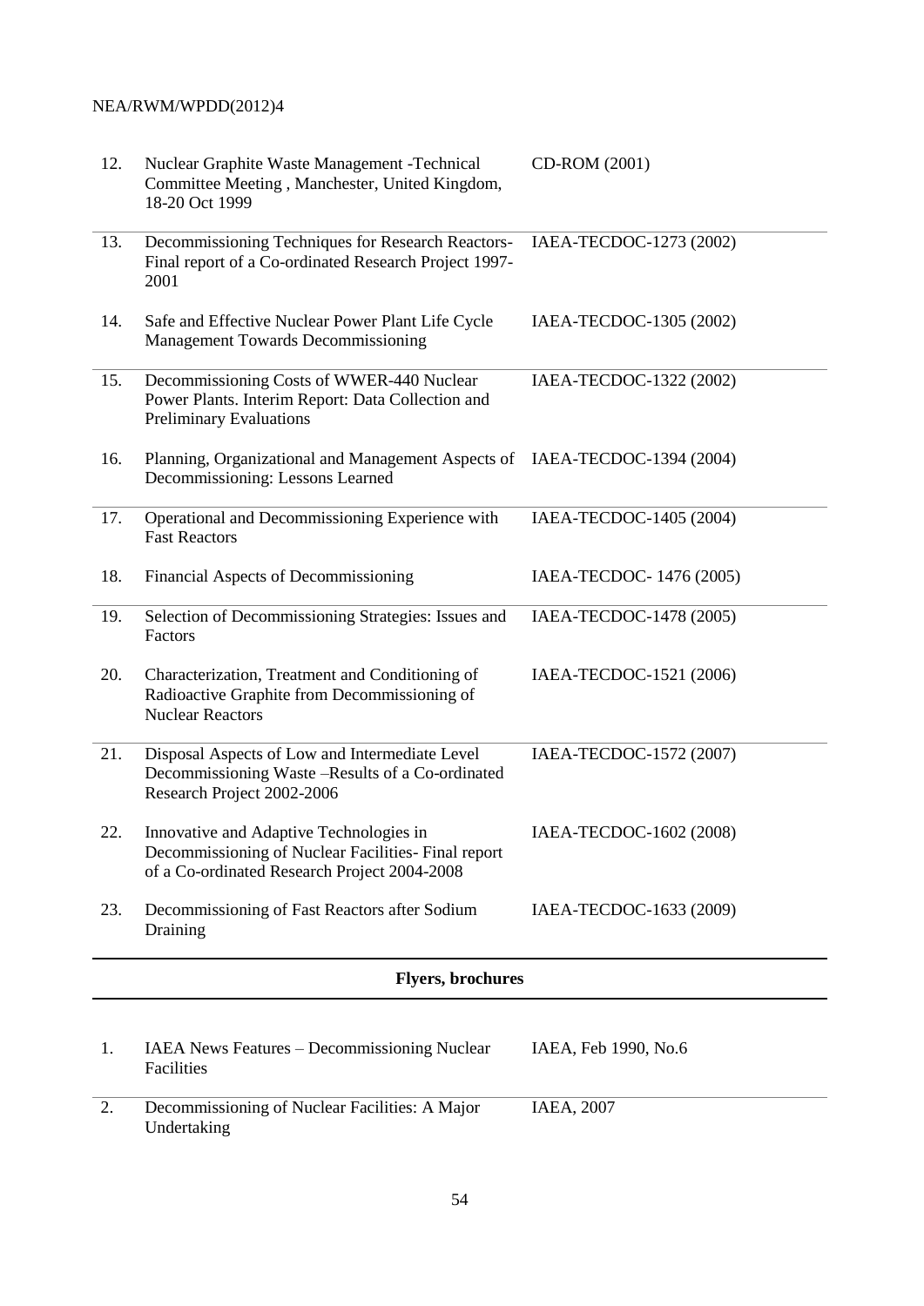| | | |
|---|---|---|
| 12. | Nuclear Graphite Waste Management -Technical Committee Meeting , Manchester, United Kingdom, 18-20 Oct 1999 | CD-ROM (2001) |
| 13. | Decommissioning Techniques for Research Reactors-Final report of a Co-ordinated Research Project 1997-2001 | IAEA-TECDOC-1273 (2002) |
| 14. | Safe and Effective Nuclear Power Plant Life Cycle Management Towards Decommissioning | IAEA-TECDOC-1305 (2002) |
| 15. | Decommissioning Costs of WWER-440 Nuclear Power Plants. Interim Report: Data Collection and Preliminary Evaluations | IAEA-TECDOC-1322 (2002) |
| 16. | Planning, Organizational and Management Aspects of Decommissioning: Lessons Learned | IAEA-TECDOC-1394 (2004) |
| 17. | Operational and Decommissioning Experience with Fast Reactors | IAEA-TECDOC-1405 (2004) |
| 18. | Financial Aspects of Decommissioning | IAEA-TECDOC- 1476 (2005) |
| 19. | Selection of Decommissioning Strategies: Issues and Factors | IAEA-TECDOC-1478 (2005) |
| 20. | Characterization, Treatment and Conditioning of Radioactive Graphite from Decommissioning of Nuclear Reactors | IAEA-TECDOC-1521 (2006) |
| 21. | Disposal Aspects of Low and Intermediate Level Decommissioning Waste –Results of a Co-ordinated Research Project 2002-2006 | IAEA-TECDOC-1572 (2007) |
| 22. | Innovative and Adaptive Technologies in Decommissioning of Nuclear Facilities- Final report of a Co-ordinated Research Project 2004-2008 | IAEA-TECDOC-1602 (2008) |
| 23. | Decommissioning of Fast Reactors after Sodium Draining | IAEA-TECDOC-1633 (2009) |

**Flyers, brochures**

| | | |
|---|---|---|
| 1. | IAEA News Features – Decommissioning Nuclear Facilities | IAEA, Feb 1990, No.6 |
| 2. | Decommissioning of Nuclear Facilities: A Major Undertaking | IAEA, 2007 |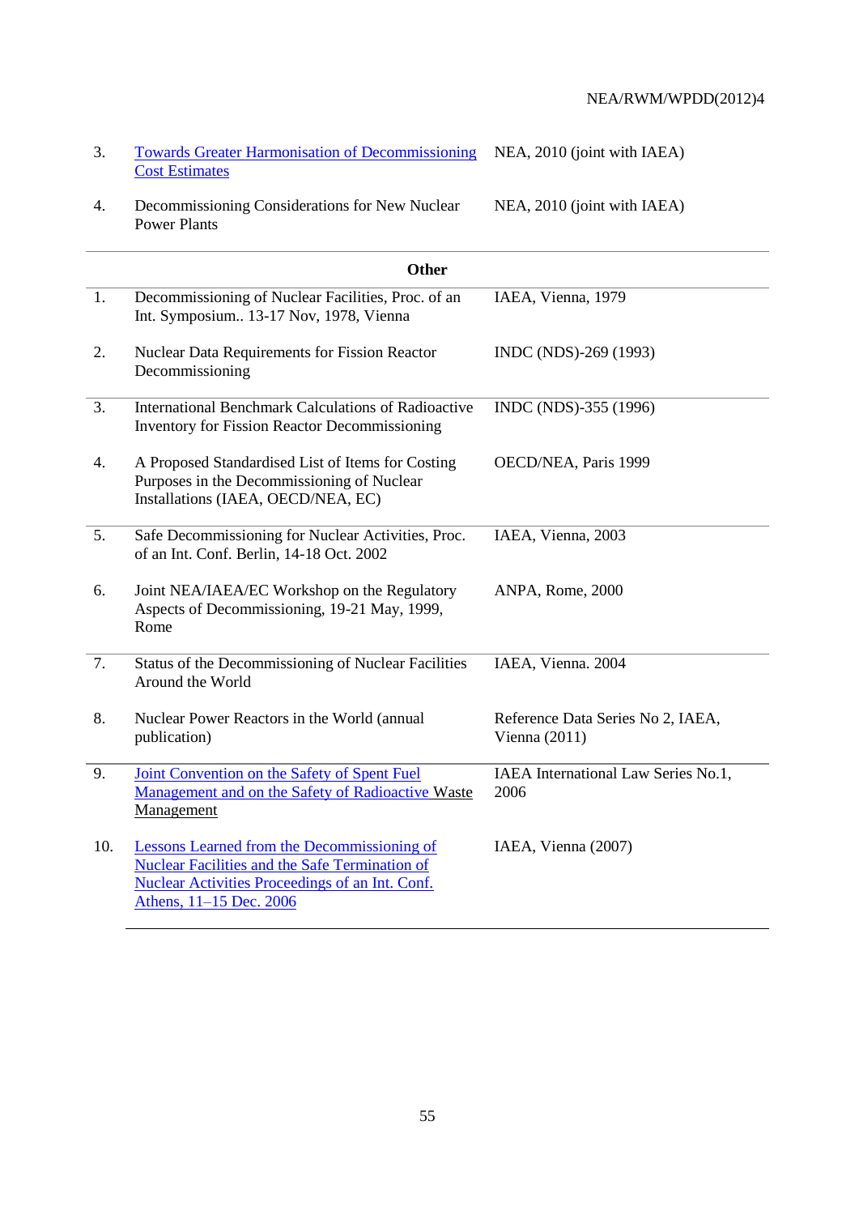| | | |
|---|---|---|
| 3. | Towards Greater Harmonisation of Decommissioning Cost Estimates | NEA, 2010 (joint with IAEA) |
| 4. | Decommissioning Considerations for New Nuclear Power Plants | NEA, 2010 (joint with IAEA) |
| | **Other** | |
| 1. | Decommissioning of Nuclear Facilities, Proc. of an Int. Symposium.. 13-17 Nov, 1978, Vienna | IAEA, Vienna, 1979 |
| 2. | Nuclear Data Requirements for Fission Reactor Decommissioning | INDC (NDS)-269 (1993) |
| 3. | International Benchmark Calculations of Radioactive Inventory for Fission Reactor Decommissioning | INDC (NDS)-355 (1996) |
| 4. | A Proposed Standardised List of Items for Costing Purposes in the Decommissioning of Nuclear Installations (IAEA, OECD/NEA, EC) | OECD/NEA, Paris 1999 |
| 5. | Safe Decommissioning for Nuclear Activities, Proc. of an Int. Conf. Berlin, 14-18 Oct. 2002 | IAEA, Vienna, 2003 |
| 6. | Joint NEA/IAEA/EC Workshop on the Regulatory Aspects of Decommissioning, 19-21 May, 1999, Rome | ANPA, Rome, 2000 |
| 7. | Status of the Decommissioning of Nuclear Facilities Around the World | IAEA, Vienna. 2004 |
| 8. | Nuclear Power Reactors in the World (annual publication) | Reference Data Series No 2, IAEA, Vienna (2011) |
| 9. | Joint Convention on the Safety of Spent Fuel Management and on the Safety of Radioactive Waste Management | IAEA International Law Series No.1, 2006 |
| 10. | Lessons Learned from the Decommissioning of Nuclear Facilities and the Safe Termination of Nuclear Activities Proceedings of an Int. Conf. Athens, 11–15 Dec. 2006 | IAEA, Vienna (2007) |